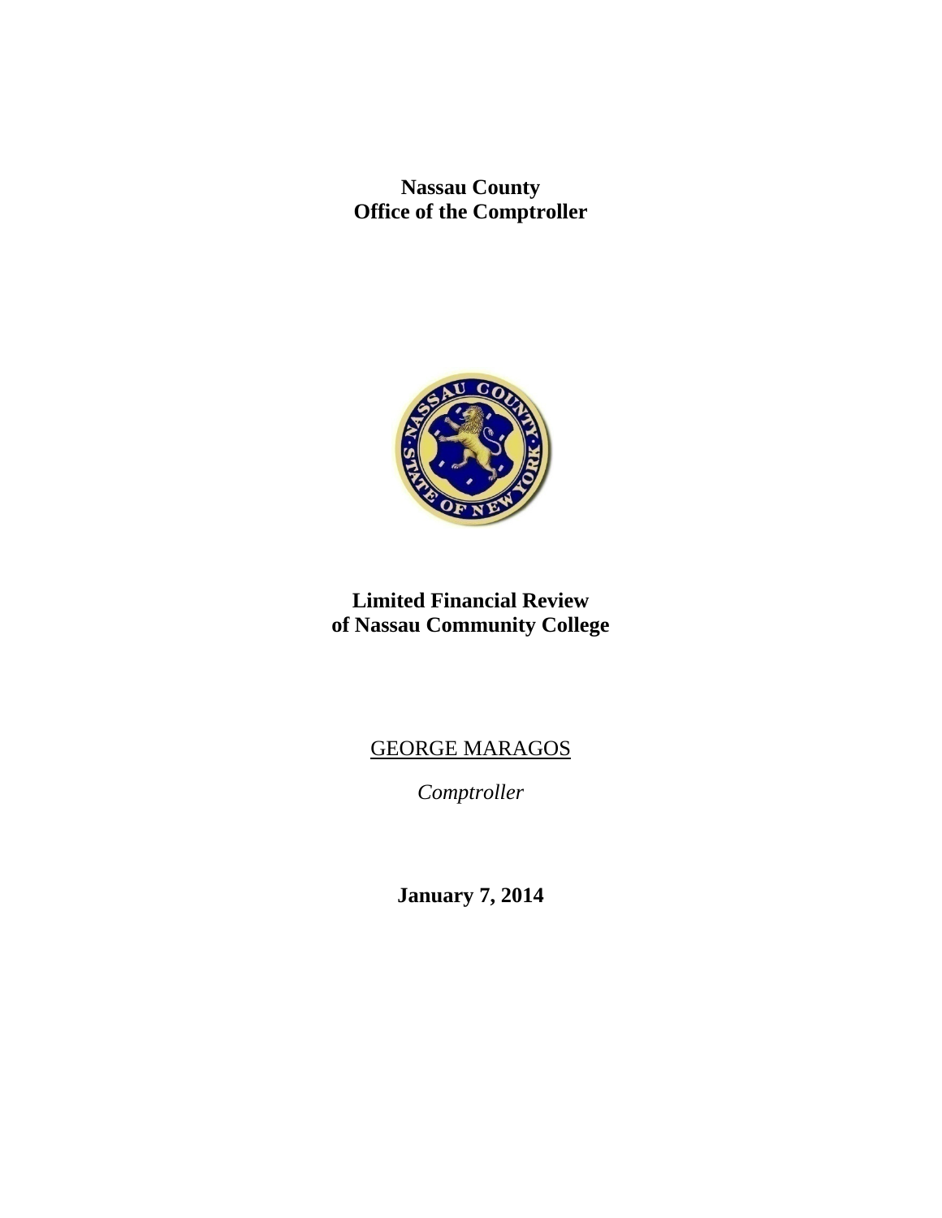**Nassau County**
**Office of the Comptroller**

# Limited Financial Review of Nassau Community College

GEORGE MARAGOS

*Comptroller*

**January 7, 2014**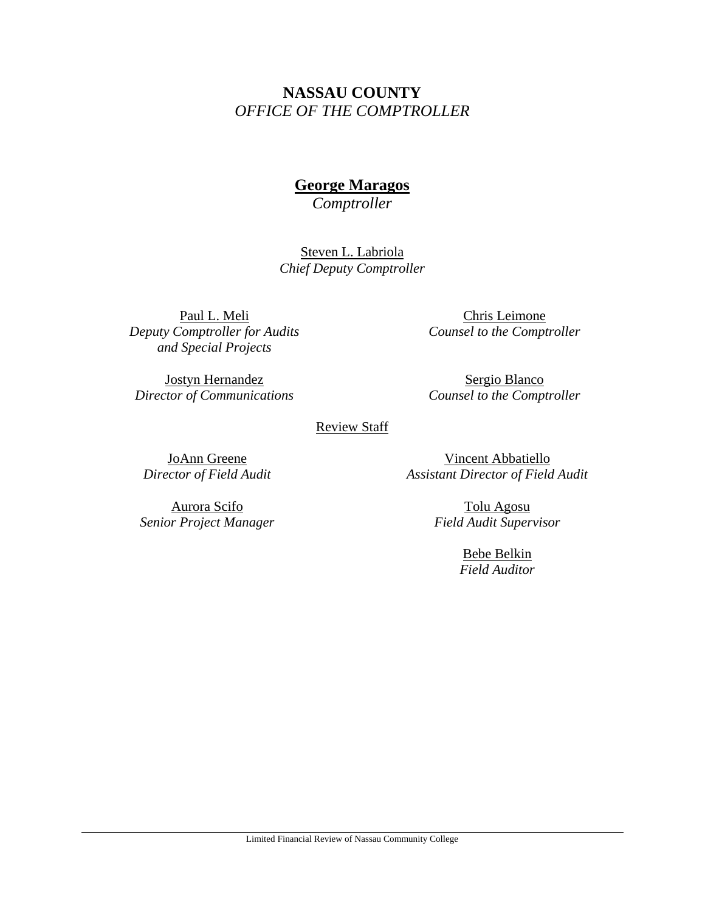**NASSAU COUNTY**
*OFFICE OF THE COMPTROLLER*

**George Maragos**
*Comptroller*

Steven L. Labriola
*Chief Deputy Comptroller*

Paul L. Meli
*Deputy Comptroller for Audits and Special Projects*

Chris Leimone
*Counsel to the Comptroller*

Jostyn Hernandez
*Director of Communications*

Sergio Blanco
*Counsel to the Comptroller*

Review Staff

JoAnn Greene
*Director of Field Audit*

Vincent Abbatiello
*Assistant Director of Field Audit*

Aurora Scifo
*Senior Project Manager*

Tolu Agosu
*Field Audit Supervisor*

Bebe Belkin
*Field Auditor*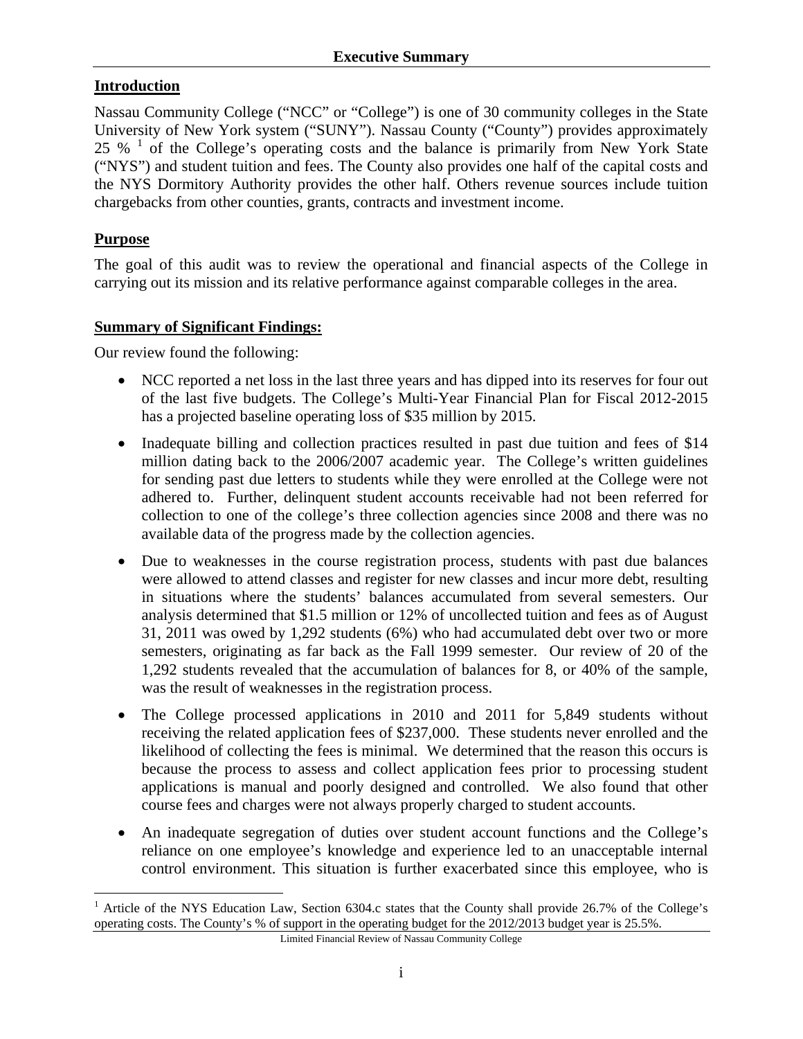# Executive Summary

## Introduction

Nassau Community College ("NCC" or "College") is one of 30 community colleges in the State University of New York system ("SUNY"). Nassau County ("County") provides approximately 25 % [1] of the College's operating costs and the balance is primarily from New York State ("NYS") and student tuition and fees. The County also provides one half of the capital costs and the NYS Dormitory Authority provides the other half. Others revenue sources include tuition chargebacks from other counties, grants, contracts and investment income.

## Purpose

The goal of this audit was to review the operational and financial aspects of the College in carrying out its mission and its relative performance against comparable colleges in the area.

## Summary of Significant Findings:

Our review found the following:

- NCC reported a net loss in the last three years and has dipped into its reserves for four out of the last five budgets. The College's Multi-Year Financial Plan for Fiscal 2012-2015 has a projected baseline operating loss of $35 million by 2015.
- Inadequate billing and collection practices resulted in past due tuition and fees of $14 million dating back to the 2006/2007 academic year. The College's written guidelines for sending past due letters to students while they were enrolled at the College were not adhered to. Further, delinquent student accounts receivable had not been referred for collection to one of the college's three collection agencies since 2008 and there was no available data of the progress made by the collection agencies.
- Due to weaknesses in the course registration process, students with past due balances were allowed to attend classes and register for new classes and incur more debt, resulting in situations where the students' balances accumulated from several semesters. Our analysis determined that $1.5 million or 12% of uncollected tuition and fees as of August 31, 2011 was owed by 1,292 students (6%) who had accumulated debt over two or more semesters, originating as far back as the Fall 1999 semester. Our review of 20 of the 1,292 students revealed that the accumulation of balances for 8, or 40% of the sample, was the result of weaknesses in the registration process.
- The College processed applications in 2010 and 2011 for 5,849 students without receiving the related application fees of $237,000. These students never enrolled and the likelihood of collecting the fees is minimal. We determined that the reason this occurs is because the process to assess and collect application fees prior to processing student applications is manual and poorly designed and controlled. We also found that other course fees and charges were not always properly charged to student accounts.
- An inadequate segregation of duties over student account functions and the College's reliance on one employee's knowledge and experience led to an unacceptable internal control environment. This situation is further exacerbated since this employee, who is

[1] Article of the NYS Education Law, Section 6304.c states that the County shall provide 26.7% of the College's operating costs. The County's % of support in the operating budget for the 2012/2013 budget year is 25.5%.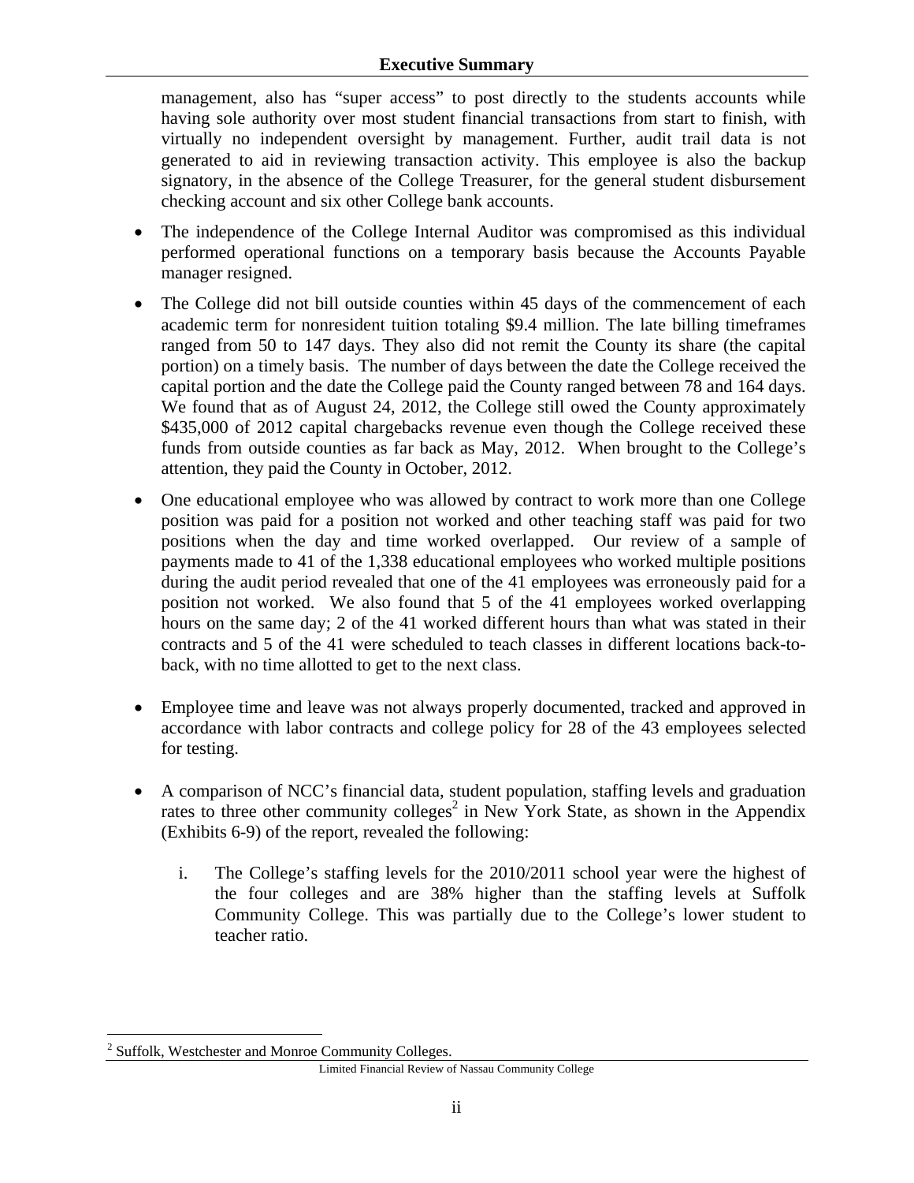management, also has "super access" to post directly to the students accounts while having sole authority over most student financial transactions from start to finish, with virtually no independent oversight by management. Further, audit trail data is not generated to aid in reviewing transaction activity. This employee is also the backup signatory, in the absence of the College Treasurer, for the general student disbursement checking account and six other College bank accounts.

- The independence of the College Internal Auditor was compromised as this individual performed operational functions on a temporary basis because the Accounts Payable manager resigned.

- The College did not bill outside counties within 45 days of the commencement of each academic term for nonresident tuition totaling \$9.4 million. The late billing timeframes ranged from 50 to 147 days. They also did not remit the County its share (the capital portion) on a timely basis. The number of days between the date the College received the capital portion and the date the College paid the County ranged between 78 and 164 days. We found that as of August 24, 2012, the College still owed the County approximately \$435,000 of 2012 capital chargebacks revenue even though the College received these funds from outside counties as far back as May, 2012. When brought to the College's attention, they paid the County in October, 2012.

- One educational employee who was allowed by contract to work more than one College position was paid for a position not worked and other teaching staff was paid for two positions when the day and time worked overlapped. Our review of a sample of payments made to 41 of the 1,338 educational employees who worked multiple positions during the audit period revealed that one of the 41 employees was erroneously paid for a position not worked. We also found that 5 of the 41 employees worked overlapping hours on the same day; 2 of the 41 worked different hours than what was stated in their contracts and 5 of the 41 were scheduled to teach classes in different locations back-to-back, with no time allotted to get to the next class.

- Employee time and leave was not always properly documented, tracked and approved in accordance with labor contracts and college policy for 28 of the 43 employees selected for testing.

- A comparison of NCC's financial data, student population, staffing levels and graduation rates to three other community colleges[2] in New York State, as shown in the Appendix (Exhibits 6-9) of the report, revealed the following:

    i. The College's staffing levels for the 2010/2011 school year were the highest of the four colleges and are 38% higher than the staffing levels at Suffolk Community College. This was partially due to the College's lower student to teacher ratio.

[2] Suffolk, Westchester and Monroe Community Colleges.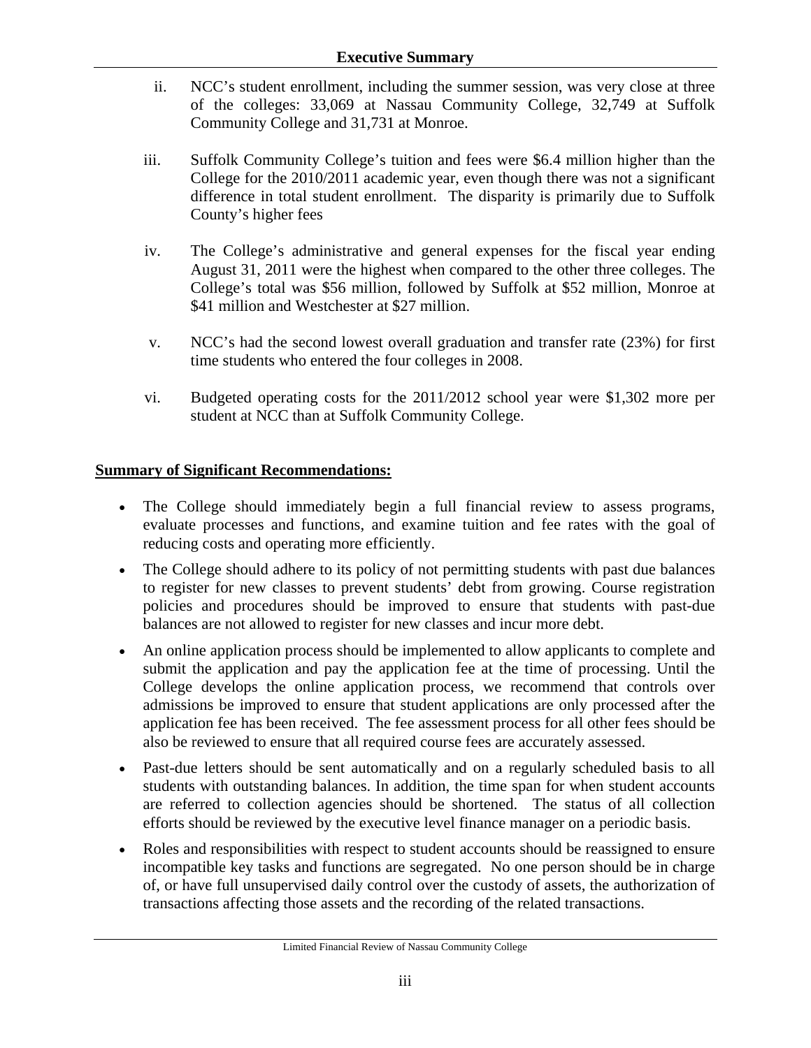ii. NCC's student enrollment, including the summer session, was very close at three of the colleges: 33,069 at Nassau Community College, 32,749 at Suffolk Community College and 31,731 at Monroe.

iii. Suffolk Community College's tuition and fees were $6.4 million higher than the College for the 2010/2011 academic year, even though there was not a significant difference in total student enrollment. The disparity is primarily due to Suffolk County's higher fees

iv. The College's administrative and general expenses for the fiscal year ending August 31, 2011 were the highest when compared to the other three colleges. The College's total was $56 million, followed by Suffolk at $52 million, Monroe at $41 million and Westchester at $27 million.

v. NCC's had the second lowest overall graduation and transfer rate (23%) for first time students who entered the four colleges in 2008.

vi. Budgeted operating costs for the 2011/2012 school year were $1,302 more per student at NCC than at Suffolk Community College.

**Summary of Significant Recommendations:**

- The College should immediately begin a full financial review to assess programs, evaluate processes and functions, and examine tuition and fee rates with the goal of reducing costs and operating more efficiently.
- The College should adhere to its policy of not permitting students with past due balances to register for new classes to prevent students' debt from growing. Course registration policies and procedures should be improved to ensure that students with past-due balances are not allowed to register for new classes and incur more debt.
- An online application process should be implemented to allow applicants to complete and submit the application and pay the application fee at the time of processing. Until the College develops the online application process, we recommend that controls over admissions be improved to ensure that student applications are only processed after the application fee has been received. The fee assessment process for all other fees should be also be reviewed to ensure that all required course fees are accurately assessed.
- Past-due letters should be sent automatically and on a regularly scheduled basis to all students with outstanding balances. In addition, the time span for when student accounts are referred to collection agencies should be shortened. The status of all collection efforts should be reviewed by the executive level finance manager on a periodic basis.
- Roles and responsibilities with respect to student accounts should be reassigned to ensure incompatible key tasks and functions are segregated. No one person should be in charge of, or have full unsupervised daily control over the custody of assets, the authorization of transactions affecting those assets and the recording of the related transactions.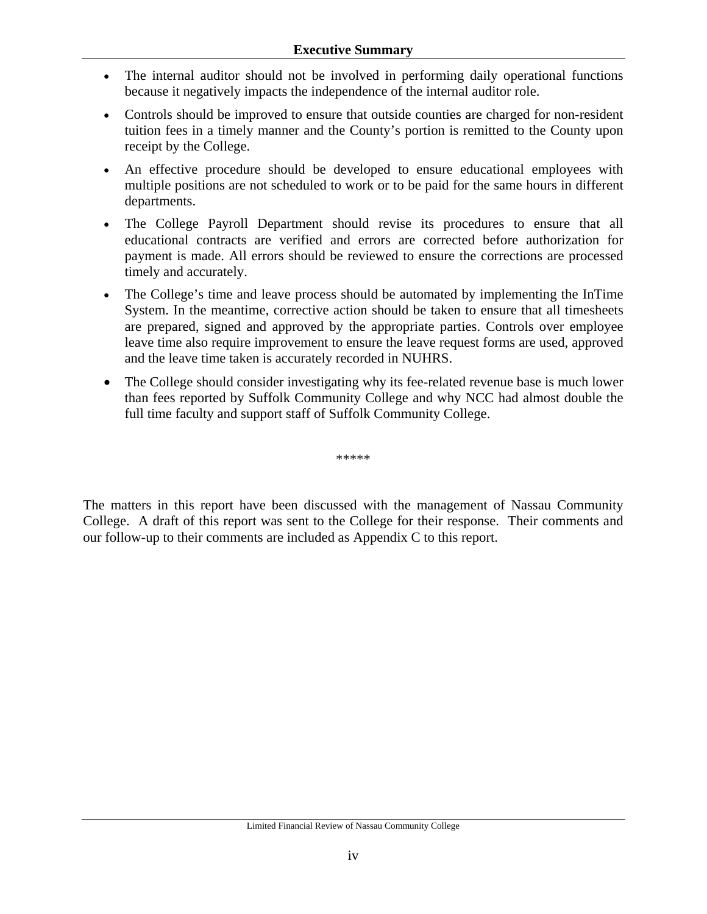## Executive Summary

- The internal auditor should not be involved in performing daily operational functions because it negatively impacts the independence of the internal auditor role.
- Controls should be improved to ensure that outside counties are charged for non-resident tuition fees in a timely manner and the County's portion is remitted to the County upon receipt by the College.
- An effective procedure should be developed to ensure educational employees with multiple positions are not scheduled to work or to be paid for the same hours in different departments.
- The College Payroll Department should revise its procedures to ensure that all educational contracts are verified and errors are corrected before authorization for payment is made. All errors should be reviewed to ensure the corrections are processed timely and accurately.
- The College's time and leave process should be automated by implementing the InTime System. In the meantime, corrective action should be taken to ensure that all timesheets are prepared, signed and approved by the appropriate parties. Controls over employee leave time also require improvement to ensure the leave request forms are used, approved and the leave time taken is accurately recorded in NUHRS.
- The College should consider investigating why its fee-related revenue base is much lower than fees reported by Suffolk Community College and why NCC had almost double the full time faculty and support staff of Suffolk Community College.

*****

The matters in this report have been discussed with the management of Nassau Community College. A draft of this report was sent to the College for their response. Their comments and our follow-up to their comments are included as Appendix C to this report.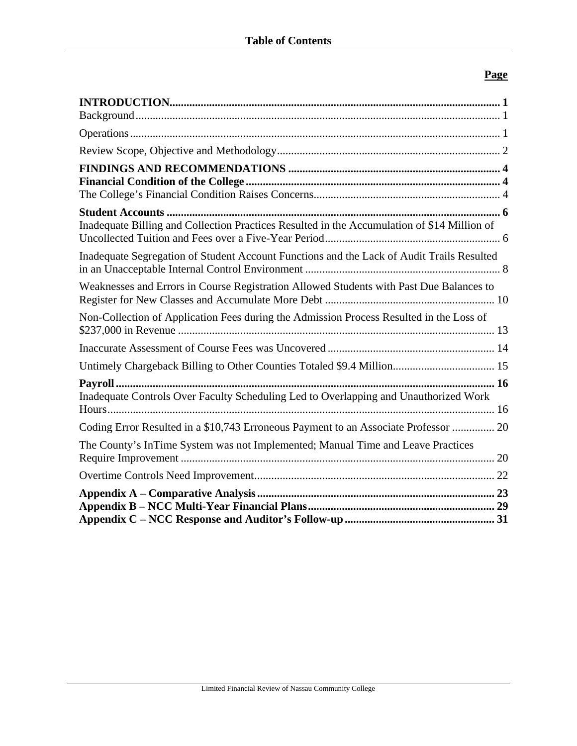# Table of Contents

| | Page |
|---|---|
| **INTRODUCTION** | **1** |
| Background | 1 |
| Operations | 1 |
| Review Scope, Objective and Methodology | 2 |
| **FINDINGS AND RECOMMENDATIONS** | **4** |
| **Financial Condition of the College** | **4** |
| The College's Financial Condition Raises Concerns | 4 |
| **Student Accounts** | **6** |
| Inadequate Billing and Collection Practices Resulted in the Accumulation of $14 Million of Uncollected Tuition and Fees over a Five-Year Period | 6 |
| Inadequate Segregation of Student Account Functions and the Lack of Audit Trails Resulted in an Unacceptable Internal Control Environment | 8 |
| Weaknesses and Errors in Course Registration Allowed Students with Past Due Balances to Register for New Classes and Accumulate More Debt | 10 |
| Non-Collection of Application Fees during the Admission Process Resulted in the Loss of $237,000 in Revenue | 13 |
| Inaccurate Assessment of Course Fees was Uncovered | 14 |
| Untimely Chargeback Billing to Other Counties Totaled $9.4 Million | 15 |
| **Payroll** | **16** |
| Inadequate Controls Over Faculty Scheduling Led to Overlapping and Unauthorized Work Hours | 16 |
| Coding Error Resulted in a $10,743 Erroneous Payment to an Associate Professor | 20 |
| The County's InTime System was not Implemented; Manual Time and Leave Practices Require Improvement | 20 |
| Overtime Controls Need Improvement | 22 |
| **Appendix A – Comparative Analysis** | **23** |
| **Appendix B – NCC Multi-Year Financial Plans** | **29** |
| **Appendix C – NCC Response and Auditor's Follow-up** | **31** |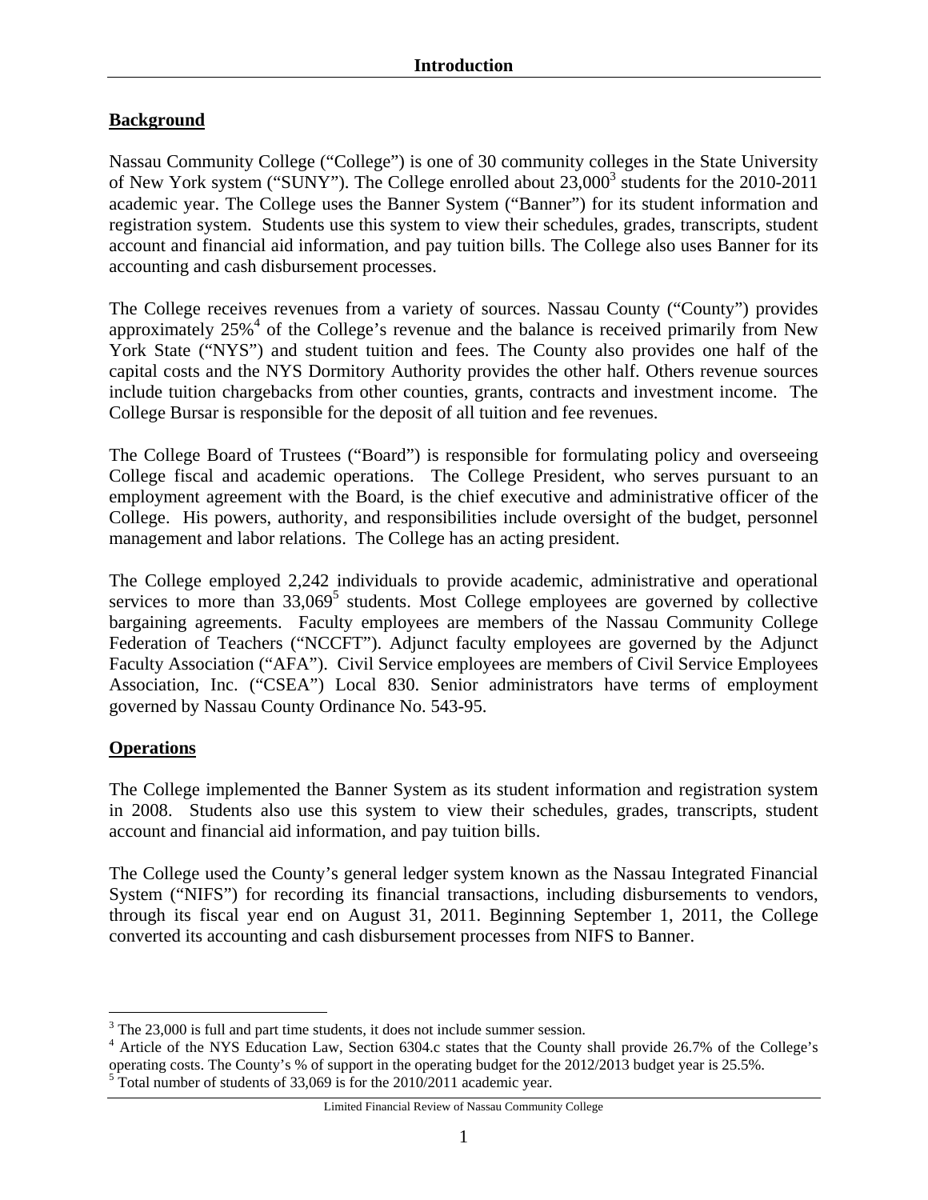# Introduction

## Background

Nassau Community College ("College") is one of 30 community colleges in the State University of New York system ("SUNY"). The College enrolled about 23,000[3] students for the 2010-2011 academic year. The College uses the Banner System ("Banner") for its student information and registration system. Students use this system to view their schedules, grades, transcripts, student account and financial aid information, and pay tuition bills. The College also uses Banner for its accounting and cash disbursement processes.

The College receives revenues from a variety of sources. Nassau County ("County") provides approximately 25%[4] of the College's revenue and the balance is received primarily from New York State ("NYS") and student tuition and fees. The County also provides one half of the capital costs and the NYS Dormitory Authority provides the other half. Others revenue sources include tuition chargebacks from other counties, grants, contracts and investment income. The College Bursar is responsible for the deposit of all tuition and fee revenues.

The College Board of Trustees ("Board") is responsible for formulating policy and overseeing College fiscal and academic operations. The College President, who serves pursuant to an employment agreement with the Board, is the chief executive and administrative officer of the College. His powers, authority, and responsibilities include oversight of the budget, personnel management and labor relations. The College has an acting president.

The College employed 2,242 individuals to provide academic, administrative and operational services to more than 33,069[5] students. Most College employees are governed by collective bargaining agreements. Faculty employees are members of the Nassau Community College Federation of Teachers ("NCCFT"). Adjunct faculty employees are governed by the Adjunct Faculty Association ("AFA"). Civil Service employees are members of Civil Service Employees Association, Inc. ("CSEA") Local 830. Senior administrators have terms of employment governed by Nassau County Ordinance No. 543-95.

## Operations

The College implemented the Banner System as its student information and registration system in 2008. Students also use this system to view their schedules, grades, transcripts, student account and financial aid information, and pay tuition bills.

The College used the County's general ledger system known as the Nassau Integrated Financial System ("NIFS") for recording its financial transactions, including disbursements to vendors, through its fiscal year end on August 31, 2011. Beginning September 1, 2011, the College converted its accounting and cash disbursement processes from NIFS to Banner.

---

[3] The 23,000 is full and part time students, it does not include summer session.

[4] Article of the NYS Education Law, Section 6304.c states that the County shall provide 26.7% of the College's operating costs. The County's % of support in the operating budget for the 2012/2013 budget year is 25.5%.

[5] Total number of students of 33,069 is for the 2010/2011 academic year.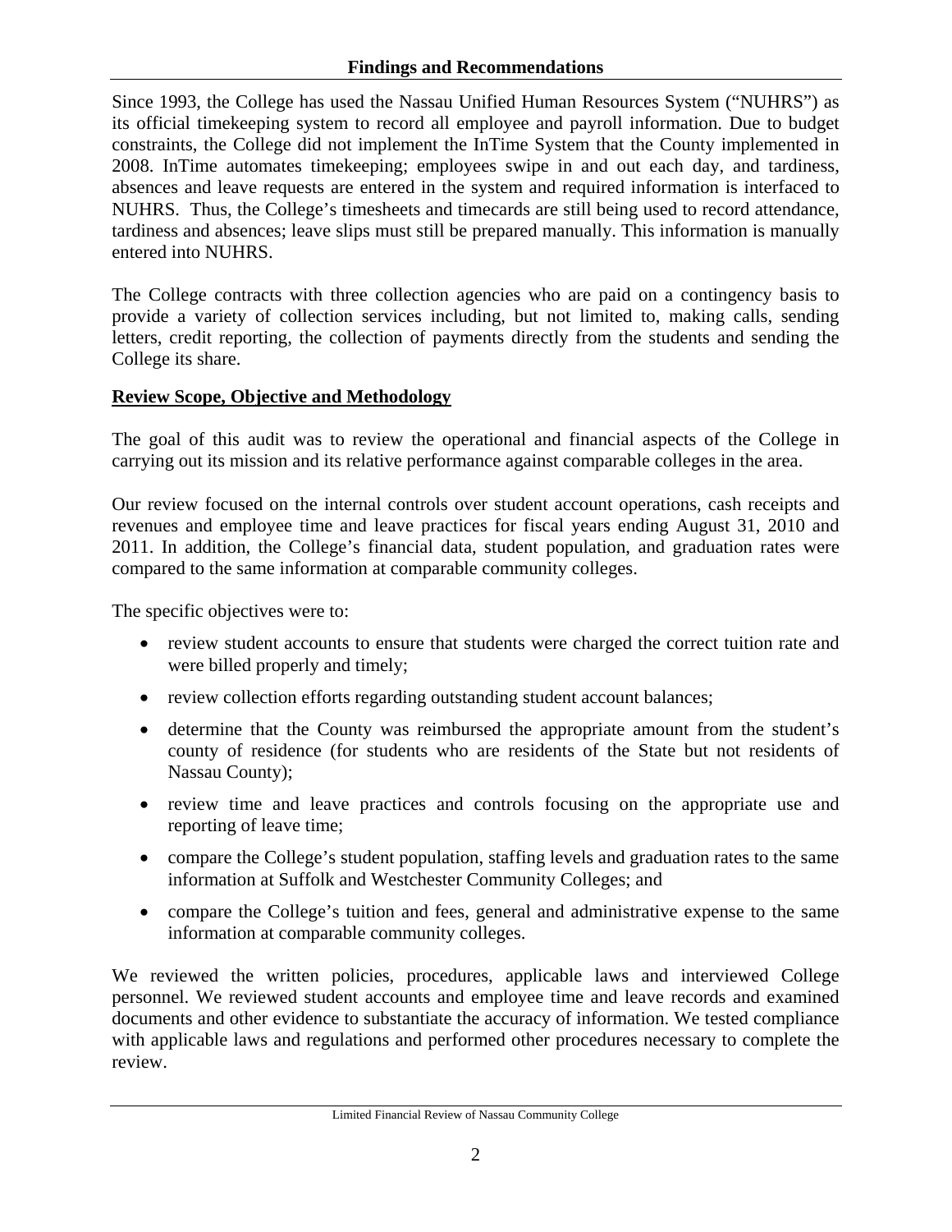## Findings and Recommendations

Since 1993, the College has used the Nassau Unified Human Resources System ("NUHRS") as its official timekeeping system to record all employee and payroll information. Due to budget constraints, the College did not implement the InTime System that the County implemented in 2008. InTime automates timekeeping; employees swipe in and out each day, and tardiness, absences and leave requests are entered in the system and required information is interfaced to NUHRS. Thus, the College's timesheets and timecards are still being used to record attendance, tardiness and absences; leave slips must still be prepared manually. This information is manually entered into NUHRS.

The College contracts with three collection agencies who are paid on a contingency basis to provide a variety of collection services including, but not limited to, making calls, sending letters, credit reporting, the collection of payments directly from the students and sending the College its share.

### Review Scope, Objective and Methodology

The goal of this audit was to review the operational and financial aspects of the College in carrying out its mission and its relative performance against comparable colleges in the area.

Our review focused on the internal controls over student account operations, cash receipts and revenues and employee time and leave practices for fiscal years ending August 31, 2010 and 2011. In addition, the College's financial data, student population, and graduation rates were compared to the same information at comparable community colleges.

The specific objectives were to:

- review student accounts to ensure that students were charged the correct tuition rate and were billed properly and timely;
- review collection efforts regarding outstanding student account balances;
- determine that the County was reimbursed the appropriate amount from the student's county of residence (for students who are residents of the State but not residents of Nassau County);
- review time and leave practices and controls focusing on the appropriate use and reporting of leave time;
- compare the College's student population, staffing levels and graduation rates to the same information at Suffolk and Westchester Community Colleges; and
- compare the College's tuition and fees, general and administrative expense to the same information at comparable community colleges.

We reviewed the written policies, procedures, applicable laws and interviewed College personnel. We reviewed student accounts and employee time and leave records and examined documents and other evidence to substantiate the accuracy of information. We tested compliance with applicable laws and regulations and performed other procedures necessary to complete the review.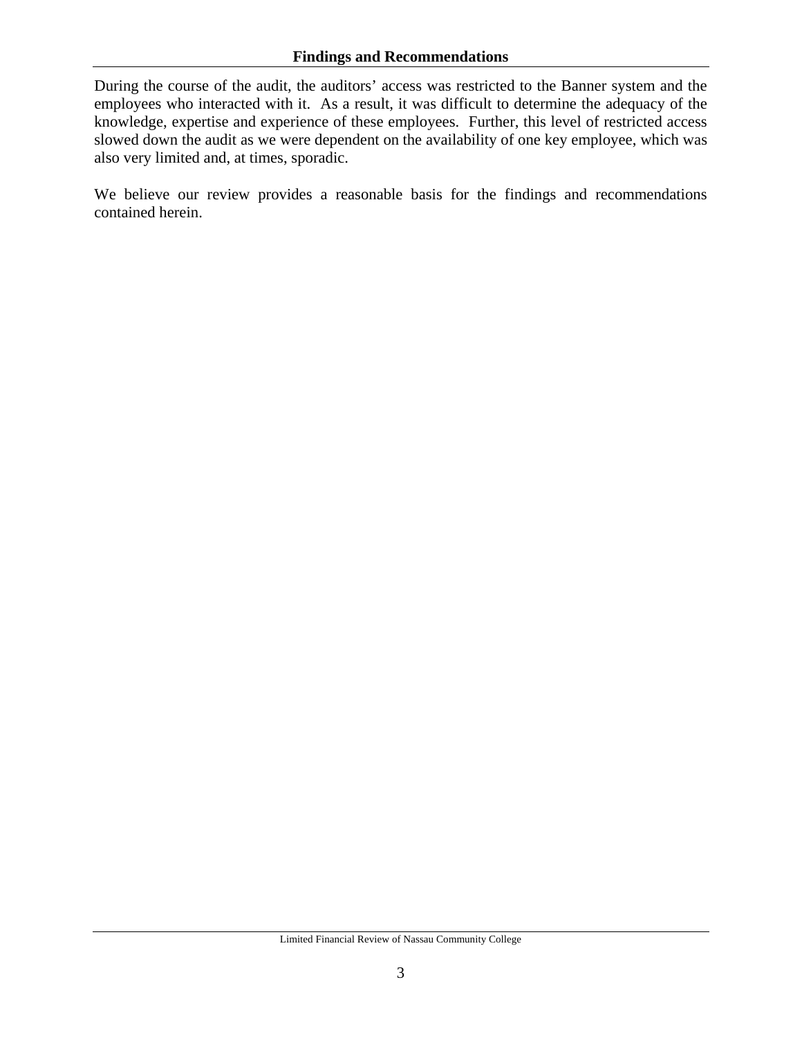## Findings and Recommendations

During the course of the audit, the auditors' access was restricted to the Banner system and the employees who interacted with it. As a result, it was difficult to determine the adequacy of the knowledge, expertise and experience of these employees. Further, this level of restricted access slowed down the audit as we were dependent on the availability of one key employee, which was also very limited and, at times, sporadic.

We believe our review provides a reasonable basis for the findings and recommendations contained herein.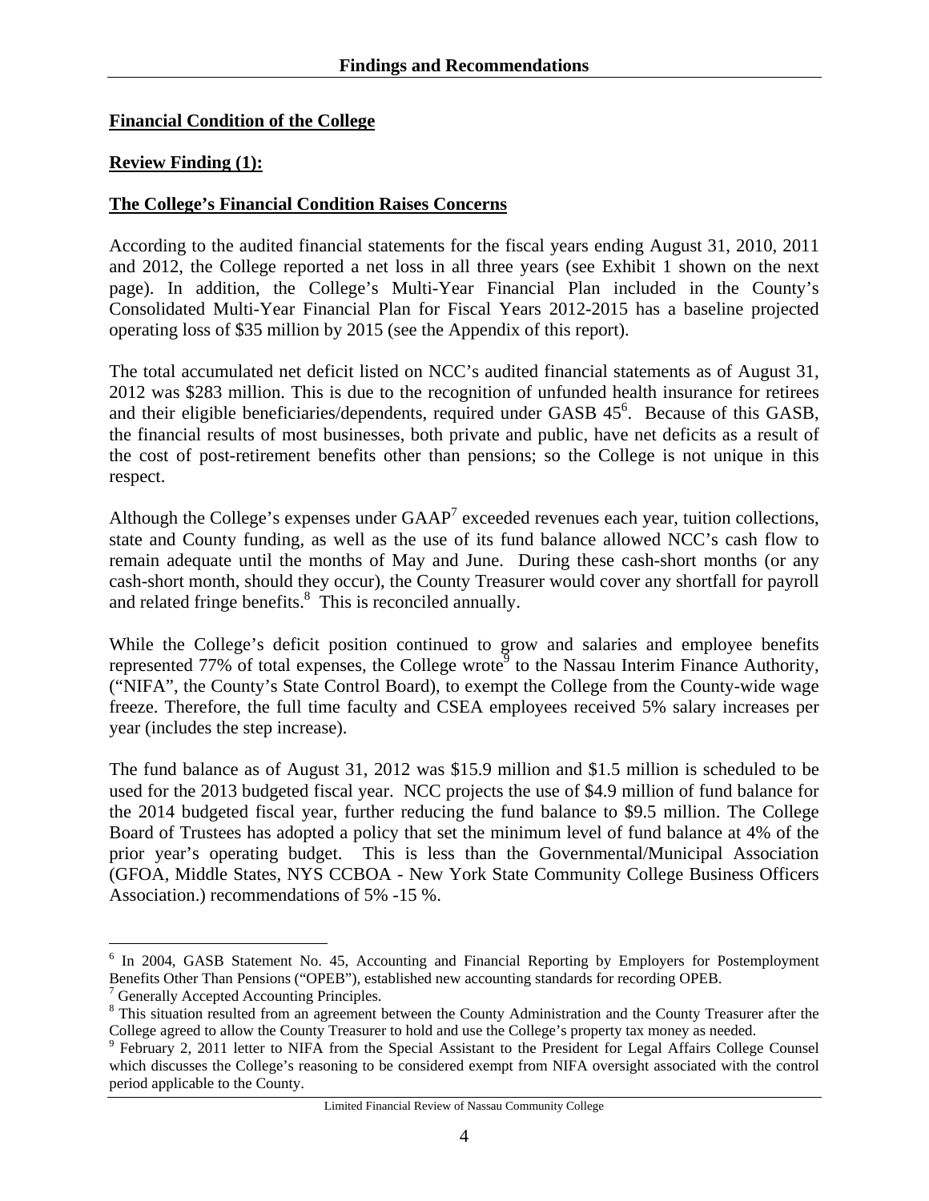## Findings and Recommendations

### Financial Condition of the College

**Review Finding (1):**

**The College's Financial Condition Raises Concerns**

According to the audited financial statements for the fiscal years ending August 31, 2010, 2011 and 2012, the College reported a net loss in all three years (see Exhibit 1 shown on the next page). In addition, the College's Multi-Year Financial Plan included in the County's Consolidated Multi-Year Financial Plan for Fiscal Years 2012-2015 has a baseline projected operating loss of $35 million by 2015 (see the Appendix of this report).

The total accumulated net deficit listed on NCC's audited financial statements as of August 31, 2012 was $283 million. This is due to the recognition of unfunded health insurance for retirees and their eligible beneficiaries/dependents, required under GASB 45[6]. Because of this GASB, the financial results of most businesses, both private and public, have net deficits as a result of the cost of post-retirement benefits other than pensions; so the College is not unique in this respect.

Although the College's expenses under GAAP[7] exceeded revenues each year, tuition collections, state and County funding, as well as the use of its fund balance allowed NCC's cash flow to remain adequate until the months of May and June. During these cash-short months (or any cash-short month, should they occur), the County Treasurer would cover any shortfall for payroll and related fringe benefits.[8] This is reconciled annually.

While the College's deficit position continued to grow and salaries and employee benefits represented 77% of total expenses, the College wrote[9] to the Nassau Interim Finance Authority, ("NIFA", the County's State Control Board), to exempt the College from the County-wide wage freeze. Therefore, the full time faculty and CSEA employees received 5% salary increases per year (includes the step increase).

The fund balance as of August 31, 2012 was $15.9 million and $1.5 million is scheduled to be used for the 2013 budgeted fiscal year. NCC projects the use of $4.9 million of fund balance for the 2014 budgeted fiscal year, further reducing the fund balance to $9.5 million. The College Board of Trustees has adopted a policy that set the minimum level of fund balance at 4% of the prior year's operating budget. This is less than the Governmental/Municipal Association (GFOA, Middle States, NYS CCBOA - New York State Community College Business Officers Association.) recommendations of 5% -15 %.

---

[6] In 2004, GASB Statement No. 45, Accounting and Financial Reporting by Employers for Postemployment Benefits Other Than Pensions ("OPEB"), established new accounting standards for recording OPEB.

[7] Generally Accepted Accounting Principles.

[8] This situation resulted from an agreement between the County Administration and the County Treasurer after the College agreed to allow the County Treasurer to hold and use the College's property tax money as needed.

[9] February 2, 2011 letter to NIFA from the Special Assistant to the President for Legal Affairs College Counsel which discusses the College's reasoning to be considered exempt from NIFA oversight associated with the control period applicable to the County.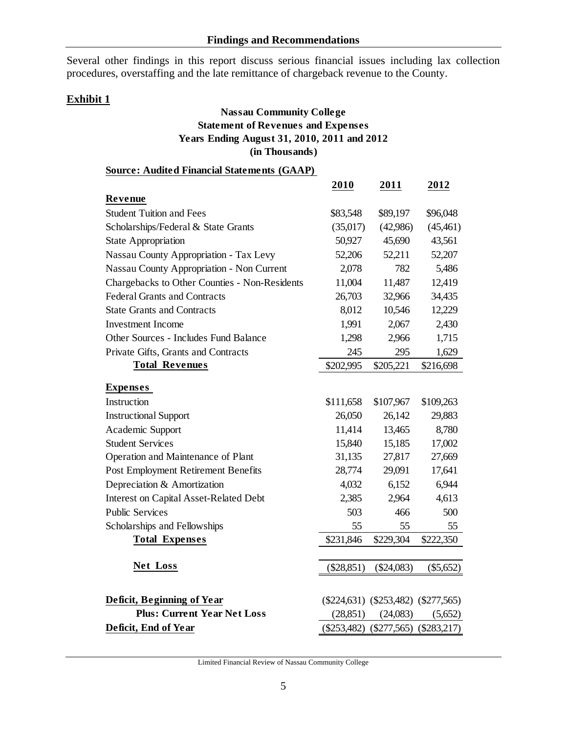Several other findings in this report discuss serious financial issues including lax collection procedures, overstaffing and the late remittance of chargeback revenue to the County.

**Exhibit 1**

**Nassau Community College**
**Statement of Revenues and Expenses**
**Years Ending August 31, 2010, 2011 and 2012**
**(in Thousands)**

**Source: Audited Financial Statements (GAAP)**

| | 2010 | 2011 | 2012 |
|---|---|---|---|
| **Revenue** | | | |
| Student Tuition and Fees | $83,548 | $89,197 | $96,048 |
| Scholarships/Federal & State Grants | (35,017) | (42,986) | (45,461) |
| State Appropriation | 50,927 | 45,690 | 43,561 |
| Nassau County Appropriation - Tax Levy | 52,206 | 52,211 | 52,207 |
| Nassau County Appropriation - Non Current | 2,078 | 782 | 5,486 |
| Chargebacks to Other Counties - Non-Residents | 11,004 | 11,487 | 12,419 |
| Federal Grants and Contracts | 26,703 | 32,966 | 34,435 |
| State Grants and Contracts | 8,012 | 10,546 | 12,229 |
| Investment Income | 1,991 | 2,067 | 2,430 |
| Other Sources - Includes Fund Balance | 1,298 | 2,966 | 1,715 |
| Private Gifts, Grants and Contracts | 245 | 295 | 1,629 |
| **Total Revenues** | $202,995 | $205,221 | $216,698 |
| **Expenses** | | | |
| Instruction | $111,658 | $107,967 | $109,263 |
| Instructional Support | 26,050 | 26,142 | 29,883 |
| Academic Support | 11,414 | 13,465 | 8,780 |
| Student Services | 15,840 | 15,185 | 17,002 |
| Operation and Maintenance of Plant | 31,135 | 27,817 | 27,669 |
| Post Employment Retirement Benefits | 28,774 | 29,091 | 17,641 |
| Depreciation & Amortization | 4,032 | 6,152 | 6,944 |
| Interest on Capital Asset-Related Debt | 2,385 | 2,964 | 4,613 |
| Public Services | 503 | 466 | 500 |
| Scholarships and Fellowships | 55 | 55 | 55 |
| **Total Expenses** | $231,846 | $229,304 | $222,350 |
| **Net Loss** | ($28,851) | ($24,083) | ($5,652) |
| **Deficit, Beginning of Year** | ($224,631) | ($253,482) | ($277,565) |
| **Plus: Current Year Net Loss** | (28,851) | (24,083) | (5,652) |
| **Deficit, End of Year** | ($253,482) | ($277,565) | ($283,217) |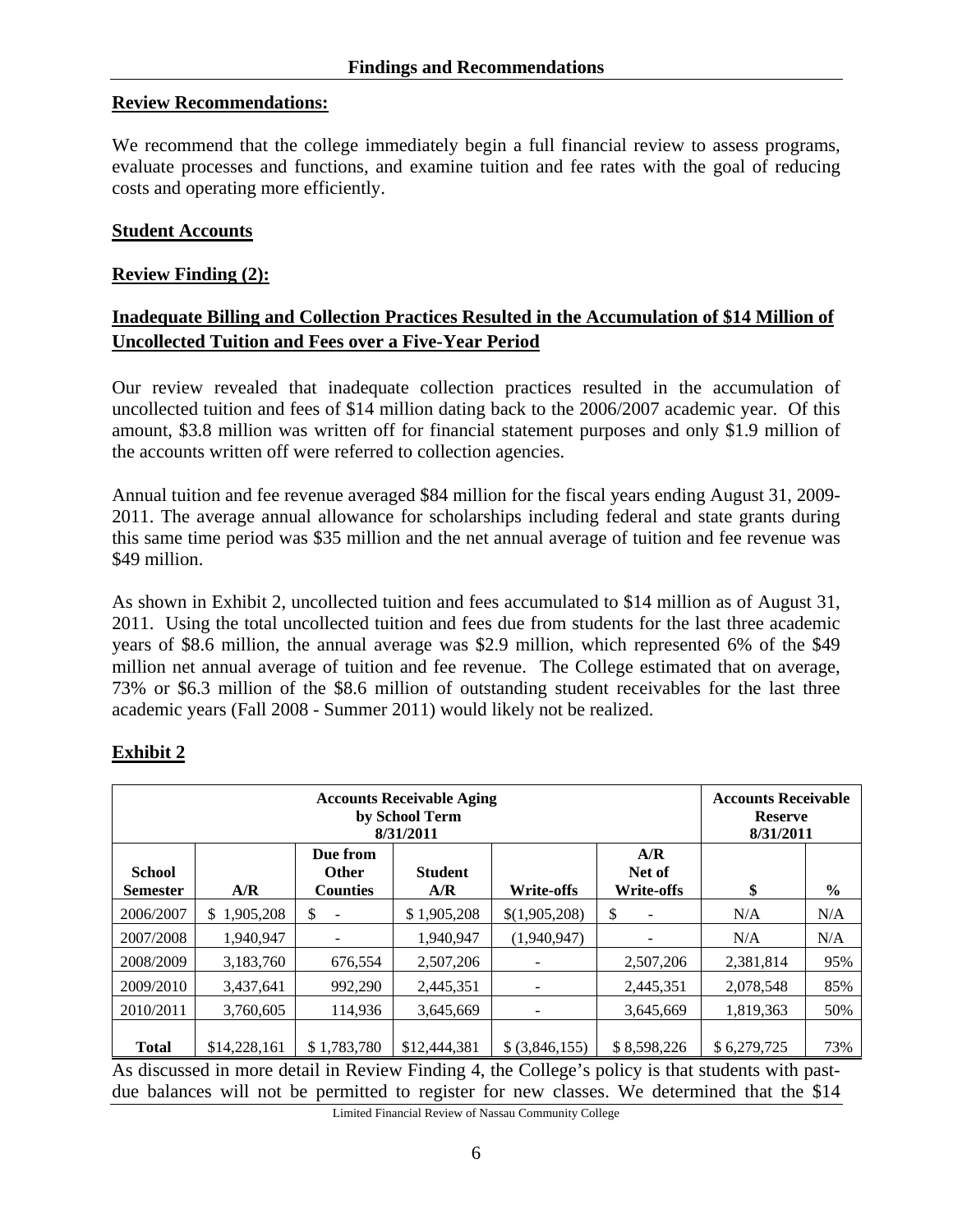**Review Recommendations:**

We recommend that the college immediately begin a full financial review to assess programs, evaluate processes and functions, and examine tuition and fee rates with the goal of reducing costs and operating more efficiently.

**Student Accounts**

**Review Finding (2):**

**Inadequate Billing and Collection Practices Resulted in the Accumulation of \$14 Million of Uncollected Tuition and Fees over a Five-Year Period**

Our review revealed that inadequate collection practices resulted in the accumulation of uncollected tuition and fees of \$14 million dating back to the 2006/2007 academic year. Of this amount, \$3.8 million was written off for financial statement purposes and only \$1.9 million of the accounts written off were referred to collection agencies.

Annual tuition and fee revenue averaged \$84 million for the fiscal years ending August 31, 2009-2011. The average annual allowance for scholarships including federal and state grants during this same time period was \$35 million and the net annual average of tuition and fee revenue was \$49 million.

As shown in Exhibit 2, uncollected tuition and fees accumulated to \$14 million as of August 31, 2011. Using the total uncollected tuition and fees due from students for the last three academic years of \$8.6 million, the annual average was \$2.9 million, which represented 6% of the \$49 million net annual average of tuition and fee revenue. The College estimated that on average, 73% or \$6.3 million of the \$8.6 million of outstanding student receivables for the last three academic years (Fall 2008 - Summer 2011) would likely not be realized.

**Exhibit 2**

| Accounts Receivable Aging by School Term 8/31/2011 | | | | | | Accounts Receivable Reserve 8/31/2011 | |
|---|---|---|---|---|---|---|---|
| **School Semester** | **A/R** | **Due from Other Counties** | **Student A/R** | **Write-offs** | **A/R Net of Write-offs** | **\$** | **%** |
| 2006/2007 | \$ 1,905,208 | \$ - | \$ 1,905,208 | \$(1,905,208) | \$ - | N/A | N/A |
| 2007/2008 | 1,940,947 | - | 1,940,947 | (1,940,947) | - | N/A | N/A |
| 2008/2009 | 3,183,760 | 676,554 | 2,507,206 | - | 2,507,206 | 2,381,814 | 95% |
| 2009/2010 | 3,437,641 | 992,290 | 2,445,351 | - | 2,445,351 | 2,078,548 | 85% |
| 2010/2011 | 3,760,605 | 114,936 | 3,645,669 | - | 3,645,669 | 1,819,363 | 50% |
| **Total** | \$14,228,161 | \$ 1,783,780 | \$12,444,381 | \$ (3,846,155) | \$ 8,598,226 | \$ 6,279,725 | 73% |

As discussed in more detail in Review Finding 4, the College's policy is that students with past-due balances will not be permitted to register for new classes. We determined that the \$14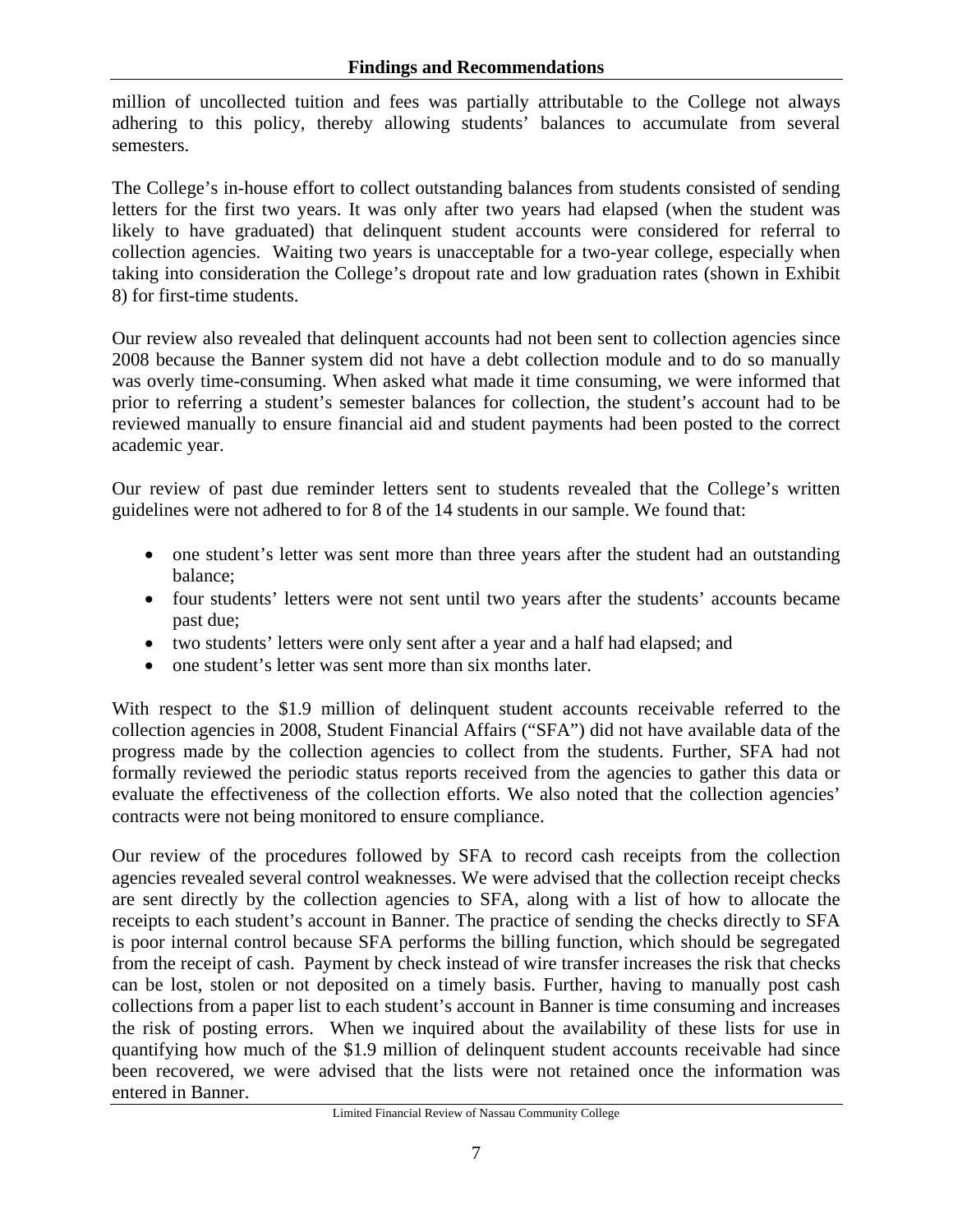million of uncollected tuition and fees was partially attributable to the College not always adhering to this policy, thereby allowing students' balances to accumulate from several semesters.

The College's in-house effort to collect outstanding balances from students consisted of sending letters for the first two years. It was only after two years had elapsed (when the student was likely to have graduated) that delinquent student accounts were considered for referral to collection agencies. Waiting two years is unacceptable for a two-year college, especially when taking into consideration the College's dropout rate and low graduation rates (shown in Exhibit 8) for first-time students.

Our review also revealed that delinquent accounts had not been sent to collection agencies since 2008 because the Banner system did not have a debt collection module and to do so manually was overly time-consuming. When asked what made it time consuming, we were informed that prior to referring a student's semester balances for collection, the student's account had to be reviewed manually to ensure financial aid and student payments had been posted to the correct academic year.

Our review of past due reminder letters sent to students revealed that the College's written guidelines were not adhered to for 8 of the 14 students in our sample. We found that:

- one student's letter was sent more than three years after the student had an outstanding balance;
- four students' letters were not sent until two years after the students' accounts became past due;
- two students' letters were only sent after a year and a half had elapsed; and
- one student's letter was sent more than six months later.

With respect to the $1.9 million of delinquent student accounts receivable referred to the collection agencies in 2008, Student Financial Affairs ("SFA") did not have available data of the progress made by the collection agencies to collect from the students. Further, SFA had not formally reviewed the periodic status reports received from the agencies to gather this data or evaluate the effectiveness of the collection efforts. We also noted that the collection agencies' contracts were not being monitored to ensure compliance.

Our review of the procedures followed by SFA to record cash receipts from the collection agencies revealed several control weaknesses. We were advised that the collection receipt checks are sent directly by the collection agencies to SFA, along with a list of how to allocate the receipts to each student's account in Banner. The practice of sending the checks directly to SFA is poor internal control because SFA performs the billing function, which should be segregated from the receipt of cash. Payment by check instead of wire transfer increases the risk that checks can be lost, stolen or not deposited on a timely basis. Further, having to manually post cash collections from a paper list to each student's account in Banner is time consuming and increases the risk of posting errors. When we inquired about the availability of these lists for use in quantifying how much of the $1.9 million of delinquent student accounts receivable had since been recovered, we were advised that the lists were not retained once the information was entered in Banner.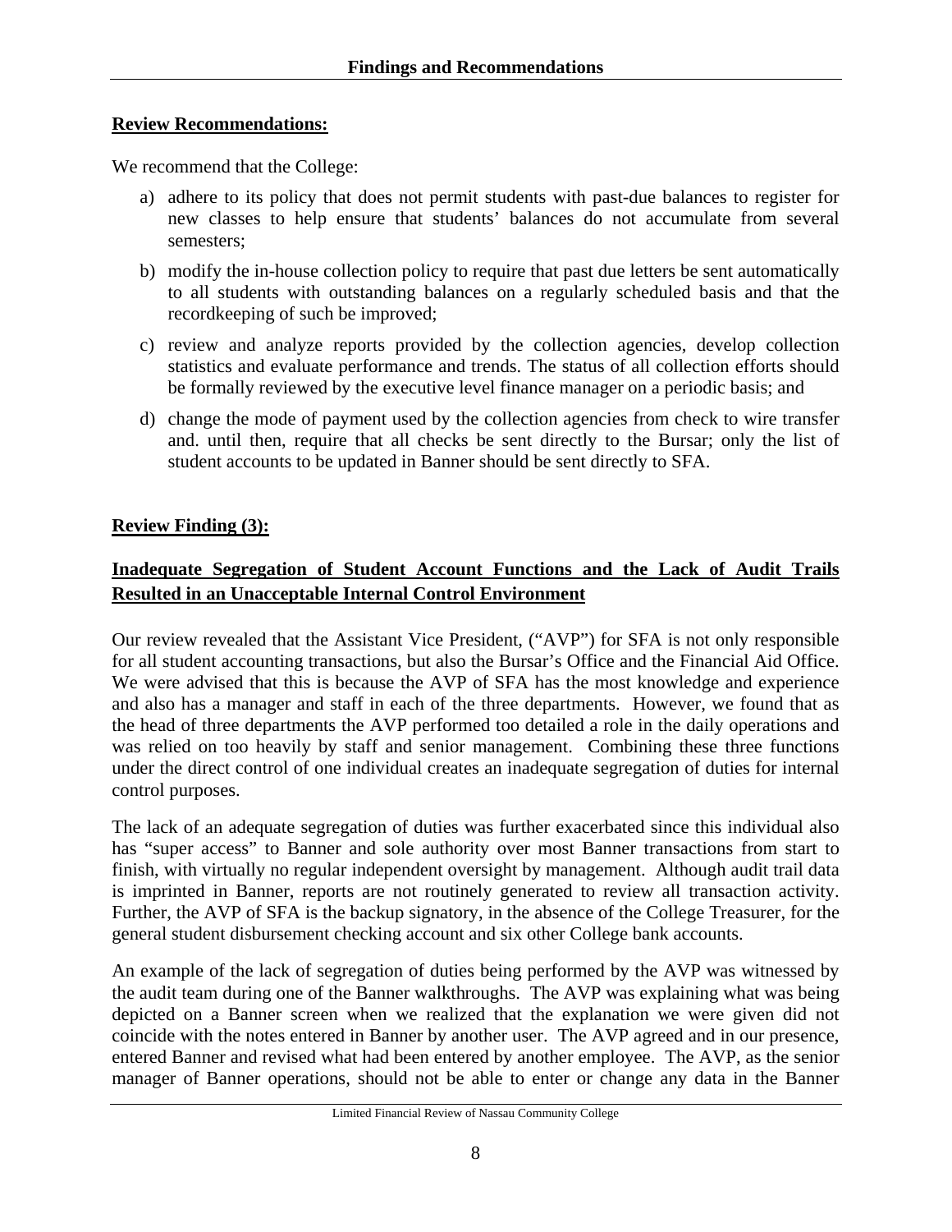**Review Recommendations:**

We recommend that the College:

a) adhere to its policy that does not permit students with past-due balances to register for new classes to help ensure that students' balances do not accumulate from several semesters;

b) modify the in-house collection policy to require that past due letters be sent automatically to all students with outstanding balances on a regularly scheduled basis and that the recordkeeping of such be improved;

c) review and analyze reports provided by the collection agencies, develop collection statistics and evaluate performance and trends. The status of all collection efforts should be formally reviewed by the executive level finance manager on a periodic basis; and

d) change the mode of payment used by the collection agencies from check to wire transfer and. until then, require that all checks be sent directly to the Bursar; only the list of student accounts to be updated in Banner should be sent directly to SFA.

**Review Finding (3):**

**Inadequate Segregation of Student Account Functions and the Lack of Audit Trails Resulted in an Unacceptable Internal Control Environment**

Our review revealed that the Assistant Vice President, ("AVP") for SFA is not only responsible for all student accounting transactions, but also the Bursar's Office and the Financial Aid Office. We were advised that this is because the AVP of SFA has the most knowledge and experience and also has a manager and staff in each of the three departments. However, we found that as the head of three departments the AVP performed too detailed a role in the daily operations and was relied on too heavily by staff and senior management. Combining these three functions under the direct control of one individual creates an inadequate segregation of duties for internal control purposes.

The lack of an adequate segregation of duties was further exacerbated since this individual also has "super access" to Banner and sole authority over most Banner transactions from start to finish, with virtually no regular independent oversight by management. Although audit trail data is imprinted in Banner, reports are not routinely generated to review all transaction activity. Further, the AVP of SFA is the backup signatory, in the absence of the College Treasurer, for the general student disbursement checking account and six other College bank accounts.

An example of the lack of segregation of duties being performed by the AVP was witnessed by the audit team during one of the Banner walkthroughs. The AVP was explaining what was being depicted on a Banner screen when we realized that the explanation we were given did not coincide with the notes entered in Banner by another user. The AVP agreed and in our presence, entered Banner and revised what had been entered by another employee. The AVP, as the senior manager of Banner operations, should not be able to enter or change any data in the Banner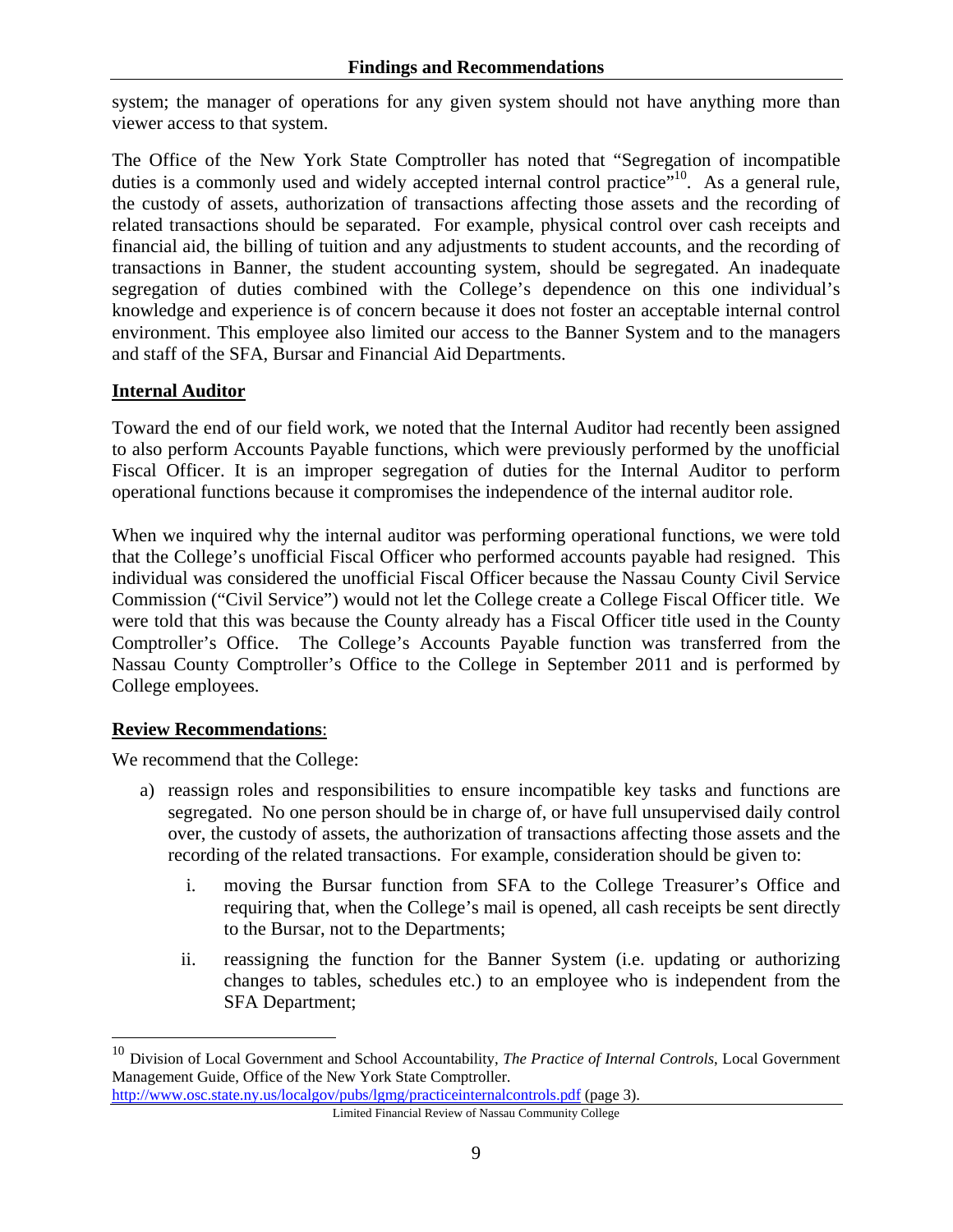system; the manager of operations for any given system should not have anything more than viewer access to that system.

The Office of the New York State Comptroller has noted that "Segregation of incompatible duties is a commonly used and widely accepted internal control practice"[10]. As a general rule, the custody of assets, authorization of transactions affecting those assets and the recording of related transactions should be separated. For example, physical control over cash receipts and financial aid, the billing of tuition and any adjustments to student accounts, and the recording of transactions in Banner, the student accounting system, should be segregated. An inadequate segregation of duties combined with the College's dependence on this one individual's knowledge and experience is of concern because it does not foster an acceptable internal control environment. This employee also limited our access to the Banner System and to the managers and staff of the SFA, Bursar and Financial Aid Departments.

**Internal Auditor**

Toward the end of our field work, we noted that the Internal Auditor had recently been assigned to also perform Accounts Payable functions, which were previously performed by the unofficial Fiscal Officer. It is an improper segregation of duties for the Internal Auditor to perform operational functions because it compromises the independence of the internal auditor role.

When we inquired why the internal auditor was performing operational functions, we were told that the College's unofficial Fiscal Officer who performed accounts payable had resigned. This individual was considered the unofficial Fiscal Officer because the Nassau County Civil Service Commission ("Civil Service") would not let the College create a College Fiscal Officer title. We were told that this was because the County already has a Fiscal Officer title used in the County Comptroller's Office. The College's Accounts Payable function was transferred from the Nassau County Comptroller's Office to the College in September 2011 and is performed by College employees.

**Review Recommendations**:

We recommend that the College:

a) reassign roles and responsibilities to ensure incompatible key tasks and functions are segregated. No one person should be in charge of, or have full unsupervised daily control over, the custody of assets, the authorization of transactions affecting those assets and the recording of the related transactions. For example, consideration should be given to:

   i. moving the Bursar function from SFA to the College Treasurer's Office and requiring that, when the College's mail is opened, all cash receipts be sent directly to the Bursar, not to the Departments;

   ii. reassigning the function for the Banner System (i.e. updating or authorizing changes to tables, schedules etc.) to an employee who is independent from the SFA Department;

---

[10] Division of Local Government and School Accountability, *The Practice of Internal Controls*, Local Government Management Guide, Office of the New York State Comptroller. http://www.osc.state.ny.us/localgov/pubs/lgmg/practiceinternalcontrols.pdf (page 3).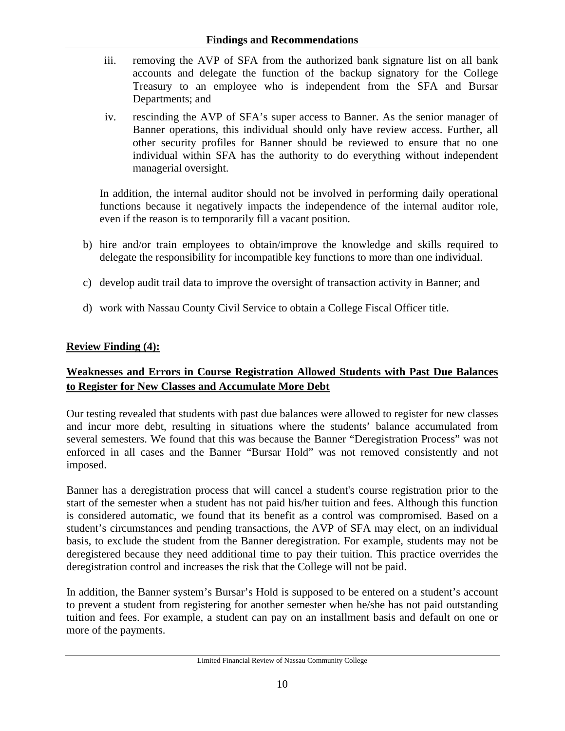iii. removing the AVP of SFA from the authorized bank signature list on all bank accounts and delegate the function of the backup signatory for the College Treasury to an employee who is independent from the SFA and Bursar Departments; and

iv. rescinding the AVP of SFA's super access to Banner. As the senior manager of Banner operations, this individual should only have review access. Further, all other security profiles for Banner should be reviewed to ensure that no one individual within SFA has the authority to do everything without independent managerial oversight.

In addition, the internal auditor should not be involved in performing daily operational functions because it negatively impacts the independence of the internal auditor role, even if the reason is to temporarily fill a vacant position.

b) hire and/or train employees to obtain/improve the knowledge and skills required to delegate the responsibility for incompatible key functions to more than one individual.

c) develop audit trail data to improve the oversight of transaction activity in Banner; and

d) work with Nassau County Civil Service to obtain a College Fiscal Officer title.

**Review Finding (4):**

**Weaknesses and Errors in Course Registration Allowed Students with Past Due Balances to Register for New Classes and Accumulate More Debt**

Our testing revealed that students with past due balances were allowed to register for new classes and incur more debt, resulting in situations where the students' balance accumulated from several semesters. We found that this was because the Banner "Deregistration Process" was not enforced in all cases and the Banner "Bursar Hold" was not removed consistently and not imposed.

Banner has a deregistration process that will cancel a student's course registration prior to the start of the semester when a student has not paid his/her tuition and fees. Although this function is considered automatic, we found that its benefit as a control was compromised. Based on a student's circumstances and pending transactions, the AVP of SFA may elect, on an individual basis, to exclude the student from the Banner deregistration. For example, students may not be deregistered because they need additional time to pay their tuition. This practice overrides the deregistration control and increases the risk that the College will not be paid.

In addition, the Banner system's Bursar's Hold is supposed to be entered on a student's account to prevent a student from registering for another semester when he/she has not paid outstanding tuition and fees. For example, a student can pay on an installment basis and default on one or more of the payments.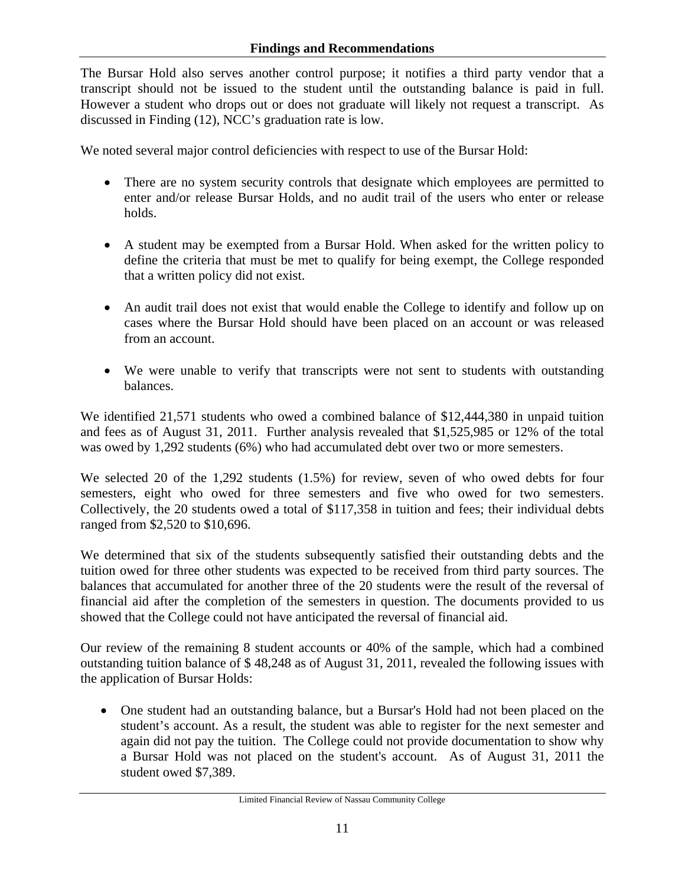The Bursar Hold also serves another control purpose; it notifies a third party vendor that a transcript should not be issued to the student until the outstanding balance is paid in full. However a student who drops out or does not graduate will likely not request a transcript. As discussed in Finding (12), NCC's graduation rate is low.

We noted several major control deficiencies with respect to use of the Bursar Hold:

- There are no system security controls that designate which employees are permitted to enter and/or release Bursar Holds, and no audit trail of the users who enter or release holds.
- A student may be exempted from a Bursar Hold. When asked for the written policy to define the criteria that must be met to qualify for being exempt, the College responded that a written policy did not exist.
- An audit trail does not exist that would enable the College to identify and follow up on cases where the Bursar Hold should have been placed on an account or was released from an account.
- We were unable to verify that transcripts were not sent to students with outstanding balances.

We identified 21,571 students who owed a combined balance of $12,444,380 in unpaid tuition and fees as of August 31, 2011. Further analysis revealed that $1,525,985 or 12% of the total was owed by 1,292 students (6%) who had accumulated debt over two or more semesters.

We selected 20 of the 1,292 students (1.5%) for review, seven of who owed debts for four semesters, eight who owed for three semesters and five who owed for two semesters. Collectively, the 20 students owed a total of $117,358 in tuition and fees; their individual debts ranged from $2,520 to $10,696.

We determined that six of the students subsequently satisfied their outstanding debts and the tuition owed for three other students was expected to be received from third party sources. The balances that accumulated for another three of the 20 students were the result of the reversal of financial aid after the completion of the semesters in question. The documents provided to us showed that the College could not have anticipated the reversal of financial aid.

Our review of the remaining 8 student accounts or 40% of the sample, which had a combined outstanding tuition balance of $ 48,248 as of August 31, 2011, revealed the following issues with the application of Bursar Holds:

- One student had an outstanding balance, but a Bursar's Hold had not been placed on the student's account. As a result, the student was able to register for the next semester and again did not pay the tuition. The College could not provide documentation to show why a Bursar Hold was not placed on the student's account. As of August 31, 2011 the student owed $7,389.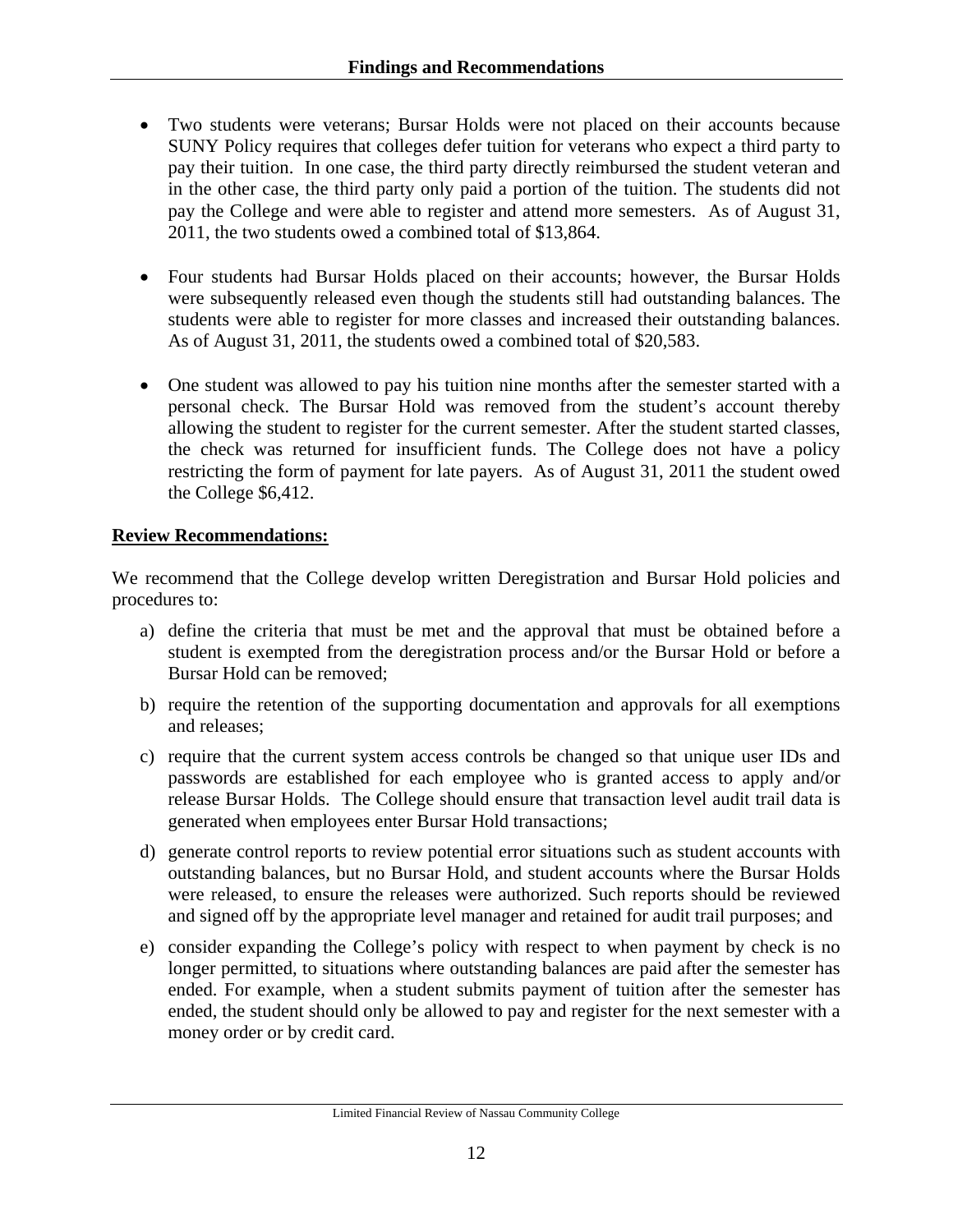- Two students were veterans; Bursar Holds were not placed on their accounts because SUNY Policy requires that colleges defer tuition for veterans who expect a third party to pay their tuition. In one case, the third party directly reimbursed the student veteran and in the other case, the third party only paid a portion of the tuition. The students did not pay the College and were able to register and attend more semesters. As of August 31, 2011, the two students owed a combined total of $13,864.

- Four students had Bursar Holds placed on their accounts; however, the Bursar Holds were subsequently released even though the students still had outstanding balances. The students were able to register for more classes and increased their outstanding balances. As of August 31, 2011, the students owed a combined total of $20,583.

- One student was allowed to pay his tuition nine months after the semester started with a personal check. The Bursar Hold was removed from the student's account thereby allowing the student to register for the current semester. After the student started classes, the check was returned for insufficient funds. The College does not have a policy restricting the form of payment for late payers. As of August 31, 2011 the student owed the College $6,412.

**Review Recommendations:**

We recommend that the College develop written Deregistration and Bursar Hold policies and procedures to:

a) define the criteria that must be met and the approval that must be obtained before a student is exempted from the deregistration process and/or the Bursar Hold or before a Bursar Hold can be removed;

b) require the retention of the supporting documentation and approvals for all exemptions and releases;

c) require that the current system access controls be changed so that unique user IDs and passwords are established for each employee who is granted access to apply and/or release Bursar Holds. The College should ensure that transaction level audit trail data is generated when employees enter Bursar Hold transactions;

d) generate control reports to review potential error situations such as student accounts with outstanding balances, but no Bursar Hold, and student accounts where the Bursar Holds were released, to ensure the releases were authorized. Such reports should be reviewed and signed off by the appropriate level manager and retained for audit trail purposes; and

e) consider expanding the College's policy with respect to when payment by check is no longer permitted, to situations where outstanding balances are paid after the semester has ended. For example, when a student submits payment of tuition after the semester has ended, the student should only be allowed to pay and register for the next semester with a money order or by credit card.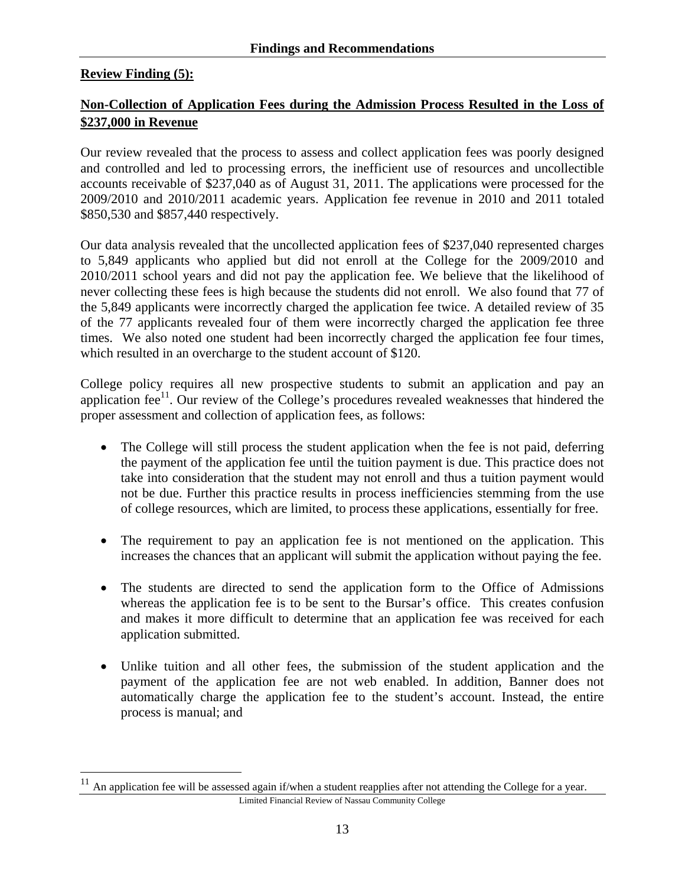## Review Finding (5):

### Non-Collection of Application Fees during the Admission Process Resulted in the Loss of \$237,000 in Revenue

Our review revealed that the process to assess and collect application fees was poorly designed and controlled and led to processing errors, the inefficient use of resources and uncollectible accounts receivable of \$237,040 as of August 31, 2011. The applications were processed for the 2009/2010 and 2010/2011 academic years. Application fee revenue in 2010 and 2011 totaled \$850,530 and \$857,440 respectively.

Our data analysis revealed that the uncollected application fees of \$237,040 represented charges to 5,849 applicants who applied but did not enroll at the College for the 2009/2010 and 2010/2011 school years and did not pay the application fee. We believe that the likelihood of never collecting these fees is high because the students did not enroll. We also found that 77 of the 5,849 applicants were incorrectly charged the application fee twice. A detailed review of 35 of the 77 applicants revealed four of them were incorrectly charged the application fee three times. We also noted one student had been incorrectly charged the application fee four times, which resulted in an overcharge to the student account of \$120.

College policy requires all new prospective students to submit an application and pay an application fee[11]. Our review of the College's procedures revealed weaknesses that hindered the proper assessment and collection of application fees, as follows:

- The College will still process the student application when the fee is not paid, deferring the payment of the application fee until the tuition payment is due. This practice does not take into consideration that the student may not enroll and thus a tuition payment would not be due. Further this practice results in process inefficiencies stemming from the use of college resources, which are limited, to process these applications, essentially for free.

- The requirement to pay an application fee is not mentioned on the application. This increases the chances that an applicant will submit the application without paying the fee.

- The students are directed to send the application form to the Office of Admissions whereas the application fee is to be sent to the Bursar's office. This creates confusion and makes it more difficult to determine that an application fee was received for each application submitted.

- Unlike tuition and all other fees, the submission of the student application and the payment of the application fee are not web enabled. In addition, Banner does not automatically charge the application fee to the student's account. Instead, the entire process is manual; and

[11] An application fee will be assessed again if/when a student reapplies after not attending the College for a year.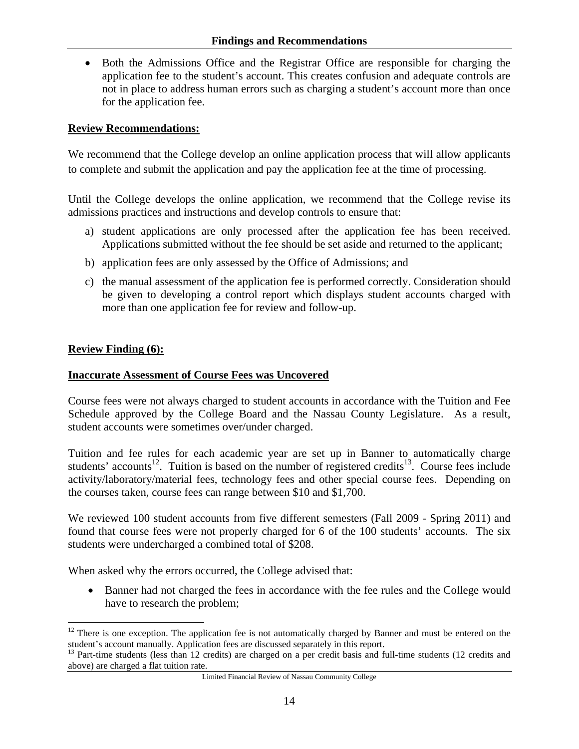- Both the Admissions Office and the Registrar Office are responsible for charging the application fee to the student's account. This creates confusion and adequate controls are not in place to address human errors such as charging a student's account more than once for the application fee.

**Review Recommendations:**

We recommend that the College develop an online application process that will allow applicants to complete and submit the application and pay the application fee at the time of processing.

Until the College develops the online application, we recommend that the College revise its admissions practices and instructions and develop controls to ensure that:

a) student applications are only processed after the application fee has been received. Applications submitted without the fee should be set aside and returned to the applicant;

b) application fees are only assessed by the Office of Admissions; and

c) the manual assessment of the application fee is performed correctly. Consideration should be given to developing a control report which displays student accounts charged with more than one application fee for review and follow-up.

**Review Finding (6):**

**Inaccurate Assessment of Course Fees was Uncovered**

Course fees were not always charged to student accounts in accordance with the Tuition and Fee Schedule approved by the College Board and the Nassau County Legislature. As a result, student accounts were sometimes over/under charged.

Tuition and fee rules for each academic year are set up in Banner to automatically charge students' accounts[12]. Tuition is based on the number of registered credits[13]. Course fees include activity/laboratory/material fees, technology fees and other special course fees. Depending on the courses taken, course fees can range between $10 and $1,700.

We reviewed 100 student accounts from five different semesters (Fall 2009 - Spring 2011) and found that course fees were not properly charged for 6 of the 100 students' accounts. The six students were undercharged a combined total of $208.

When asked why the errors occurred, the College advised that:

- Banner had not charged the fees in accordance with the fee rules and the College would have to research the problem;

[12] There is one exception. The application fee is not automatically charged by Banner and must be entered on the student's account manually. Application fees are discussed separately in this report.

[13] Part-time students (less than 12 credits) are charged on a per credit basis and full-time students (12 credits and above) are charged a flat tuition rate.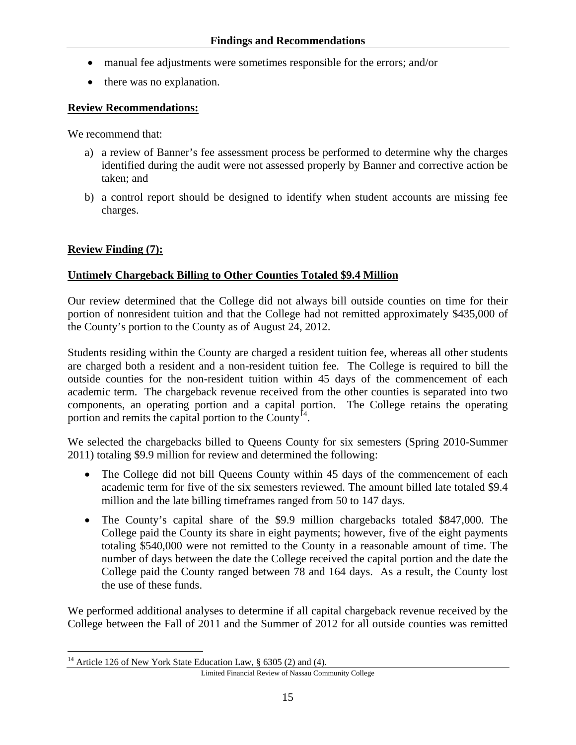- manual fee adjustments were sometimes responsible for the errors; and/or
- there was no explanation.

**Review Recommendations:**

We recommend that:

a) a review of Banner's fee assessment process be performed to determine why the charges identified during the audit were not assessed properly by Banner and corrective action be taken; and

b) a control report should be designed to identify when student accounts are missing fee charges.

**Review Finding (7):**

**Untimely Chargeback Billing to Other Counties Totaled $9.4 Million**

Our review determined that the College did not always bill outside counties on time for their portion of nonresident tuition and that the College had not remitted approximately $435,000 of the County's portion to the County as of August 24, 2012.

Students residing within the County are charged a resident tuition fee, whereas all other students are charged both a resident and a non-resident tuition fee. The College is required to bill the outside counties for the non-resident tuition within 45 days of the commencement of each academic term. The chargeback revenue received from the other counties is separated into two components, an operating portion and a capital portion. The College retains the operating portion and remits the capital portion to the County[14].

We selected the chargebacks billed to Queens County for six semesters (Spring 2010-Summer 2011) totaling $9.9 million for review and determined the following:

- The College did not bill Queens County within 45 days of the commencement of each academic term for five of the six semesters reviewed. The amount billed late totaled $9.4 million and the late billing timeframes ranged from 50 to 147 days.
- The County's capital share of the $9.9 million chargebacks totaled $847,000. The College paid the County its share in eight payments; however, five of the eight payments totaling $540,000 were not remitted to the County in a reasonable amount of time. The number of days between the date the College received the capital portion and the date the College paid the County ranged between 78 and 164 days. As a result, the County lost the use of these funds.

We performed additional analyses to determine if all capital chargeback revenue received by the College between the Fall of 2011 and the Summer of 2012 for all outside counties was remitted

[14] Article 126 of New York State Education Law, § 6305 (2) and (4).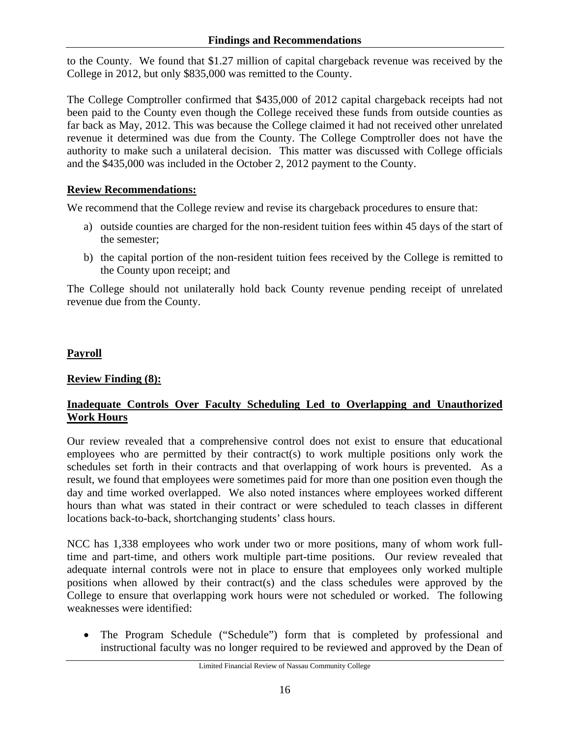to the County. We found that $1.27 million of capital chargeback revenue was received by the College in 2012, but only $835,000 was remitted to the County.

The College Comptroller confirmed that $435,000 of 2012 capital chargeback receipts had not been paid to the County even though the College received these funds from outside counties as far back as May, 2012. This was because the College claimed it had not received other unrelated revenue it determined was due from the County. The College Comptroller does not have the authority to make such a unilateral decision. This matter was discussed with College officials and the $435,000 was included in the October 2, 2012 payment to the County.

**Review Recommendations:**

We recommend that the College review and revise its chargeback procedures to ensure that:

a) outside counties are charged for the non-resident tuition fees within 45 days of the start of the semester;

b) the capital portion of the non-resident tuition fees received by the College is remitted to the County upon receipt; and

The College should not unilaterally hold back County revenue pending receipt of unrelated revenue due from the County.

**Payroll**

**Review Finding (8):**

**Inadequate Controls Over Faculty Scheduling Led to Overlapping and Unauthorized Work Hours**

Our review revealed that a comprehensive control does not exist to ensure that educational employees who are permitted by their contract(s) to work multiple positions only work the schedules set forth in their contracts and that overlapping of work hours is prevented. As a result, we found that employees were sometimes paid for more than one position even though the day and time worked overlapped. We also noted instances where employees worked different hours than what was stated in their contract or were scheduled to teach classes in different locations back-to-back, shortchanging students' class hours.

NCC has 1,338 employees who work under two or more positions, many of whom work full-time and part-time, and others work multiple part-time positions. Our review revealed that adequate internal controls were not in place to ensure that employees only worked multiple positions when allowed by their contract(s) and the class schedules were approved by the College to ensure that overlapping work hours were not scheduled or worked. The following weaknesses were identified:

- The Program Schedule ("Schedule") form that is completed by professional and instructional faculty was no longer required to be reviewed and approved by the Dean of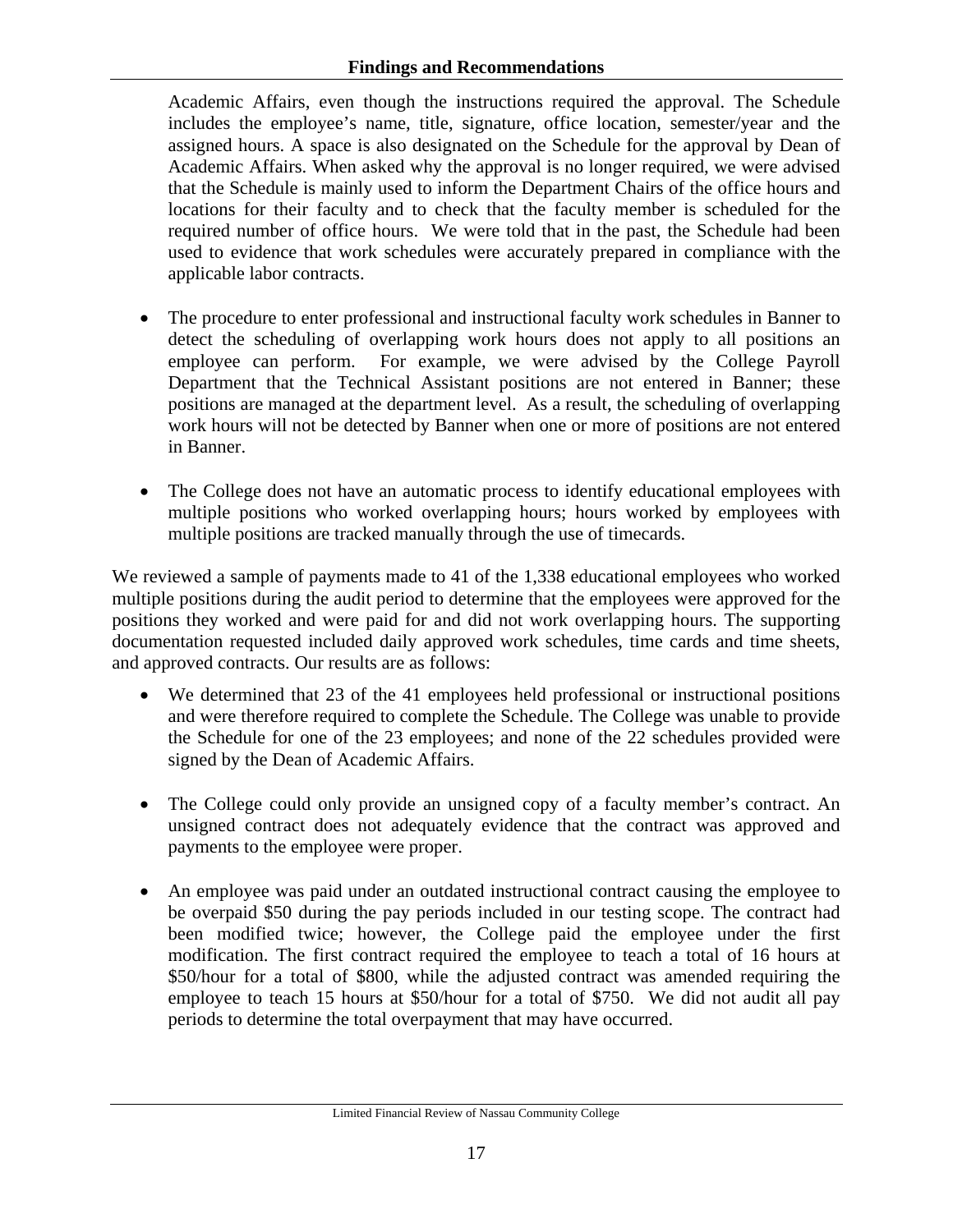Academic Affairs, even though the instructions required the approval. The Schedule includes the employee's name, title, signature, office location, semester/year and the assigned hours. A space is also designated on the Schedule for the approval by Dean of Academic Affairs. When asked why the approval is no longer required, we were advised that the Schedule is mainly used to inform the Department Chairs of the office hours and locations for their faculty and to check that the faculty member is scheduled for the required number of office hours. We were told that in the past, the Schedule had been used to evidence that work schedules were accurately prepared in compliance with the applicable labor contracts.

- The procedure to enter professional and instructional faculty work schedules in Banner to detect the scheduling of overlapping work hours does not apply to all positions an employee can perform. For example, we were advised by the College Payroll Department that the Technical Assistant positions are not entered in Banner; these positions are managed at the department level. As a result, the scheduling of overlapping work hours will not be detected by Banner when one or more of positions are not entered in Banner.

- The College does not have an automatic process to identify educational employees with multiple positions who worked overlapping hours; hours worked by employees with multiple positions are tracked manually through the use of timecards.

We reviewed a sample of payments made to 41 of the 1,338 educational employees who worked multiple positions during the audit period to determine that the employees were approved for the positions they worked and were paid for and did not work overlapping hours. The supporting documentation requested included daily approved work schedules, time cards and time sheets, and approved contracts. Our results are as follows:

- We determined that 23 of the 41 employees held professional or instructional positions and were therefore required to complete the Schedule. The College was unable to provide the Schedule for one of the 23 employees; and none of the 22 schedules provided were signed by the Dean of Academic Affairs.

- The College could only provide an unsigned copy of a faculty member's contract. An unsigned contract does not adequately evidence that the contract was approved and payments to the employee were proper.

- An employee was paid under an outdated instructional contract causing the employee to be overpaid $50 during the pay periods included in our testing scope. The contract had been modified twice; however, the College paid the employee under the first modification. The first contract required the employee to teach a total of 16 hours at $50/hour for a total of $800, while the adjusted contract was amended requiring the employee to teach 15 hours at $50/hour for a total of $750. We did not audit all pay periods to determine the total overpayment that may have occurred.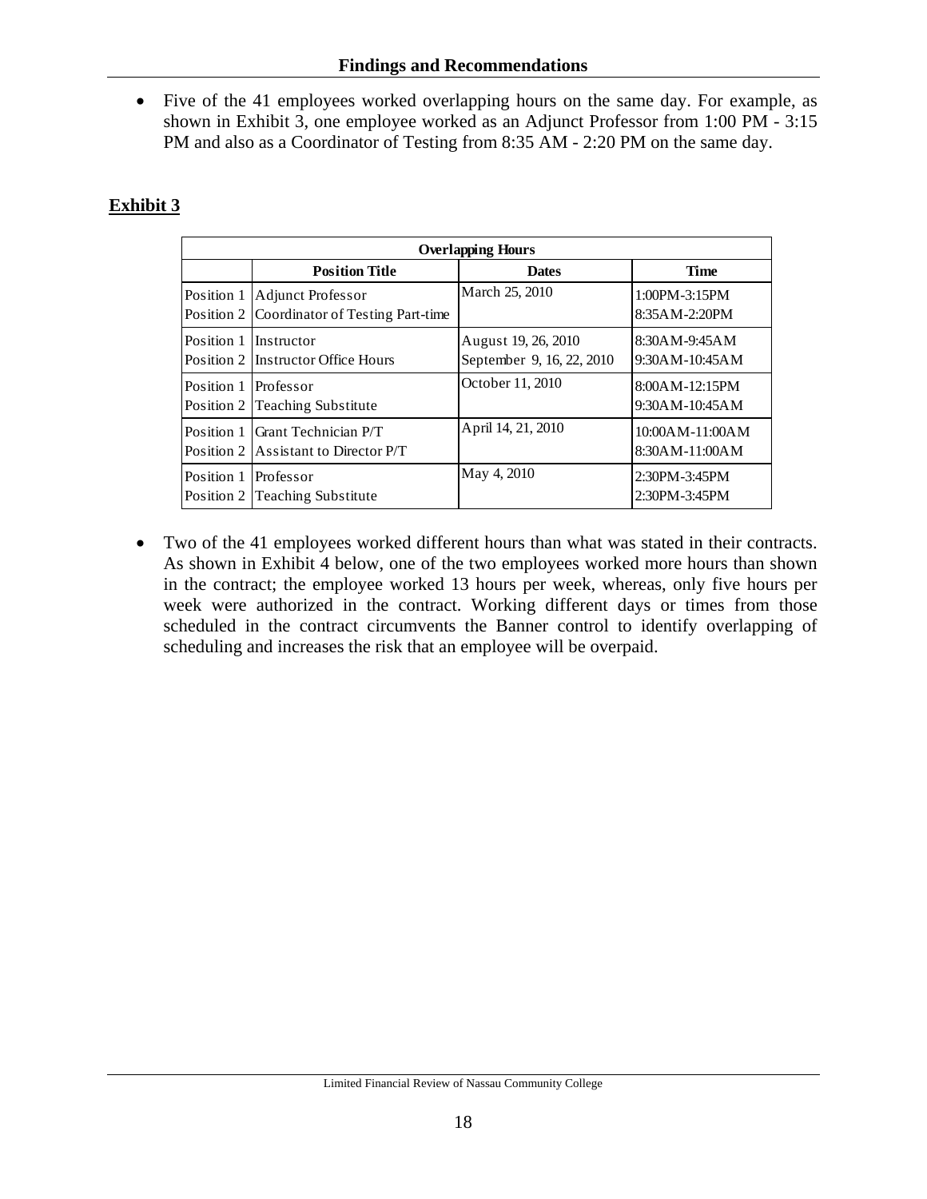- Five of the 41 employees worked overlapping hours on the same day. For example, as shown in Exhibit 3, one employee worked as an Adjunct Professor from 1:00 PM - 3:15 PM and also as a Coordinator of Testing from 8:35 AM - 2:20 PM on the same day.

**Exhibit 3**

| Overlapping Hours | | | |
|---|---|---|---|
| | **Position Title** | **Dates** | **Time** |
| Position 1 | Adjunct Professor | March 25, 2010 | 1:00PM-3:15PM |
| Position 2 | Coordinator of Testing Part-time | | 8:35AM-2:20PM |
| Position 1 | Instructor | August 19, 26, 2010 | 8:30AM-9:45AM |
| Position 2 | Instructor Office Hours | September 9, 16, 22, 2010 | 9:30AM-10:45AM |
| Position 1 | Professor | October 11, 2010 | 8:00AM-12:15PM |
| Position 2 | Teaching Substitute | | 9:30AM-10:45AM |
| Position 1 | Grant Technician P/T | April 14, 21, 2010 | 10:00AM-11:00AM |
| Position 2 | Assistant to Director P/T | | 8:30AM-11:00AM |
| Position 1 | Professor | May 4, 2010 | 2:30PM-3:45PM |
| Position 2 | Teaching Substitute | | 2:30PM-3:45PM |

- Two of the 41 employees worked different hours than what was stated in their contracts. As shown in Exhibit 4 below, one of the two employees worked more hours than shown in the contract; the employee worked 13 hours per week, whereas, only five hours per week were authorized in the contract. Working different days or times from those scheduled in the contract circumvents the Banner control to identify overlapping of scheduling and increases the risk that an employee will be overpaid.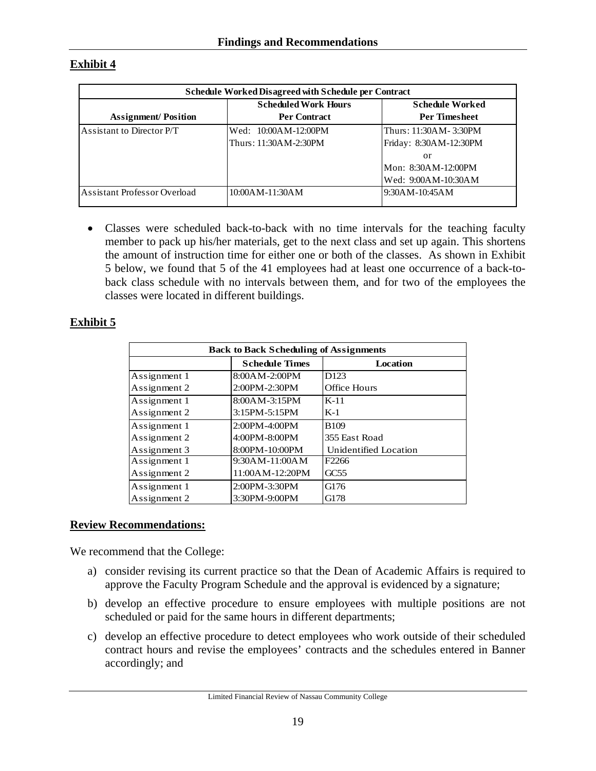## Findings and Recommendations

**Exhibit 4**

| Schedule Worked Disagreed with Schedule per Contract | | |
|---|---|---|
| **Assignment/ Position** | **Scheduled Work Hours Per Contract** | **Schedule Worked Per Timesheet** |
| Assistant to Director P/T | Wed: 10:00AM-12:00PM<br>Thurs: 11:30AM-2:30PM | Thurs: 11:30AM- 3:30PM<br>Friday: 8:30AM-12:30PM<br>or<br>Mon: 8:30AM-12:00PM<br>Wed: 9:00AM-10:30AM |
| Assistant Professor Overload | 10:00AM-11:30AM | 9:30AM-10:45AM |

- Classes were scheduled back-to-back with no time intervals for the teaching faculty member to pack up his/her materials, get to the next class and set up again. This shortens the amount of instruction time for either one or both of the classes. As shown in Exhibit 5 below, we found that 5 of the 41 employees had at least one occurrence of a back-to-back class schedule with no intervals between them, and for two of the employees the classes were located in different buildings.

**Exhibit 5**

| Back to Back Scheduling of Assignments | | |
|---|---|---|
| | **Schedule Times** | **Location** |
| Assignment 1 | 8:00AM-2:00PM | D123 |
| Assignment 2 | 2:00PM-2:30PM | Office Hours |
| Assignment 1 | 8:00AM-3:15PM | K-11 |
| Assignment 2 | 3:15PM-5:15PM | K-1 |
| Assignment 1 | 2:00PM-4:00PM | B109 |
| Assignment 2 | 4:00PM-8:00PM | 355 East Road |
| Assignment 3 | 8:00PM-10:00PM | Unidentified Location |
| Assignment 1 | 9:30AM-11:00AM | F2266 |
| Assignment 2 | 11:00AM-12:20PM | GC55 |
| Assignment 1 | 2:00PM-3:30PM | G176 |
| Assignment 2 | 3:30PM-9:00PM | G178 |

**Review Recommendations:**

We recommend that the College:

a) consider revising its current practice so that the Dean of Academic Affairs is required to approve the Faculty Program Schedule and the approval is evidenced by a signature;

b) develop an effective procedure to ensure employees with multiple positions are not scheduled or paid for the same hours in different departments;

c) develop an effective procedure to detect employees who work outside of their scheduled contract hours and revise the employees' contracts and the schedules entered in Banner accordingly; and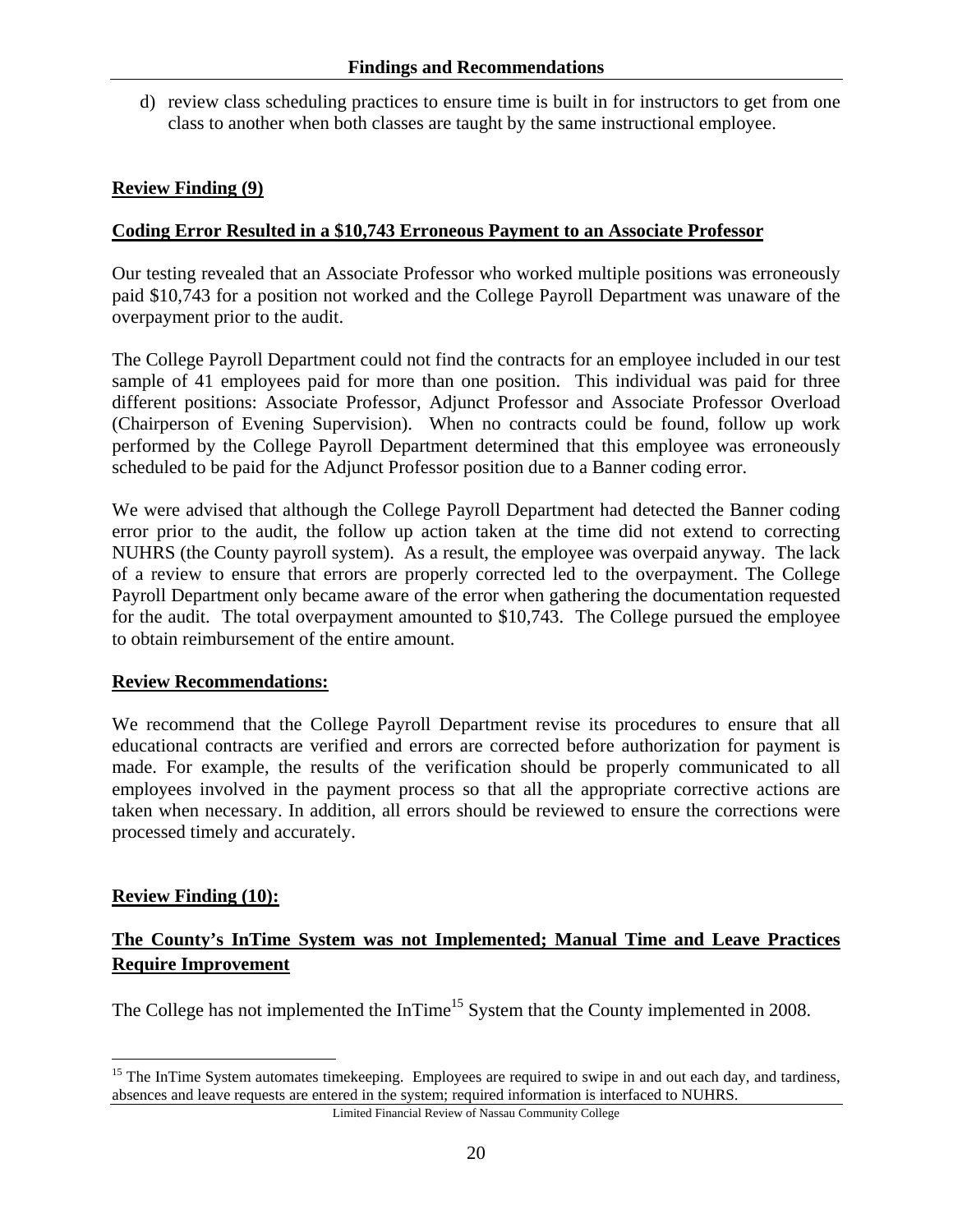d) review class scheduling practices to ensure time is built in for instructors to get from one class to another when both classes are taught by the same instructional employee.

**Review Finding (9)**

**Coding Error Resulted in a $10,743 Erroneous Payment to an Associate Professor**

Our testing revealed that an Associate Professor who worked multiple positions was erroneously paid $10,743 for a position not worked and the College Payroll Department was unaware of the overpayment prior to the audit.

The College Payroll Department could not find the contracts for an employee included in our test sample of 41 employees paid for more than one position. This individual was paid for three different positions: Associate Professor, Adjunct Professor and Associate Professor Overload (Chairperson of Evening Supervision). When no contracts could be found, follow up work performed by the College Payroll Department determined that this employee was erroneously scheduled to be paid for the Adjunct Professor position due to a Banner coding error.

We were advised that although the College Payroll Department had detected the Banner coding error prior to the audit, the follow up action taken at the time did not extend to correcting NUHRS (the County payroll system). As a result, the employee was overpaid anyway. The lack of a review to ensure that errors are properly corrected led to the overpayment. The College Payroll Department only became aware of the error when gathering the documentation requested for the audit. The total overpayment amounted to $10,743. The College pursued the employee to obtain reimbursement of the entire amount.

**Review Recommendations:**

We recommend that the College Payroll Department revise its procedures to ensure that all educational contracts are verified and errors are corrected before authorization for payment is made. For example, the results of the verification should be properly communicated to all employees involved in the payment process so that all the appropriate corrective actions are taken when necessary. In addition, all errors should be reviewed to ensure the corrections were processed timely and accurately.

**Review Finding (10):**

**The County's InTime System was not Implemented; Manual Time and Leave Practices Require Improvement**

The College has not implemented the InTime[15] System that the County implemented in 2008.

[15] The InTime System automates timekeeping. Employees are required to swipe in and out each day, and tardiness, absences and leave requests are entered in the system; required information is interfaced to NUHRS.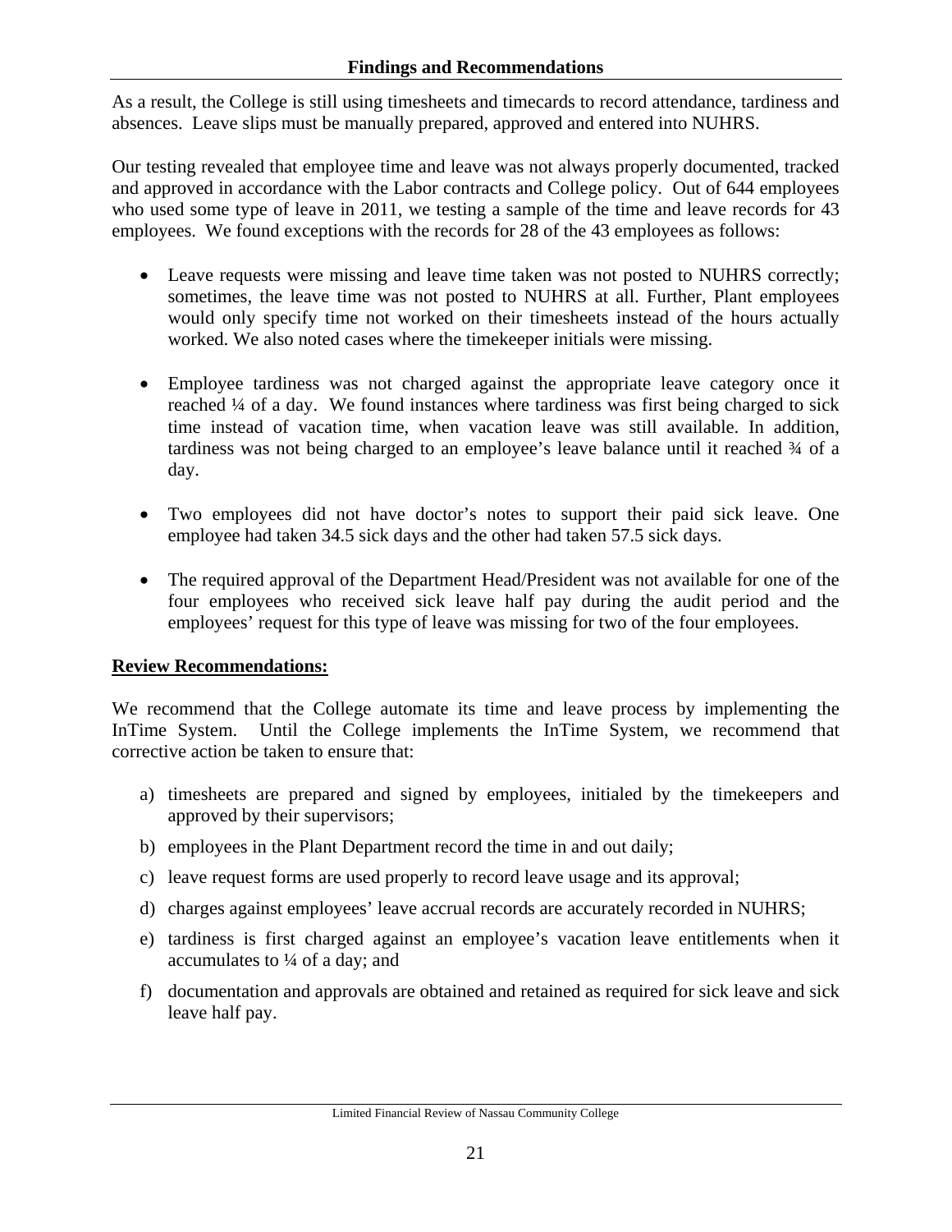## Findings and Recommendations

As a result, the College is still using timesheets and timecards to record attendance, tardiness and absences. Leave slips must be manually prepared, approved and entered into NUHRS.

Our testing revealed that employee time and leave was not always properly documented, tracked and approved in accordance with the Labor contracts and College policy. Out of 644 employees who used some type of leave in 2011, we testing a sample of the time and leave records for 43 employees. We found exceptions with the records for 28 of the 43 employees as follows:

- Leave requests were missing and leave time taken was not posted to NUHRS correctly; sometimes, the leave time was not posted to NUHRS at all. Further, Plant employees would only specify time not worked on their timesheets instead of the hours actually worked. We also noted cases where the timekeeper initials were missing.

- Employee tardiness was not charged against the appropriate leave category once it reached ¼ of a day. We found instances where tardiness was first being charged to sick time instead of vacation time, when vacation leave was still available. In addition, tardiness was not being charged to an employee's leave balance until it reached ¾ of a day.

- Two employees did not have doctor's notes to support their paid sick leave. One employee had taken 34.5 sick days and the other had taken 57.5 sick days.

- The required approval of the Department Head/President was not available for one of the four employees who received sick leave half pay during the audit period and the employees' request for this type of leave was missing for two of the four employees.

**Review Recommendations:**

We recommend that the College automate its time and leave process by implementing the InTime System. Until the College implements the InTime System, we recommend that corrective action be taken to ensure that:

a) timesheets are prepared and signed by employees, initialed by the timekeepers and approved by their supervisors;

b) employees in the Plant Department record the time in and out daily;

c) leave request forms are used properly to record leave usage and its approval;

d) charges against employees' leave accrual records are accurately recorded in NUHRS;

e) tardiness is first charged against an employee's vacation leave entitlements when it accumulates to ¼ of a day; and

f) documentation and approvals are obtained and retained as required for sick leave and sick leave half pay.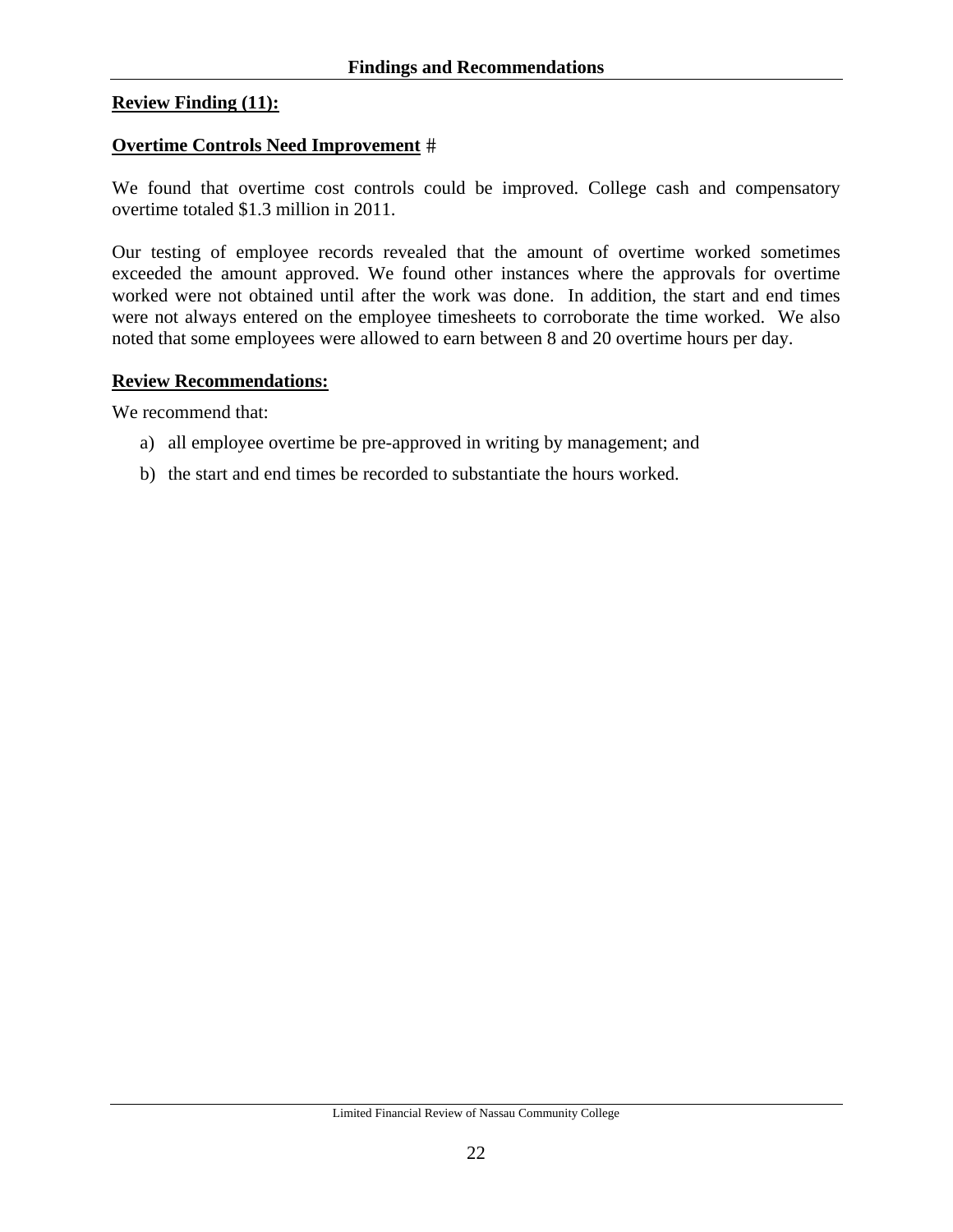**Review Finding (11):**

**Overtime Controls Need Improvement** #

We found that overtime cost controls could be improved. College cash and compensatory overtime totaled $1.3 million in 2011.

Our testing of employee records revealed that the amount of overtime worked sometimes exceeded the amount approved. We found other instances where the approvals for overtime worked were not obtained until after the work was done. In addition, the start and end times were not always entered on the employee timesheets to corroborate the time worked. We also noted that some employees were allowed to earn between 8 and 20 overtime hours per day.

**Review Recommendations:**

We recommend that:

a) all employee overtime be pre-approved in writing by management; and

b) the start and end times be recorded to substantiate the hours worked.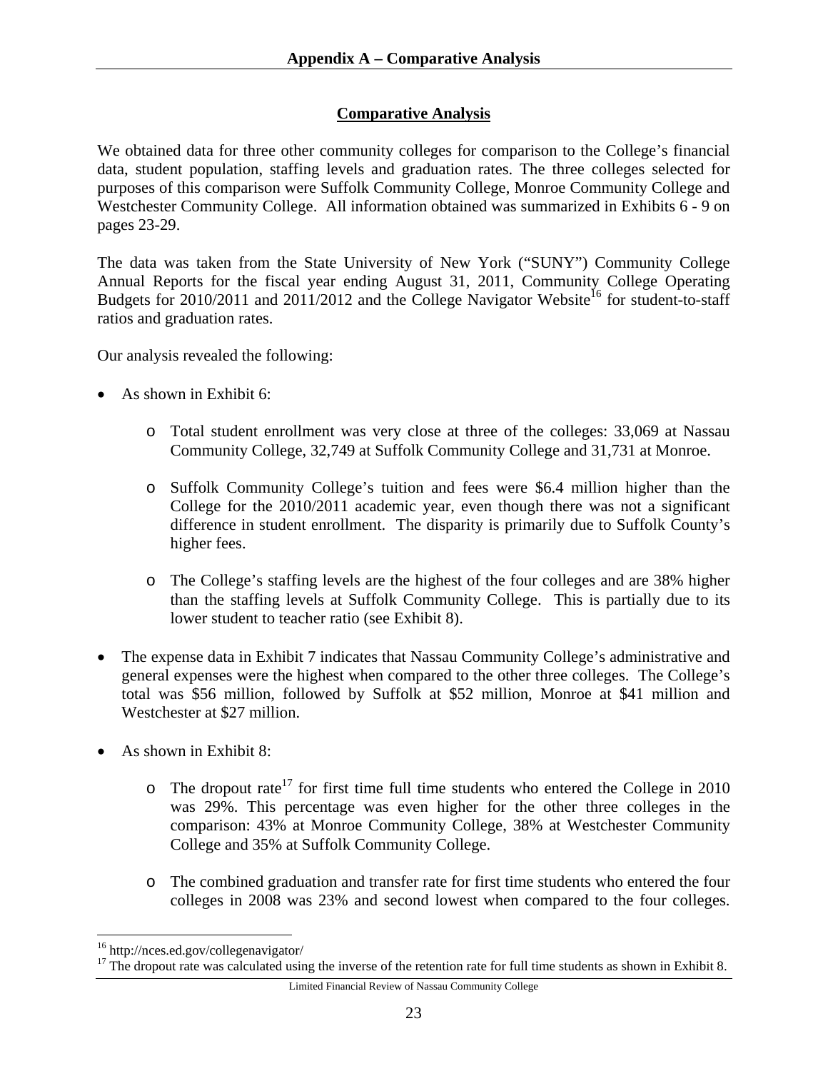## Appendix A – Comparative Analysis

### Comparative Analysis

We obtained data for three other community colleges for comparison to the College's financial data, student population, staffing levels and graduation rates. The three colleges selected for purposes of this comparison were Suffolk Community College, Monroe Community College and Westchester Community College. All information obtained was summarized in Exhibits 6 - 9 on pages 23-29.

The data was taken from the State University of New York ("SUNY") Community College Annual Reports for the fiscal year ending August 31, 2011, Community College Operating Budgets for 2010/2011 and 2011/2012 and the College Navigator Website[16] for student-to-staff ratios and graduation rates.

Our analysis revealed the following:

- As shown in Exhibit 6:
  - Total student enrollment was very close at three of the colleges: 33,069 at Nassau Community College, 32,749 at Suffolk Community College and 31,731 at Monroe.
  - Suffolk Community College's tuition and fees were $6.4 million higher than the College for the 2010/2011 academic year, even though there was not a significant difference in student enrollment. The disparity is primarily due to Suffolk County's higher fees.
  - The College's staffing levels are the highest of the four colleges and are 38% higher than the staffing levels at Suffolk Community College. This is partially due to its lower student to teacher ratio (see Exhibit 8).
- The expense data in Exhibit 7 indicates that Nassau Community College's administrative and general expenses were the highest when compared to the other three colleges. The College's total was $56 million, followed by Suffolk at $52 million, Monroe at $41 million and Westchester at $27 million.
- As shown in Exhibit 8:
  - The dropout rate[17] for first time full time students who entered the College in 2010 was 29%. This percentage was even higher for the other three colleges in the comparison: 43% at Monroe Community College, 38% at Westchester Community College and 35% at Suffolk Community College.
  - The combined graduation and transfer rate for first time students who entered the four colleges in 2008 was 23% and second lowest when compared to the four colleges.

---

[16] http://nces.ed.gov/collegenavigator/

[17] The dropout rate was calculated using the inverse of the retention rate for full time students as shown in Exhibit 8.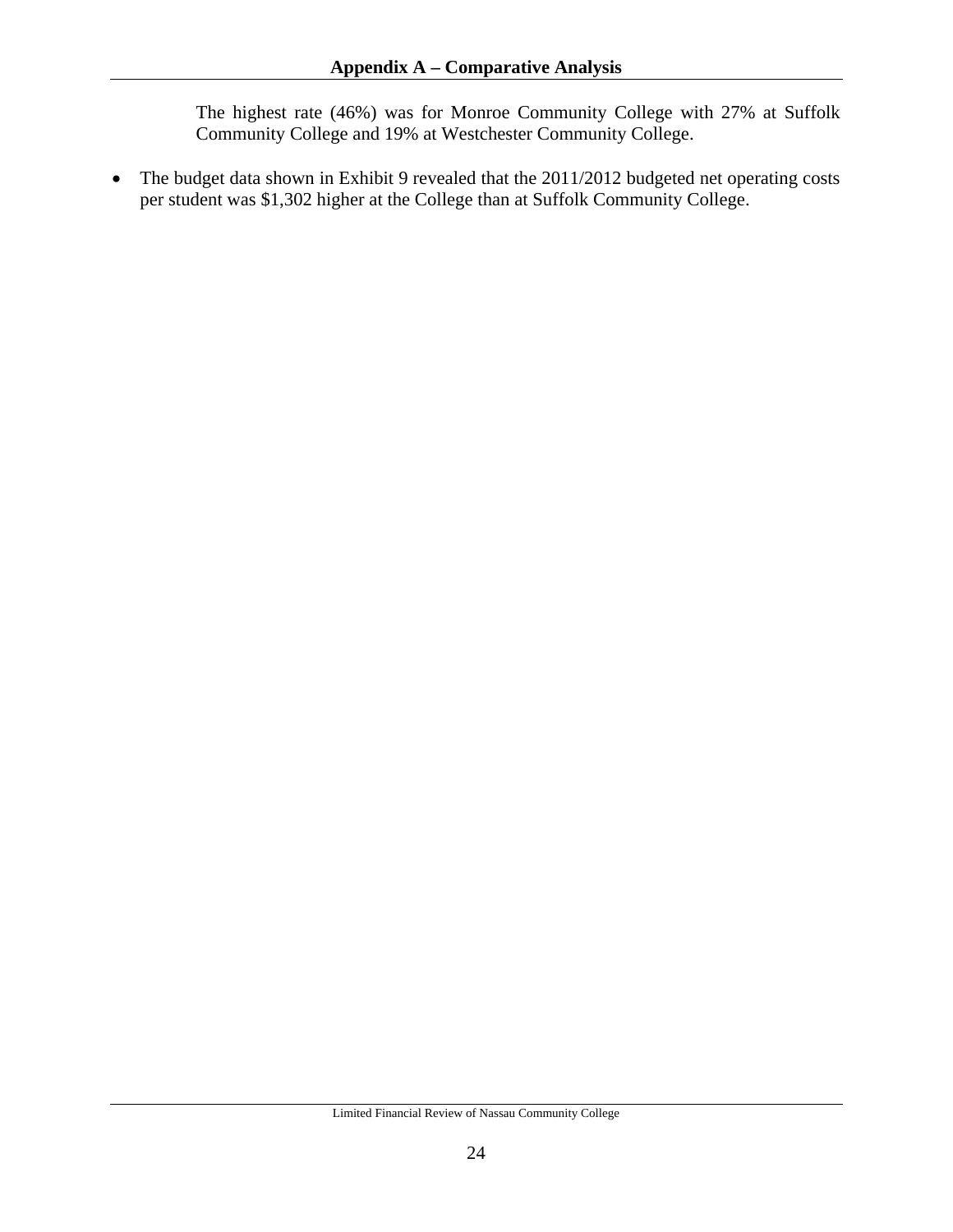## Appendix A – Comparative Analysis

The highest rate (46%) was for Monroe Community College with 27% at Suffolk Community College and 19% at Westchester Community College.

- The budget data shown in Exhibit 9 revealed that the 2011/2012 budgeted net operating costs per student was $1,302 higher at the College than at Suffolk Community College.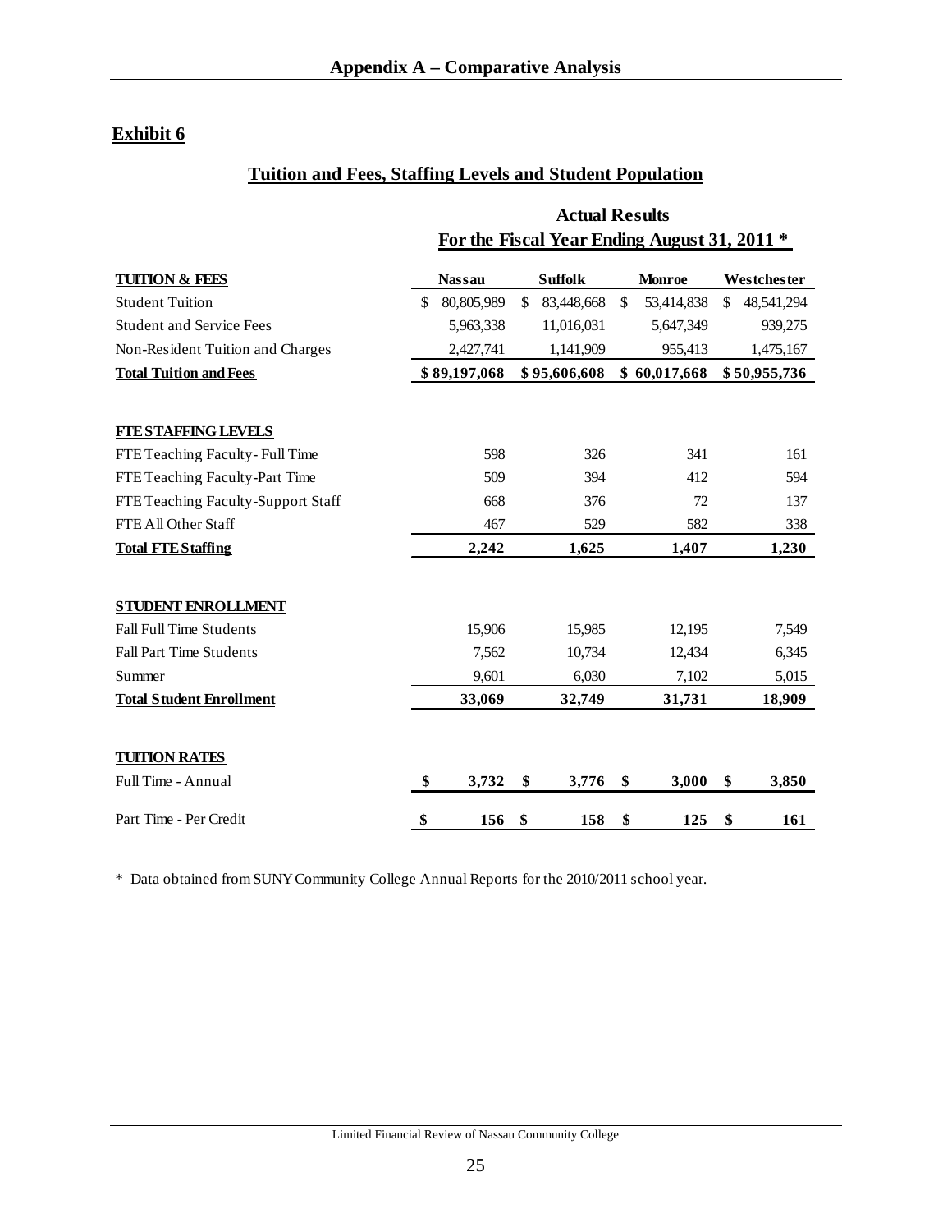## Appendix A – Comparative Analysis

## Exhibit 6

### Tuition and Fees, Staffing Levels and Student Population

| | Actual Results For the Fiscal Year Ending August 31, 2011 * | | | |
|---|---|---|---|---|
| **TUITION & FEES** | **Nassau** | **Suffolk** | **Monroe** | **Westchester** |
| Student Tuition | $ 80,805,989 | $ 83,448,668 | $ 53,414,838 | $ 48,541,294 |
| Student and Service Fees | 5,963,338 | 11,016,031 | 5,647,349 | 939,275 |
| Non-Resident Tuition and Charges | 2,427,741 | 1,141,909 | 955,413 | 1,475,167 |
| **Total Tuition and Fees** | **$ 89,197,068** | **$ 95,606,608** | **$ 60,017,668** | **$ 50,955,736** |
| | | | | |
| **FTE STAFFING LEVELS** | | | | |
| FTE Teaching Faculty- Full Time | 598 | 326 | 341 | 161 |
| FTE Teaching Faculty-Part Time | 509 | 394 | 412 | 594 |
| FTE Teaching Faculty-Support Staff | 668 | 376 | 72 | 137 |
| FTE All Other Staff | 467 | 529 | 582 | 338 |
| **Total FTE Staffing** | **2,242** | **1,625** | **1,407** | **1,230** |
| | | | | |
| **STUDENT ENROLLMENT** | | | | |
| Fall Full Time Students | 15,906 | 15,985 | 12,195 | 7,549 |
| Fall Part Time Students | 7,562 | 10,734 | 12,434 | 6,345 |
| Summer | 9,601 | 6,030 | 7,102 | 5,015 |
| **Total Student Enrollment** | **33,069** | **32,749** | **31,731** | **18,909** |
| | | | | |
| **TUITION RATES** | | | | |
| Full Time - Annual | **$ 3,732** | **$ 3,776** | **$ 3,000** | **$ 3,850** |
| Part Time - Per Credit | **$ 156** | **$ 158** | **$ 125** | **$ 161** |

\* Data obtained from SUNY Community College Annual Reports for the 2010/2011 school year.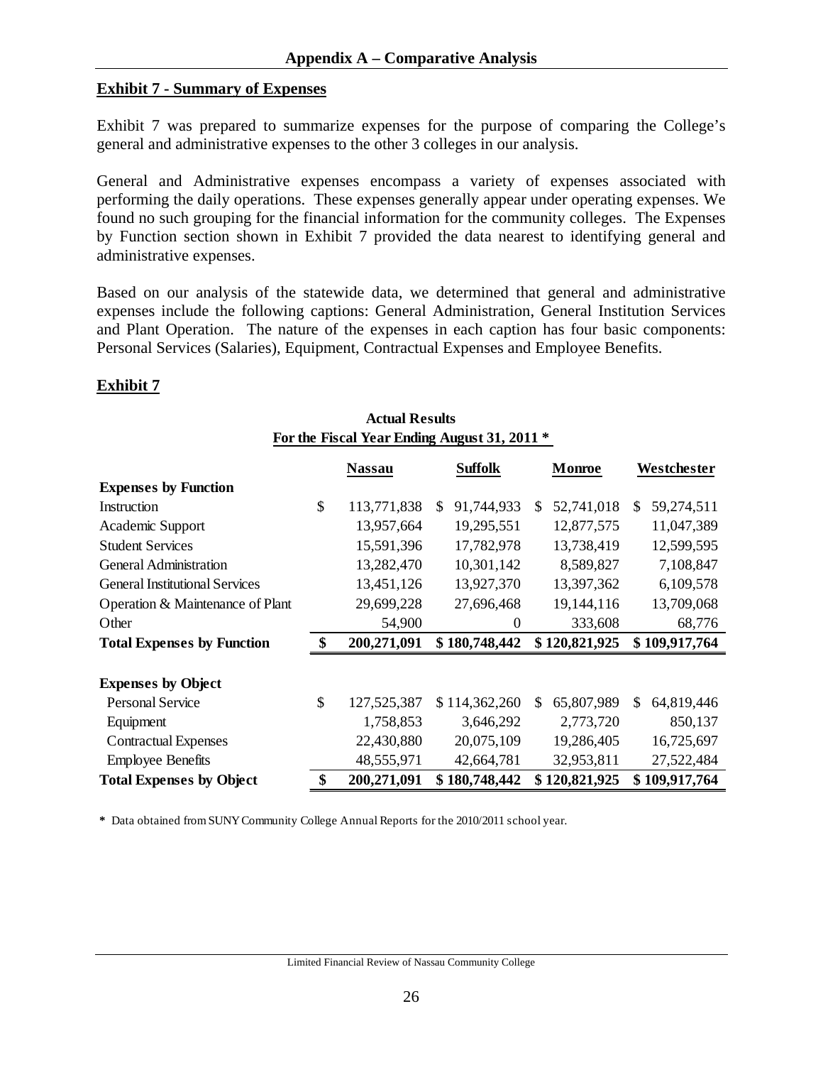## Appendix A – Comparative Analysis

### Exhibit 7 - Summary of Expenses

Exhibit 7 was prepared to summarize expenses for the purpose of comparing the College's general and administrative expenses to the other 3 colleges in our analysis.

General and Administrative expenses encompass a variety of expenses associated with performing the daily operations. These expenses generally appear under operating expenses. We found no such grouping for the financial information for the community colleges. The Expenses by Function section shown in Exhibit 7 provided the data nearest to identifying general and administrative expenses.

Based on our analysis of the statewide data, we determined that general and administrative expenses include the following captions: General Administration, General Institution Services and Plant Operation. The nature of the expenses in each caption has four basic components: Personal Services (Salaries), Equipment, Contractual Expenses and Employee Benefits.

### Exhibit 7

**Actual Results**
**For the Fiscal Year Ending August 31, 2011 ***

| | Nassau | Suffolk | Monroe | Westchester |
|---|---|---|---|---|
| **Expenses by Function** | | | | |
| Instruction | $ 113,771,838 | $ 91,744,933 | $ 52,741,018 | $ 59,274,511 |
| Academic Support | 13,957,664 | 19,295,551 | 12,877,575 | 11,047,389 |
| Student Services | 15,591,396 | 17,782,978 | 13,738,419 | 12,599,595 |
| General Administration | 13,282,470 | 10,301,142 | 8,589,827 | 7,108,847 |
| General Institutional Services | 13,451,126 | 13,927,370 | 13,397,362 | 6,109,578 |
| Operation & Maintenance of Plant | 29,699,228 | 27,696,468 | 19,144,116 | 13,709,068 |
| Other | 54,900 | 0 | 333,608 | 68,776 |
| **Total Expenses by Function** | **$ 200,271,091** | **$ 180,748,442** | **$ 120,821,925** | **$ 109,917,764** |
| | | | | |
| **Expenses by Object** | | | | |
| Personal Service | $ 127,525,387 | $ 114,362,260 | $ 65,807,989 | $ 64,819,446 |
| Equipment | 1,758,853 | 3,646,292 | 2,773,720 | 850,137 |
| Contractual Expenses | 22,430,880 | 20,075,109 | 19,286,405 | 16,725,697 |
| Employee Benefits | 48,555,971 | 42,664,781 | 32,953,811 | 27,522,484 |
| **Total Expenses by Object** | **$ 200,271,091** | **$ 180,748,442** | **$ 120,821,925** | **$ 109,917,764** |

**\*** Data obtained from SUNY Community College Annual Reports for the 2010/2011 school year.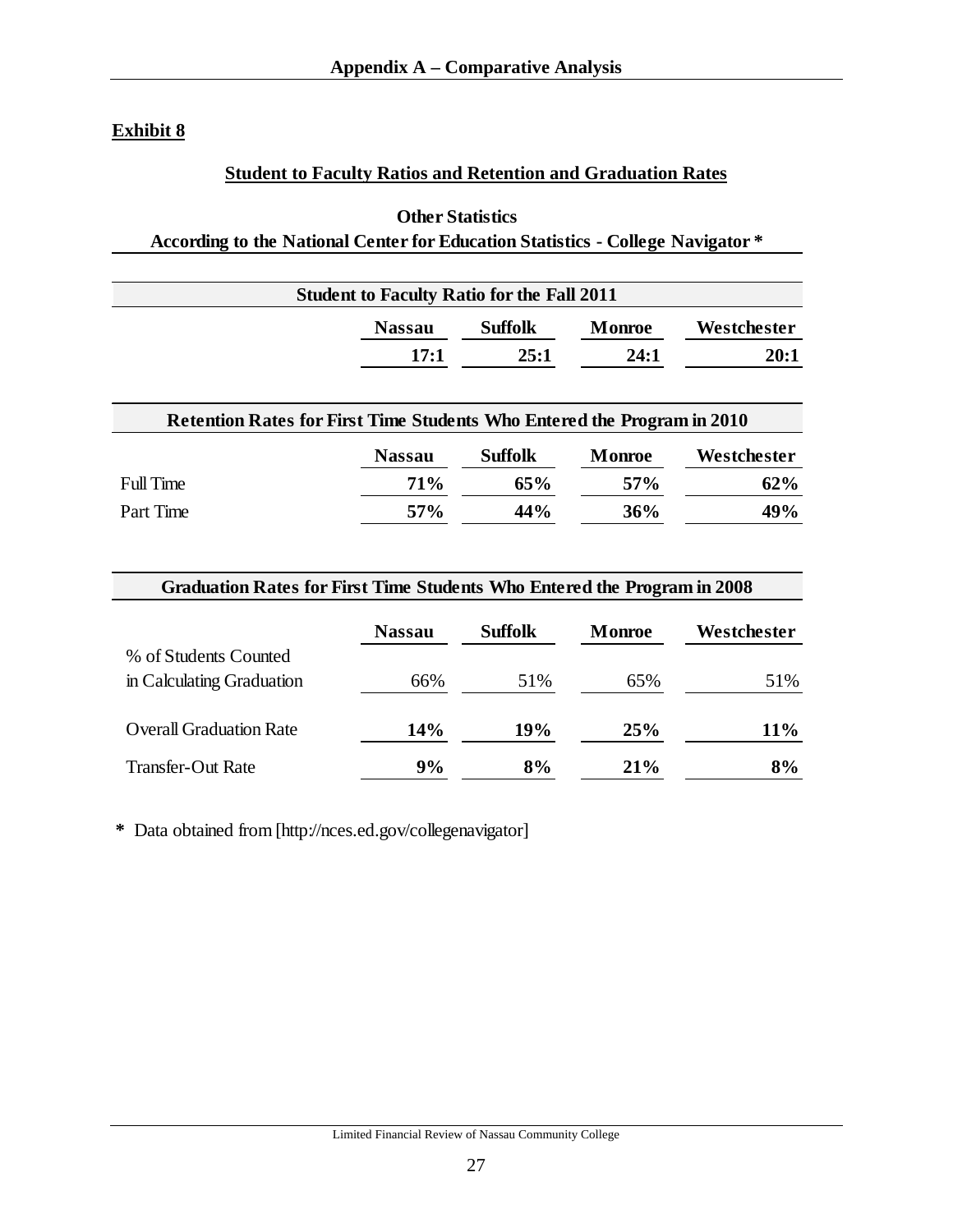**Exhibit 8**

## Student to Faculty Ratios and Retention and Graduation Rates

### Other Statistics
### According to the National Center for Education Statistics - College Navigator *

**Student to Faculty Ratio for the Fall 2011**

| | Nassau | Suffolk | Monroe | Westchester |
|---|---|---|---|---|
| | **17:1** | **25:1** | **24:1** | **20:1** |

**Retention Rates for First Time Students Who Entered the Program in 2010**

| | Nassau | Suffolk | Monroe | Westchester |
|---|---|---|---|---|
| Full Time | **71%** | **65%** | **57%** | **62%** |
| Part Time | **57%** | **44%** | **36%** | **49%** |

**Graduation Rates for First Time Students Who Entered the Program in 2008**

| | Nassau | Suffolk | Monroe | Westchester |
|---|---|---|---|---|
| % of Students Counted in Calculating Graduation | 66% | 51% | 65% | 51% |
| Overall Graduation Rate | **14%** | **19%** | **25%** | **11%** |
| Transfer-Out Rate | **9%** | **8%** | **21%** | **8%** |

**\*** Data obtained from [http://nces.ed.gov/collegenavigator]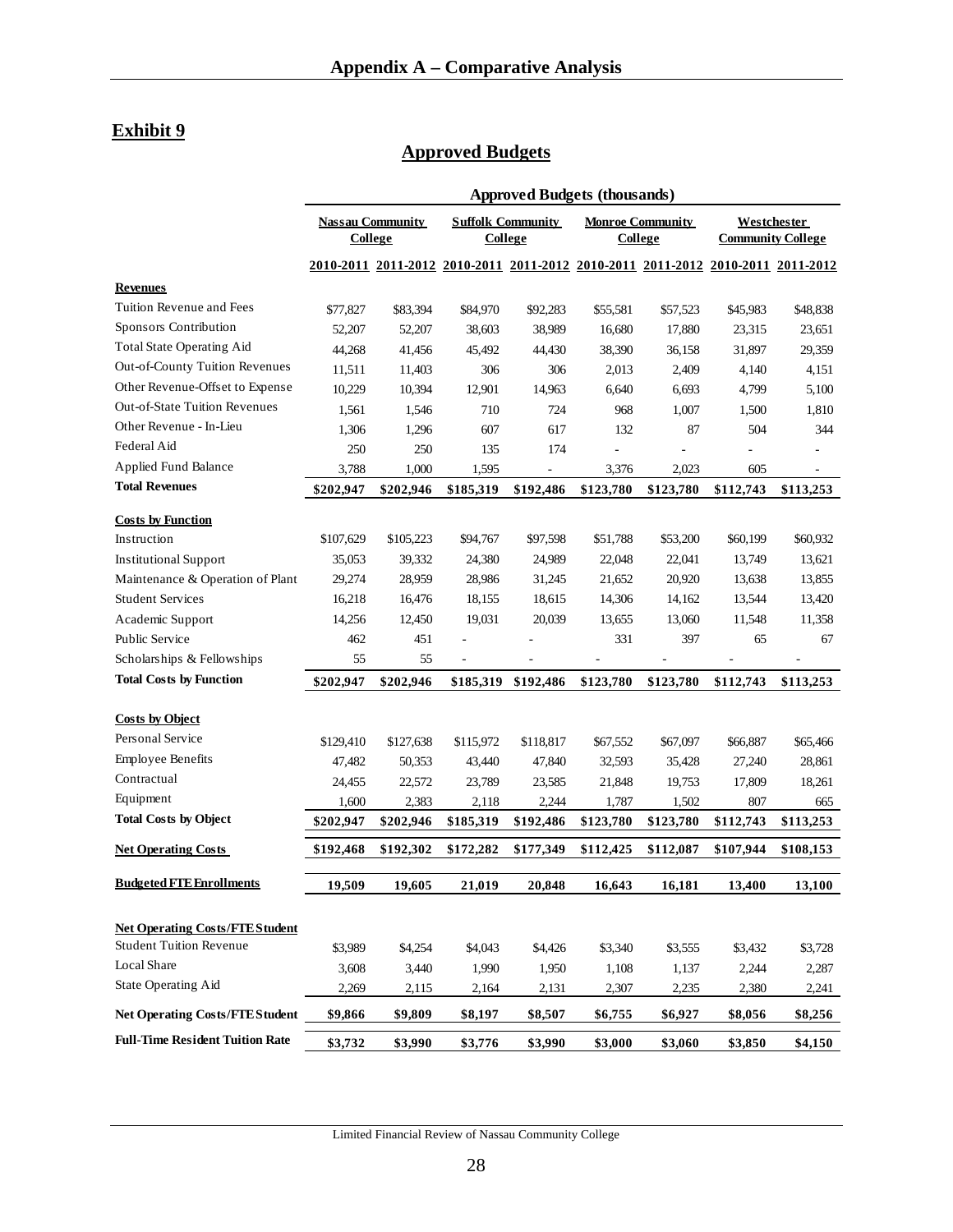## Appendix A – Comparative Analysis

## Exhibit 9

## Approved Budgets

| | Approved Budgets (thousands) | | | | | | | |
|---|---|---|---|---|---|---|---|---|
| | Nassau Community College | | Suffolk Community College | | Monroe Community College | | Westchester Community College | |
| | 2010-2011 | 2011-2012 | 2010-2011 | 2011-2012 | 2010-2011 | 2011-2012 | 2010-2011 | 2011-2012 |
| **Revenues** | | | | | | | | |
| Tuition Revenue and Fees | $77,827 | $83,394 | $84,970 | $92,283 | $55,581 | $57,523 | $45,983 | $48,838 |
| Sponsors Contribution | 52,207 | 52,207 | 38,603 | 38,989 | 16,680 | 17,880 | 23,315 | 23,651 |
| Total State Operating Aid | 44,268 | 41,456 | 45,492 | 44,430 | 38,390 | 36,158 | 31,897 | 29,359 |
| Out-of-County Tuition Revenues | 11,511 | 11,403 | 306 | 306 | 2,013 | 2,409 | 4,140 | 4,151 |
| Other Revenue-Offset to Expense | 10,229 | 10,394 | 12,901 | 14,963 | 6,640 | 6,693 | 4,799 | 5,100 |
| Out-of-State Tuition Revenues | 1,561 | 1,546 | 710 | 724 | 968 | 1,007 | 1,500 | 1,810 |
| Other Revenue - In-Lieu | 1,306 | 1,296 | 607 | 617 | 132 | 87 | 504 | 344 |
| Federal Aid | 250 | 250 | 135 | 174 | - | - | - | - |
| Applied Fund Balance | 3,788 | 1,000 | 1,595 | - | 3,376 | 2,023 | 605 | - |
| **Total Revenues** | **$202,947** | **$202,946** | **$185,319** | **$192,486** | **$123,780** | **$123,780** | **$112,743** | **$113,253** |
| **Costs by Function** | | | | | | | | |
| Instruction | $107,629 | $105,223 | $94,767 | $97,598 | $51,788 | $53,200 | $60,199 | $60,932 |
| Institutional Support | 35,053 | 39,332 | 24,380 | 24,989 | 22,048 | 22,041 | 13,749 | 13,621 |
| Maintenance & Operation of Plant | 29,274 | 28,959 | 28,986 | 31,245 | 21,652 | 20,920 | 13,638 | 13,855 |
| Student Services | 16,218 | 16,476 | 18,155 | 18,615 | 14,306 | 14,162 | 13,544 | 13,420 |
| Academic Support | 14,256 | 12,450 | 19,031 | 20,039 | 13,655 | 13,060 | 11,548 | 11,358 |
| Public Service | 462 | 451 | - | - | 331 | 397 | 65 | 67 |
| Scholarships & Fellowships | 55 | 55 | - | - | - | - | - | - |
| **Total Costs by Function** | **$202,947** | **$202,946** | **$185,319** | **$192,486** | **$123,780** | **$123,780** | **$112,743** | **$113,253** |
| **Costs by Object** | | | | | | | | |
| Personal Service | $129,410 | $127,638 | $115,972 | $118,817 | $67,552 | $67,097 | $66,887 | $65,466 |
| Employee Benefits | 47,482 | 50,353 | 43,440 | 47,840 | 32,593 | 35,428 | 27,240 | 28,861 |
| Contractual | 24,455 | 22,572 | 23,789 | 23,585 | 21,848 | 19,753 | 17,809 | 18,261 |
| Equipment | 1,600 | 2,383 | 2,118 | 2,244 | 1,787 | 1,502 | 807 | 665 |
| **Total Costs by Object** | **$202,947** | **$202,946** | **$185,319** | **$192,486** | **$123,780** | **$123,780** | **$112,743** | **$113,253** |
| **Net Operating Costs** | **$192,468** | **$192,302** | **$172,282** | **$177,349** | **$112,425** | **$112,087** | **$107,944** | **$108,153** |
| **Budgeted FTE Enrollments** | **19,509** | **19,605** | **21,019** | **20,848** | **16,643** | **16,181** | **13,400** | **13,100** |
| **Net Operating Costs/FTE Student** | | | | | | | | |
| Student Tuition Revenue | $3,989 | $4,254 | $4,043 | $4,426 | $3,340 | $3,555 | $3,432 | $3,728 |
| Local Share | 3,608 | 3,440 | 1,990 | 1,950 | 1,108 | 1,137 | 2,244 | 2,287 |
| State Operating Aid | 2,269 | 2,115 | 2,164 | 2,131 | 2,307 | 2,235 | 2,380 | 2,241 |
| **Net Operating Costs/FTE Student** | **$9,866** | **$9,809** | **$8,197** | **$8,507** | **$6,755** | **$6,927** | **$8,056** | **$8,256** |
| **Full-Time Resident Tuition Rate** | **$3,732** | **$3,990** | **$3,776** | **$3,990** | **$3,000** | **$3,060** | **$3,850** | **$4,150** |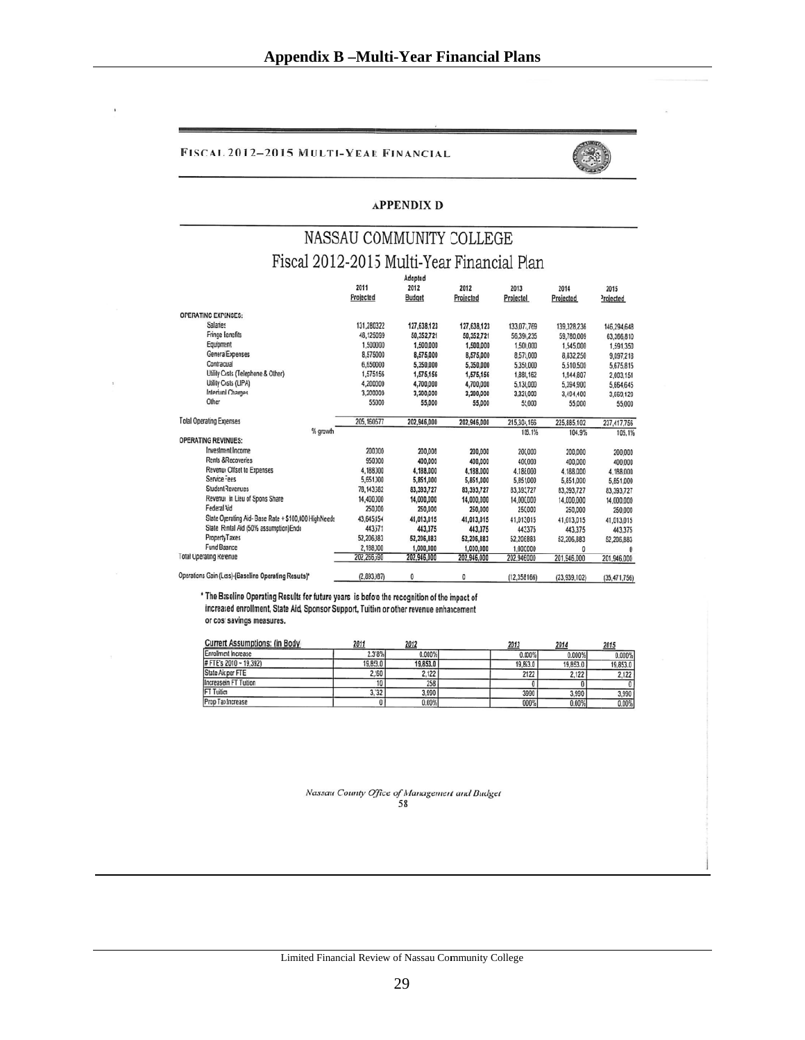# Appendix B –Multi-Year Financial Plans

FISCAL 2012–2015 MULTI-YEAR FINANCIAL

**APPENDIX D**

## NASSAU COMMUNITY COLLEGE

## Fiscal 2012-2015 Multi-Year Financial Plan

| | 2011 Projected | Adopted 2012 Budget | 2012 Projected | 2013 Projected | 2014 Projected | 2015 Projected |
|---|---|---|---|---|---|---|
| **OPERATING EXPENSES:** | | | | | | |
| Salaries | 131,280322 | 127,638,123 | 127,638,123 | 133,077,769 | 139,328,236 | 146,294,648 |
| Fringe Benefits | 48,125099 | 50,352,721 | 50,352,721 | 56,391,235 | 59,760,009 | 63,366,810 |
| Equipment | 1,500000 | 1,500,000 | 1,500,000 | 1,500,000 | 1,545,000 | 1,591,350 |
| General Expenses | 8,575000 | 8,575,000 | 8,575,000 | 8,575,000 | 8,832,250 | 9,097,218 |
| Contractual | 6,650000 | 5,350,000 | 5,350,000 | 5,350,000 | 5,510,500 | 5,675,815 |
| Utility Costs (Telephone & Other) | 1,575156 | 1,575,156 | 1,575,156 | 1,881,162 | 1,944,807 | 2,003,151 |
| Utility Costs (LIPA) | 4,200000 | 4,700,000 | 4,700,000 | 5,130,000 | 5,394,900 | 5,664,645 |
| Interfund Charges | 3,200000 | 3,200,000 | 3,200,000 | 3,320,000 | 3,404,400 | 3,660,120 |
| Other | 55000 | 55,000 | 55,000 | 55,000 | 55000 | 55,000 |
| **Total Operating Expenses** | 205,160577 | 202,946,000 | 202,946,000 | 215,304,166 | 225,885,102 | 237,417,756 |
| % growth | | | | 106.1% | 104.9% | 105.1% |
| **OPERATING REVENUES:** | | | | | | |
| Investment Income | 200000 | 200,000 | 200,000 | 200,000 | 200,000 | 200,000 |
| Rents & Recoveries | 950000 | 400,000 | 400,000 | 400,000 | 400,000 | 400,000 |
| Revenue Offset to Expenses | 4,188000 | 4,188,000 | 4,188,000 | 4,188,000 | 4,188,000 | 4,188,000 |
| Service Fees | 5,651,000 | 5,851,000 | 5,851,000 | 5,851,000 | 5,851,000 | 5,851,000 |
| Student Revenues | 78,143382 | 83,393,727 | 83,393,727 | 83,393,727 | 83,393,727 | 83,393,727 |
| Revenue in Lieu of Spons Share | 14,400,000 | 14,000,000 | 14,000,000 | 14,000,000 | 14,000,000 | 14,000,000 |
| Federal Aid | 250,000 | 250,000 | 250,000 | 250,000 | 250,000 | 250,000 |
| State Operating Aid- Base Rate + $100,000 HighNeeds | 43,645,154 | 41,013,015 | 41,013,015 | 41,013,015 | 41,013,015 | 41,013,015 |
| State Rental Aid (50% assumption)Ends | 443,571 | 443,375 | 443,375 | 443,375 | 443,375 | 443,375 |
| Property Taxes | 52,206,883 | 52,206,883 | 52,206,883 | 52,206,883 | 52,206,883 | 52,206,883 |
| Fund Balance | 2,188,000 | 1,000,000 | 1,000,000 | 1,000,000 | 0 | 0 |
| **Total Operating Revenue** | 202,266,590 | 202,946,000 | 202,946,000 | 202,946000 | 201,946,000 | 201,946,000 |
| Operations Gain (Loss)-(Baseline Operating Results)* | (2,893,987) | 0 | 0 | (12,358166) | (23,939,102) | (35,471,756) |

\* The Baseline Operating Results for future years is before the recognition of the impact of increased enrollment, State Aid, Sponsor Support, Tuition or other revenue enhancement or cost savings measures.

| Current Assumptions: (in Body) | 2011 | 2012 | | 2013 | 2014 | 2015 |
|---|---|---|---|---|---|---|
| Enrollment Increase | 2.36% | 0.000% | | 0.000% | 0.000% | 0.000% |
| # FTE's 2010 - 19,392) | 19,853.0 | 19,853.0 | | 19,853.0 | 19,853.0 | 19,853.0 |
| State Aid per FTE | 2,260 | 2,122 | | 2122 | 2,122 | 2,122 |
| Increase in FT Tuition | 10 | 258 | | 0 | 0 | 0 |
| FT Tuition | 3,732 | 3,990 | | 3990 | 3,990 | 3,990 |
| Prop Tax Increase | 0 | 0.00% | | 000% | 0.00% | 0.00% |

*Nassau County Office of Management and Budget*
58

Limited Financial Review of Nassau Community College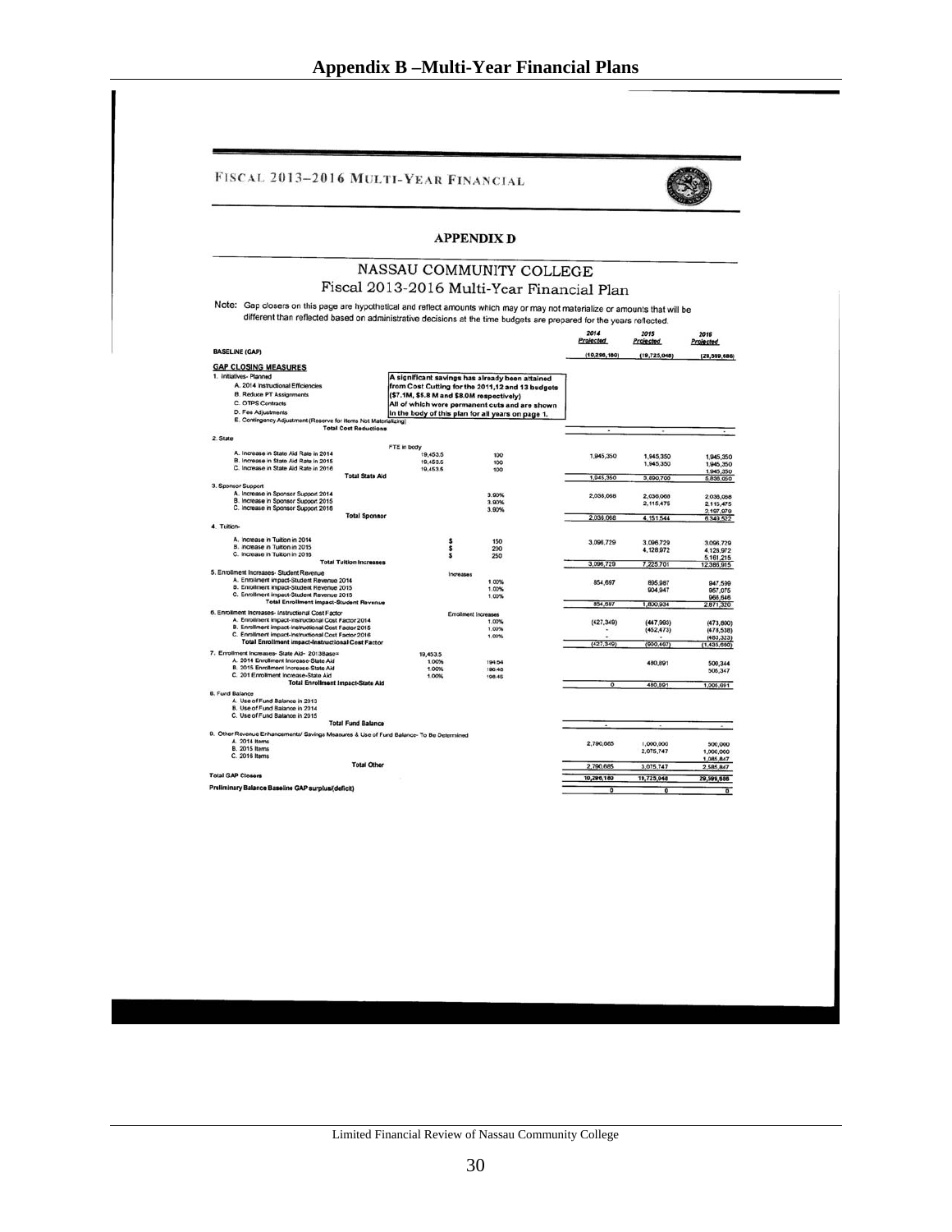# Appendix B –Multi-Year Financial Plans

FISCAL 2013–2016 MULTI-YEAR FINANCIAL

**APPENDIX D**

## NASSAU COMMUNITY COLLEGE
### Fiscal 2013-2016 Multi-Year Financial Plan

Note: Gap closers on this page are hypothetical and reflect amounts which may or may not materialize or amounts that will be different than reflected based on administrative decisions at the time budgets are prepared for the years reflected.

| | | | 2014 Projected | 2015 Projected | 2016 Projected |
|---|---|---|---|---|---|
| **BASELINE (GAP)** | | | (10,296,180) | (19,725,048) | (29,599,686) |
| **GAP CLOSING MEASURES** | | | | | |
| 1. Initiatives- Planned | **A significant savings has already been attained from Cost Cutting for the 2011,12 and 13 budgets ($7.1M, $5.8 M and $8.0M respectively) All of which were permanent cuts and are shown in the body of this plan for all years on page 1.** | | | | |
| A. 2014 Instructional Efficiencies | | | | | |
| B. Reduce PT Assignments | | | | | |
| C. OTPS Contracts | | | | | |
| D. Fee Adjustments | | | | | |
| E. Contingency Adjustment (Reserve for Items Not Materializing) | | | | | |
| Total Cost Reductions | | | - | - | - |
| 2. State | FTE in body | | | | |
| A. Increase in State Aid Rate in 2014 | 19,453.5 | 100 | 1,945,350 | 1,945,350 | 1,945,350 |
| B. Increase in State Aid Rate in 2015 | 19,453.5 | 100 | | 1,945,350 | 1,945,350 |
| C. Increase in State Aid Rate in 2016 | 19,453.5 | 100 | | | 1,945,350 |
| Total State Aid | | | 1,945,350 | 3,890,700 | 5,836,050 |
| 3. Sponsor Support | | | | | |
| A. Increase in Sponsor Support 2014 | | 3.90% | 2,036,068 | 2,036,068 | 2,036,068 |
| B. Increase in Sponsor Support 2015 | | 3.90% | | 2,115,475 | 2,115,475 |
| C. Increase in Sponsor Support 2016 | | 3.90% | | | 2,197,979 |
| Total Sponsor | | | 2,036,068 | 4,151,544 | 6,349,522 |
| 4. Tuition- | | | | | |
| A. Increase in Tuition in 2014 | $ | 150 | 3,096,729 | 3,096,729 | 3,096,729 |
| B. Increase in Tuition in 2015 | $ | 200 | | 4,128,972 | 4,128,972 |
| C. Increase in Tuition in 2016 | $ | 250 | | | 5,161,215 |
| Total Tuition Increases | | | 3,096,729 | 7,225,701 | 12,386,915 |
| 5. Enrollment Increases- Student Revenue | | Increases | | | |
| A. Enrollment impact-Student Revenue 2014 | | 1.00% | 854,697 | 895,987 | 947,599 |
| B. Enrollment impact-Student Revenue 2015 | | 1.00% | | 904,947 | 957,075 |
| C. Enrollment impact-Student Revenue 2016 | | 1.00% | | | 966,646 |
| Total Enrollment impact-Student Revenue | | | 854,697 | 1,800,934 | 2,871,320 |
| 6. Enrollment Increases- Instructional Cost Factor | | Enrollment Increases | | | |
| A. Enrollment impact-Instructional Cost Factor 2014 | | 1.00% | (427,349) | (447,993) | (473,800) |
| B. Enrollment impact-Instructional Cost Factor 2015 | | 1.00% | - | (452,473) | (478,538) |
| C. Enrollment impact-Instructional Cost Factor 2016 | | 1.00% | - | - | (483,323) |
| Total Enrollment impact-Instructional Cost Factor | | | (427,349) | (900,467) | (1,435,660) |
| 7. Enrollment Increases- State Aid- 2013Base= | 19,453.5 | | | | |
| A. 2014 Enrollment Increase-State Aid | 1.00% | 194.54 | | 480,891 | 500,344 |
| B. 2015 Enrollment Increase-State Aid | 1.00% | 196.48 | | | 505,347 |
| C. 201 Enrollment Increase-State Aid | 1.00% | 198.45 | | | |
| Total Enrollment Impact-State Aid | | | 0 | 480,891 | 1,005,691 |
| 8. Fund Balance | | | | | |
| A. Use of Fund Balance in 2013 | | | | | |
| B. Use of Fund Balance in 2014 | | | | | |
| C. Use of Fund Balance in 2015 | | | | | |
| Total Fund Balance | | | - | - | - |
| 9. Other Revenue Enhancements/ Savings Measures & Use of Fund Balance- To Be Determined | | | | | |
| A. 2014 Items | | | 2,790,685 | 1,000,000 | 500,000 |
| B. 2015 Items | | | | 2,075,747 | 1,000,000 |
| C. 2016 Items | | | | | 1,085,847 |
| Total Other | | | 2,790,685 | 3,075,747 | 2,585,847 |
| **Total GAP Closers** | | | 10,296,180 | 19,725,048 | 29,599,686 |
| **Preliminary Balance Baseline GAP surplus/(deficit)** | | | 0 | 0 | 0 |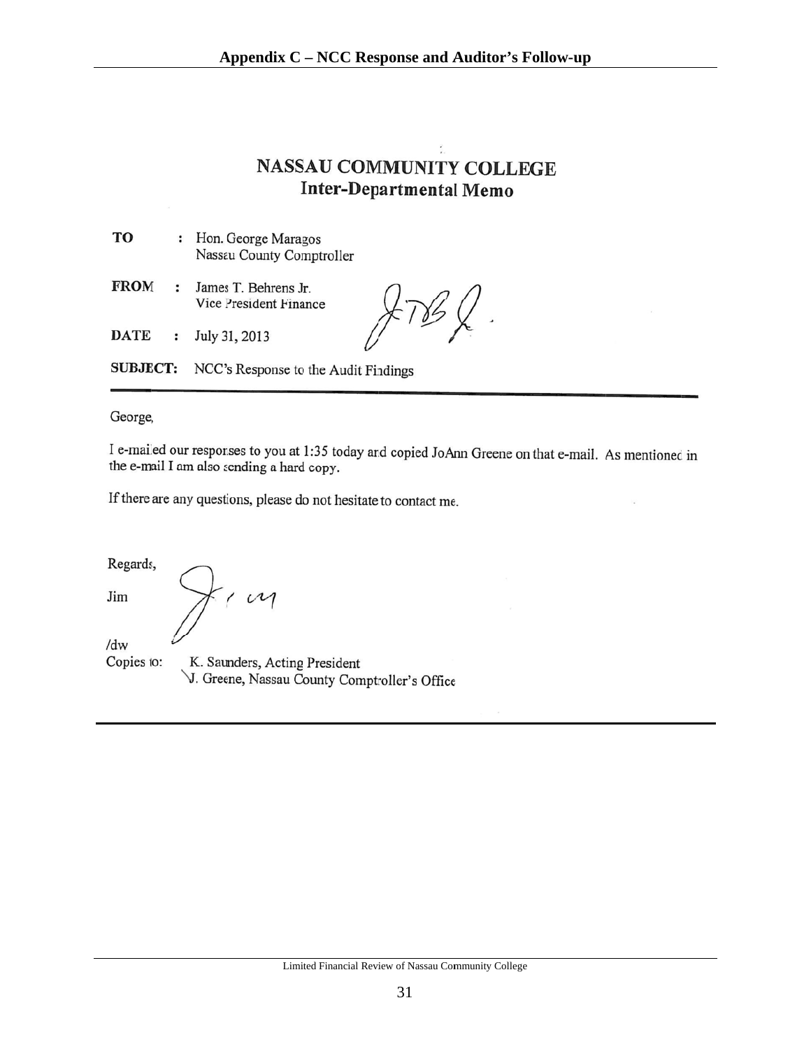# Appendix C – NCC Response and Auditor's Follow-up

## NASSAU COMMUNITY COLLEGE
### Inter-Departmental Memo

**TO** : Hon. George Maragos
Nassau County Comptroller

**FROM** : James T. Behrens Jr.
Vice President Finance

**DATE** : July 31, 2013

**SUBJECT:** NCC's Response to the Audit Findings

George,

I e-mailed our responses to you at 1:35 today and copied JoAnn Greene on that e-mail. As mentioned in the e-mail I am also sending a hard copy.

If there are any questions, please do not hesitate to contact me.

Regards,

Jim

/dw

Copies to: K. Saunders, Acting President
J. Greene, Nassau County Comptroller's Office

Limited Financial Review of Nassau Community College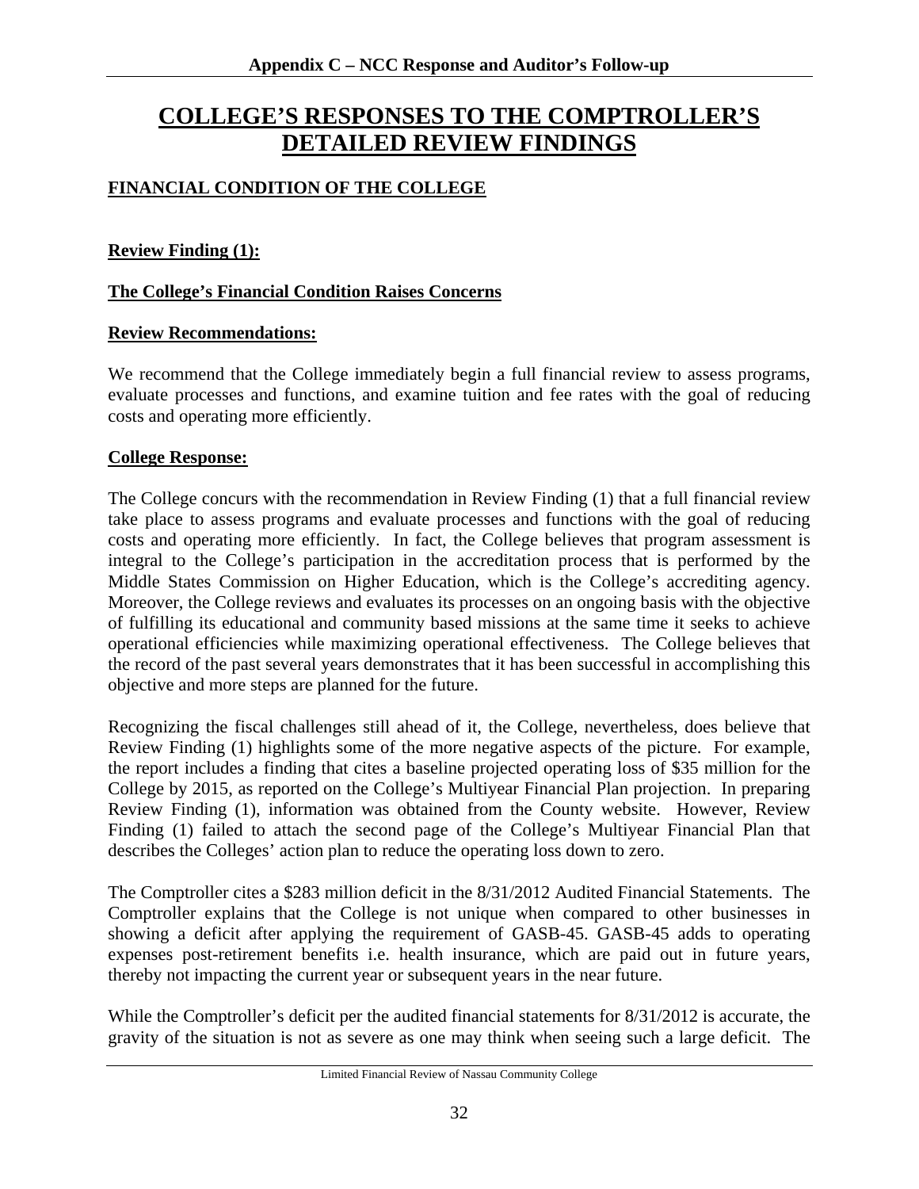# COLLEGE'S RESPONSES TO THE COMPTROLLER'S DETAILED REVIEW FINDINGS

## FINANCIAL CONDITION OF THE COLLEGE

**Review Finding (1):**

**The College's Financial Condition Raises Concerns**

**Review Recommendations:**

We recommend that the College immediately begin a full financial review to assess programs, evaluate processes and functions, and examine tuition and fee rates with the goal of reducing costs and operating more efficiently.

**College Response:**

The College concurs with the recommendation in Review Finding (1) that a full financial review take place to assess programs and evaluate processes and functions with the goal of reducing costs and operating more efficiently. In fact, the College believes that program assessment is integral to the College's participation in the accreditation process that is performed by the Middle States Commission on Higher Education, which is the College's accrediting agency. Moreover, the College reviews and evaluates its processes on an ongoing basis with the objective of fulfilling its educational and community based missions at the same time it seeks to achieve operational efficiencies while maximizing operational effectiveness. The College believes that the record of the past several years demonstrates that it has been successful in accomplishing this objective and more steps are planned for the future.

Recognizing the fiscal challenges still ahead of it, the College, nevertheless, does believe that Review Finding (1) highlights some of the more negative aspects of the picture. For example, the report includes a finding that cites a baseline projected operating loss of $35 million for the College by 2015, as reported on the College's Multiyear Financial Plan projection. In preparing Review Finding (1), information was obtained from the County website. However, Review Finding (1) failed to attach the second page of the College's Multiyear Financial Plan that describes the Colleges' action plan to reduce the operating loss down to zero.

The Comptroller cites a $283 million deficit in the 8/31/2012 Audited Financial Statements. The Comptroller explains that the College is not unique when compared to other businesses in showing a deficit after applying the requirement of GASB-45. GASB-45 adds to operating expenses post-retirement benefits i.e. health insurance, which are paid out in future years, thereby not impacting the current year or subsequent years in the near future.

While the Comptroller's deficit per the audited financial statements for 8/31/2012 is accurate, the gravity of the situation is not as severe as one may think when seeing such a large deficit. The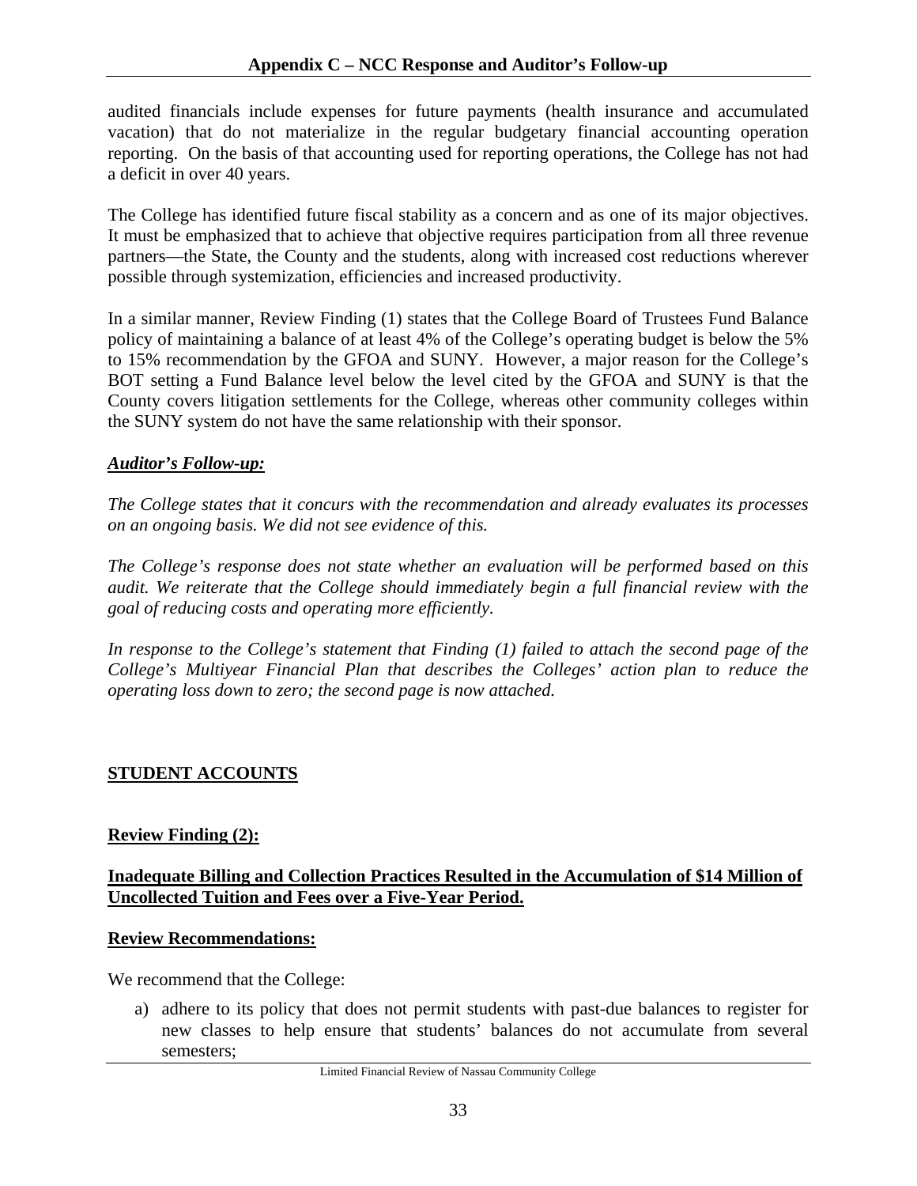audited financials include expenses for future payments (health insurance and accumulated vacation) that do not materialize in the regular budgetary financial accounting operation reporting. On the basis of that accounting used for reporting operations, the College has not had a deficit in over 40 years.

The College has identified future fiscal stability as a concern and as one of its major objectives. It must be emphasized that to achieve that objective requires participation from all three revenue partners—the State, the County and the students, along with increased cost reductions wherever possible through systemization, efficiencies and increased productivity.

In a similar manner, Review Finding (1) states that the College Board of Trustees Fund Balance policy of maintaining a balance of at least 4% of the College's operating budget is below the 5% to 15% recommendation by the GFOA and SUNY. However, a major reason for the College's BOT setting a Fund Balance level below the level cited by the GFOA and SUNY is that the County covers litigation settlements for the College, whereas other community colleges within the SUNY system do not have the same relationship with their sponsor.

***Auditor's Follow-up:***

*The College states that it concurs with the recommendation and already evaluates its processes on an ongoing basis. We did not see evidence of this.*

*The College's response does not state whether an evaluation will be performed based on this audit. We reiterate that the College should immediately begin a full financial review with the goal of reducing costs and operating more efficiently.*

*In response to the College's statement that Finding (1) failed to attach the second page of the College's Multiyear Financial Plan that describes the Colleges' action plan to reduce the operating loss down to zero; the second page is now attached.*

## STUDENT ACCOUNTS

**Review Finding (2):**

**Inadequate Billing and Collection Practices Resulted in the Accumulation of $14 Million of Uncollected Tuition and Fees over a Five-Year Period.**

**Review Recommendations:**

We recommend that the College:

a) adhere to its policy that does not permit students with past-due balances to register for new classes to help ensure that students' balances do not accumulate from several semesters;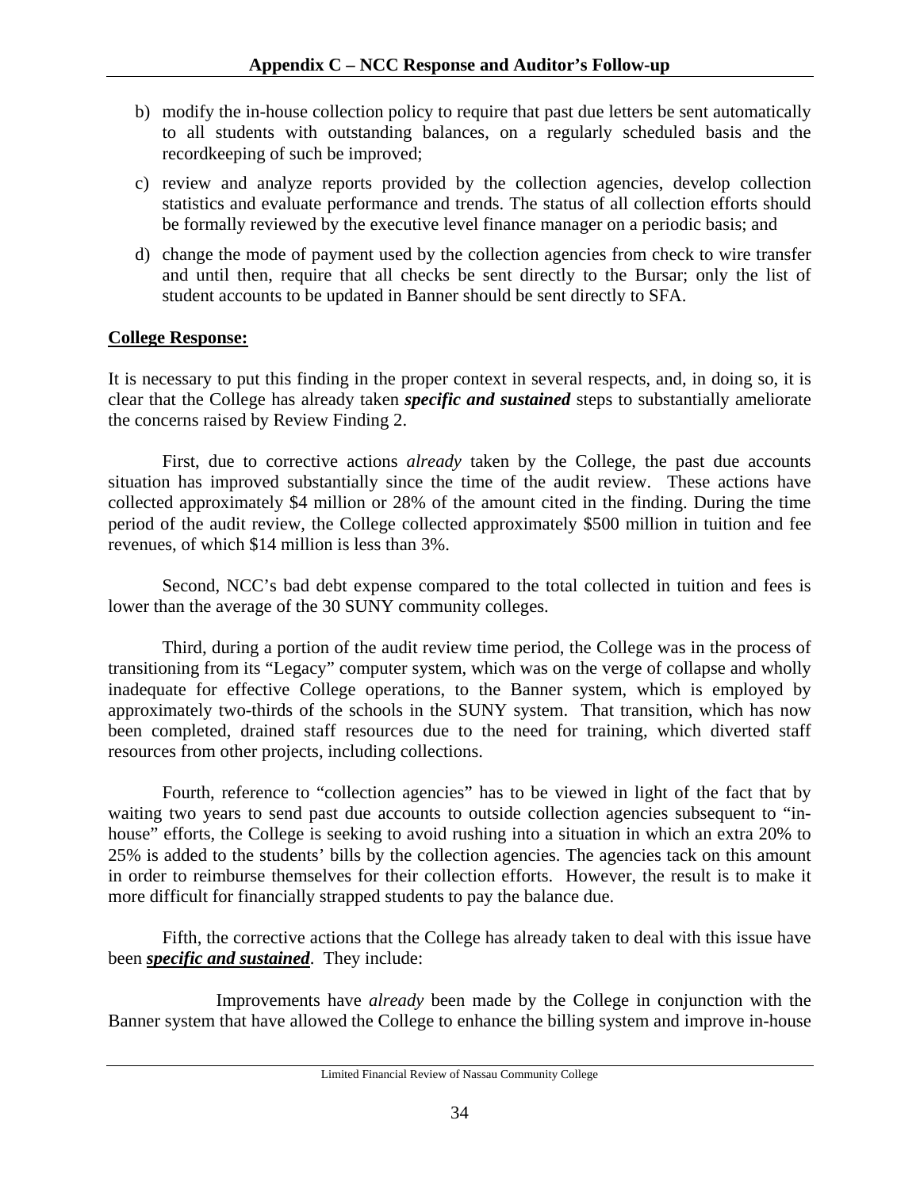b) modify the in-house collection policy to require that past due letters be sent automatically to all students with outstanding balances, on a regularly scheduled basis and the recordkeeping of such be improved;

c) review and analyze reports provided by the collection agencies, develop collection statistics and evaluate performance and trends. The status of all collection efforts should be formally reviewed by the executive level finance manager on a periodic basis; and

d) change the mode of payment used by the collection agencies from check to wire transfer and until then, require that all checks be sent directly to the Bursar; only the list of student accounts to be updated in Banner should be sent directly to SFA.

**College Response:**

It is necessary to put this finding in the proper context in several respects, and, in doing so, it is clear that the College has already taken ***specific and sustained*** steps to substantially ameliorate the concerns raised by Review Finding 2.

First, due to corrective actions *already* taken by the College, the past due accounts situation has improved substantially since the time of the audit review. These actions have collected approximately $4 million or 28% of the amount cited in the finding. During the time period of the audit review, the College collected approximately $500 million in tuition and fee revenues, of which $14 million is less than 3%.

Second, NCC's bad debt expense compared to the total collected in tuition and fees is lower than the average of the 30 SUNY community colleges.

Third, during a portion of the audit review time period, the College was in the process of transitioning from its "Legacy" computer system, which was on the verge of collapse and wholly inadequate for effective College operations, to the Banner system, which is employed by approximately two-thirds of the schools in the SUNY system. That transition, which has now been completed, drained staff resources due to the need for training, which diverted staff resources from other projects, including collections.

Fourth, reference to "collection agencies" has to be viewed in light of the fact that by waiting two years to send past due accounts to outside collection agencies subsequent to "in-house" efforts, the College is seeking to avoid rushing into a situation in which an extra 20% to 25% is added to the students' bills by the collection agencies. The agencies tack on this amount in order to reimburse themselves for their collection efforts. However, the result is to make it more difficult for financially strapped students to pay the balance due.

Fifth, the corrective actions that the College has already taken to deal with this issue have been ***specific and sustained***. They include:

Improvements have *already* been made by the College in conjunction with the Banner system that have allowed the College to enhance the billing system and improve in-house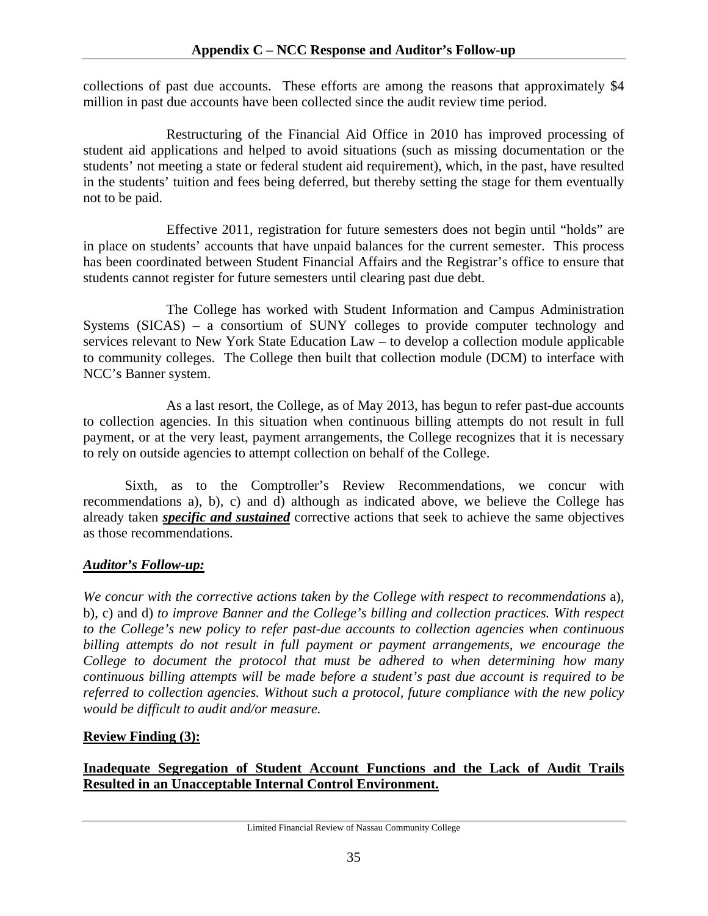collections of past due accounts. These efforts are among the reasons that approximately $4 million in past due accounts have been collected since the audit review time period.

Restructuring of the Financial Aid Office in 2010 has improved processing of student aid applications and helped to avoid situations (such as missing documentation or the students' not meeting a state or federal student aid requirement), which, in the past, have resulted in the students' tuition and fees being deferred, but thereby setting the stage for them eventually not to be paid.

Effective 2011, registration for future semesters does not begin until "holds" are in place on students' accounts that have unpaid balances for the current semester. This process has been coordinated between Student Financial Affairs and the Registrar's office to ensure that students cannot register for future semesters until clearing past due debt.

The College has worked with Student Information and Campus Administration Systems (SICAS) – a consortium of SUNY colleges to provide computer technology and services relevant to New York State Education Law – to develop a collection module applicable to community colleges. The College then built that collection module (DCM) to interface with NCC's Banner system.

As a last resort, the College, as of May 2013, has begun to refer past-due accounts to collection agencies. In this situation when continuous billing attempts do not result in full payment, or at the very least, payment arrangements, the College recognizes that it is necessary to rely on outside agencies to attempt collection on behalf of the College.

Sixth, as to the Comptroller's Review Recommendations, we concur with recommendations a), b), c) and d) although as indicated above, we believe the College has already taken ***specific and sustained*** corrective actions that seek to achieve the same objectives as those recommendations.

***Auditor's Follow-up:***

*We concur with the corrective actions taken by the College with respect to recommendations* a), b), c) and d) *to improve Banner and the College's billing and collection practices. With respect to the College's new policy to refer past-due accounts to collection agencies when continuous billing attempts do not result in full payment or payment arrangements, we encourage the College to document the protocol that must be adhered to when determining how many continuous billing attempts will be made before a student's past due account is required to be referred to collection agencies. Without such a protocol, future compliance with the new policy would be difficult to audit and/or measure.*

**Review Finding (3):**

**Inadequate Segregation of Student Account Functions and the Lack of Audit Trails Resulted in an Unacceptable Internal Control Environment.**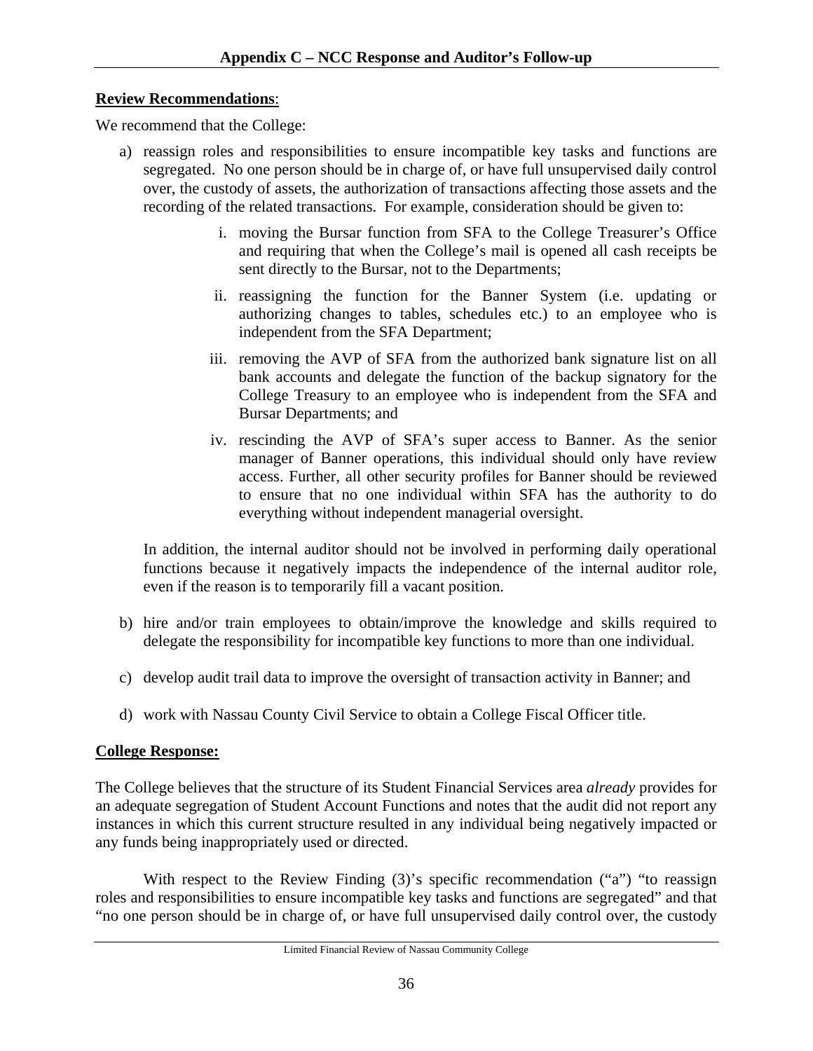**Review Recommendations**:

We recommend that the College:

a) reassign roles and responsibilities to ensure incompatible key tasks and functions are segregated. No one person should be in charge of, or have full unsupervised daily control over, the custody of assets, the authorization of transactions affecting those assets and the recording of the related transactions. For example, consideration should be given to:

   i. moving the Bursar function from SFA to the College Treasurer's Office and requiring that when the College's mail is opened all cash receipts be sent directly to the Bursar, not to the Departments;

   ii. reassigning the function for the Banner System (i.e. updating or authorizing changes to tables, schedules etc.) to an employee who is independent from the SFA Department;

   iii. removing the AVP of SFA from the authorized bank signature list on all bank accounts and delegate the function of the backup signatory for the College Treasury to an employee who is independent from the SFA and Bursar Departments; and

   iv. rescinding the AVP of SFA's super access to Banner. As the senior manager of Banner operations, this individual should only have review access. Further, all other security profiles for Banner should be reviewed to ensure that no one individual within SFA has the authority to do everything without independent managerial oversight.

   In addition, the internal auditor should not be involved in performing daily operational functions because it negatively impacts the independence of the internal auditor role, even if the reason is to temporarily fill a vacant position.

b) hire and/or train employees to obtain/improve the knowledge and skills required to delegate the responsibility for incompatible key functions to more than one individual.

c) develop audit trail data to improve the oversight of transaction activity in Banner; and

d) work with Nassau County Civil Service to obtain a College Fiscal Officer title.

**College Response:**

The College believes that the structure of its Student Financial Services area *already* provides for an adequate segregation of Student Account Functions and notes that the audit did not report any instances in which this current structure resulted in any individual being negatively impacted or any funds being inappropriately used or directed.

With respect to the Review Finding (3)'s specific recommendation ("a") "to reassign roles and responsibilities to ensure incompatible key tasks and functions are segregated" and that "no one person should be in charge of, or have full unsupervised daily control over, the custody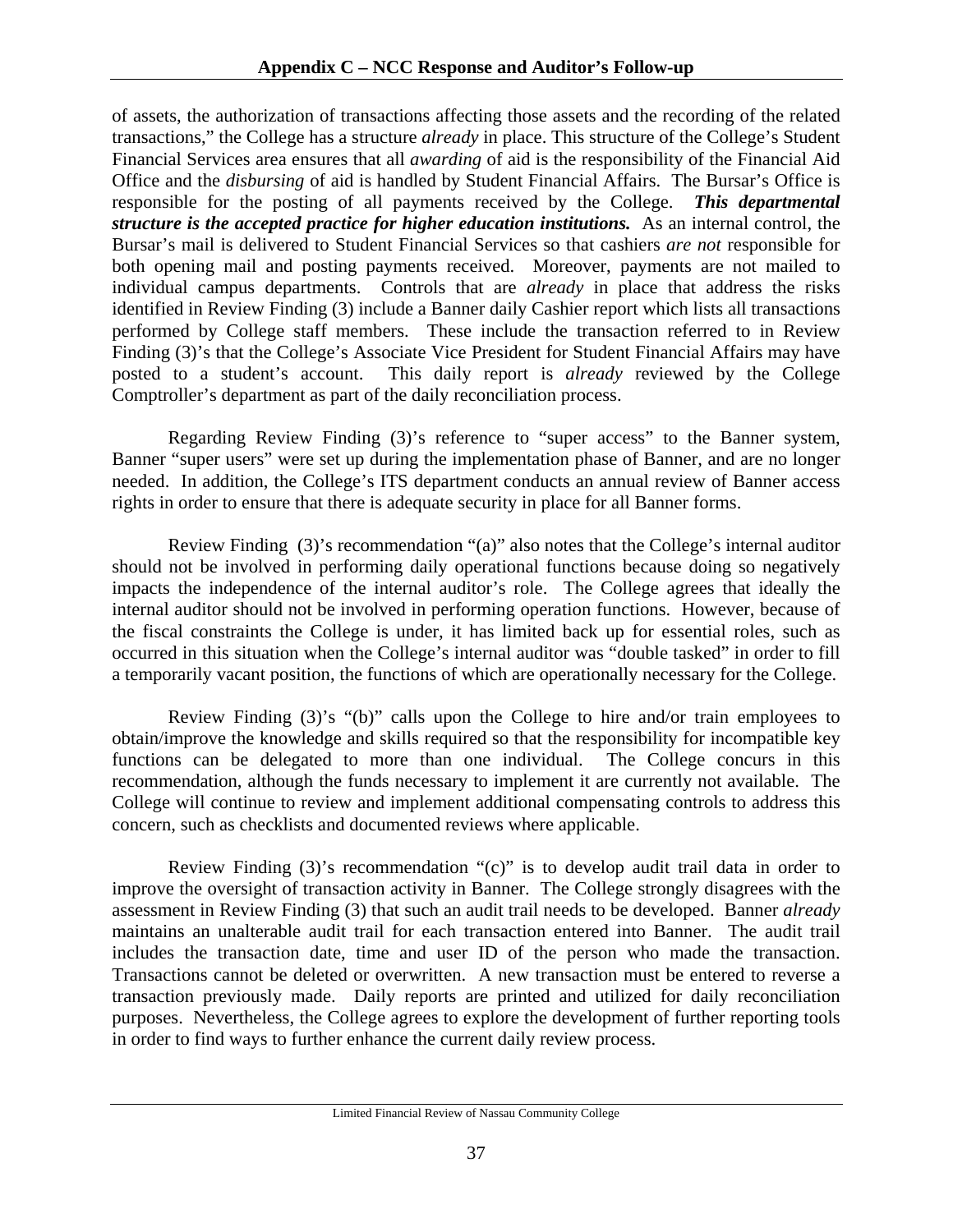of assets, the authorization of transactions affecting those assets and the recording of the related transactions," the College has a structure *already* in place. This structure of the College's Student Financial Services area ensures that all *awarding* of aid is the responsibility of the Financial Aid Office and the *disbursing* of aid is handled by Student Financial Affairs. The Bursar's Office is responsible for the posting of all payments received by the College. ***This departmental structure is the accepted practice for higher education institutions.*** As an internal control, the Bursar's mail is delivered to Student Financial Services so that cashiers *are not* responsible for both opening mail and posting payments received. Moreover, payments are not mailed to individual campus departments. Controls that are *already* in place that address the risks identified in Review Finding (3) include a Banner daily Cashier report which lists all transactions performed by College staff members. These include the transaction referred to in Review Finding (3)'s that the College's Associate Vice President for Student Financial Affairs may have posted to a student's account. This daily report is *already* reviewed by the College Comptroller's department as part of the daily reconciliation process.

Regarding Review Finding (3)'s reference to "super access" to the Banner system, Banner "super users" were set up during the implementation phase of Banner, and are no longer needed. In addition, the College's ITS department conducts an annual review of Banner access rights in order to ensure that there is adequate security in place for all Banner forms.

Review Finding (3)'s recommendation "(a)" also notes that the College's internal auditor should not be involved in performing daily operational functions because doing so negatively impacts the independence of the internal auditor's role. The College agrees that ideally the internal auditor should not be involved in performing operation functions. However, because of the fiscal constraints the College is under, it has limited back up for essential roles, such as occurred in this situation when the College's internal auditor was "double tasked" in order to fill a temporarily vacant position, the functions of which are operationally necessary for the College.

Review Finding (3)'s "(b)" calls upon the College to hire and/or train employees to obtain/improve the knowledge and skills required so that the responsibility for incompatible key functions can be delegated to more than one individual. The College concurs in this recommendation, although the funds necessary to implement it are currently not available. The College will continue to review and implement additional compensating controls to address this concern, such as checklists and documented reviews where applicable.

Review Finding (3)'s recommendation "(c)" is to develop audit trail data in order to improve the oversight of transaction activity in Banner. The College strongly disagrees with the assessment in Review Finding (3) that such an audit trail needs to be developed. Banner *already* maintains an unalterable audit trail for each transaction entered into Banner. The audit trail includes the transaction date, time and user ID of the person who made the transaction. Transactions cannot be deleted or overwritten. A new transaction must be entered to reverse a transaction previously made. Daily reports are printed and utilized for daily reconciliation purposes. Nevertheless, the College agrees to explore the development of further reporting tools in order to find ways to further enhance the current daily review process.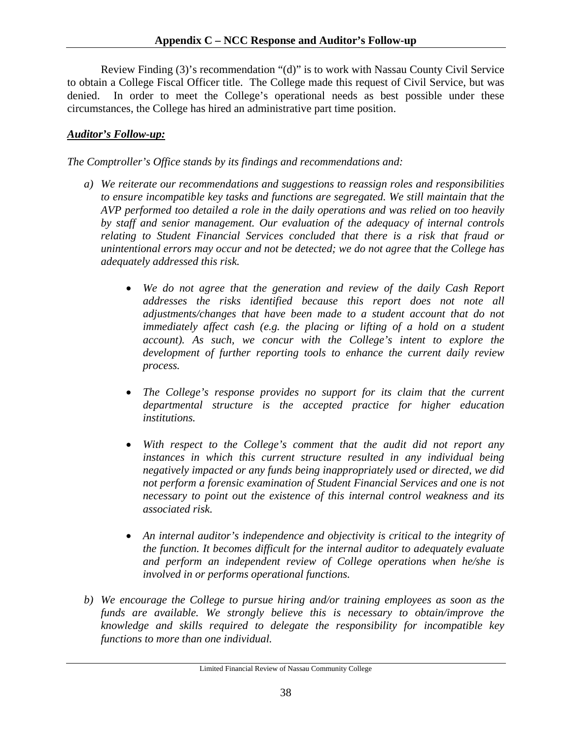## Appendix C – NCC Response and Auditor's Follow-up

Review Finding (3)'s recommendation "(d)" is to work with Nassau County Civil Service to obtain a College Fiscal Officer title. The College made this request of Civil Service, but was denied. In order to meet the College's operational needs as best possible under these circumstances, the College has hired an administrative part time position.

***Auditor's Follow-up:***

*The Comptroller's Office stands by its findings and recommendations and:*

*a) We reiterate our recommendations and suggestions to reassign roles and responsibilities to ensure incompatible key tasks and functions are segregated. We still maintain that the AVP performed too detailed a role in the daily operations and was relied on too heavily by staff and senior management. Our evaluation of the adequacy of internal controls relating to Student Financial Services concluded that there is a risk that fraud or unintentional errors may occur and not be detected; we do not agree that the College has adequately addressed this risk.*

- *We do not agree that the generation and review of the daily Cash Report addresses the risks identified because this report does not note all adjustments/changes that have been made to a student account that do not immediately affect cash (e.g. the placing or lifting of a hold on a student account). As such, we concur with the College's intent to explore the development of further reporting tools to enhance the current daily review process.*

- *The College's response provides no support for its claim that the current departmental structure is the accepted practice for higher education institutions.*

- *With respect to the College's comment that the audit did not report any instances in which this current structure resulted in any individual being negatively impacted or any funds being inappropriately used or directed, we did not perform a forensic examination of Student Financial Services and one is not necessary to point out the existence of this internal control weakness and its associated risk.*

- *An internal auditor's independence and objectivity is critical to the integrity of the function. It becomes difficult for the internal auditor to adequately evaluate and perform an independent review of College operations when he/she is involved in or performs operational functions.*

*b) We encourage the College to pursue hiring and/or training employees as soon as the funds are available. We strongly believe this is necessary to obtain/improve the knowledge and skills required to delegate the responsibility for incompatible key functions to more than one individual.*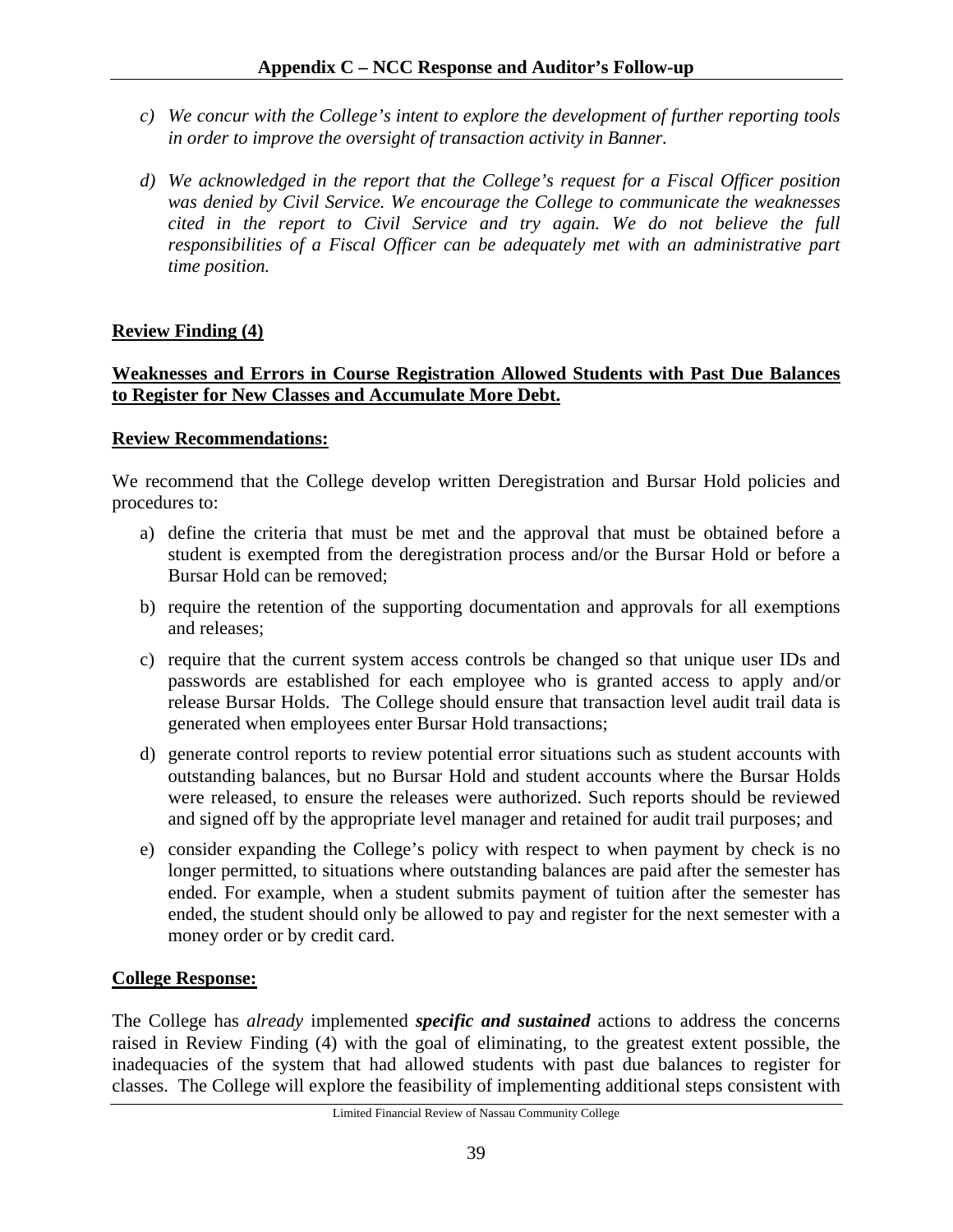*c) We concur with the College's intent to explore the development of further reporting tools in order to improve the oversight of transaction activity in Banner.*

*d) We acknowledged in the report that the College's request for a Fiscal Officer position was denied by Civil Service. We encourage the College to communicate the weaknesses cited in the report to Civil Service and try again. We do not believe the full responsibilities of a Fiscal Officer can be adequately met with an administrative part time position.*

**Review Finding (4)**

**Weaknesses and Errors in Course Registration Allowed Students with Past Due Balances to Register for New Classes and Accumulate More Debt.**

**Review Recommendations:**

We recommend that the College develop written Deregistration and Bursar Hold policies and procedures to:

a) define the criteria that must be met and the approval that must be obtained before a student is exempted from the deregistration process and/or the Bursar Hold or before a Bursar Hold can be removed;

b) require the retention of the supporting documentation and approvals for all exemptions and releases;

c) require that the current system access controls be changed so that unique user IDs and passwords are established for each employee who is granted access to apply and/or release Bursar Holds. The College should ensure that transaction level audit trail data is generated when employees enter Bursar Hold transactions;

d) generate control reports to review potential error situations such as student accounts with outstanding balances, but no Bursar Hold and student accounts where the Bursar Holds were released, to ensure the releases were authorized. Such reports should be reviewed and signed off by the appropriate level manager and retained for audit trail purposes; and

e) consider expanding the College's policy with respect to when payment by check is no longer permitted, to situations where outstanding balances are paid after the semester has ended. For example, when a student submits payment of tuition after the semester has ended, the student should only be allowed to pay and register for the next semester with a money order or by credit card.

**College Response:**

The College has *already* implemented ***specific and sustained*** actions to address the concerns raised in Review Finding (4) with the goal of eliminating, to the greatest extent possible, the inadequacies of the system that had allowed students with past due balances to register for classes. The College will explore the feasibility of implementing additional steps consistent with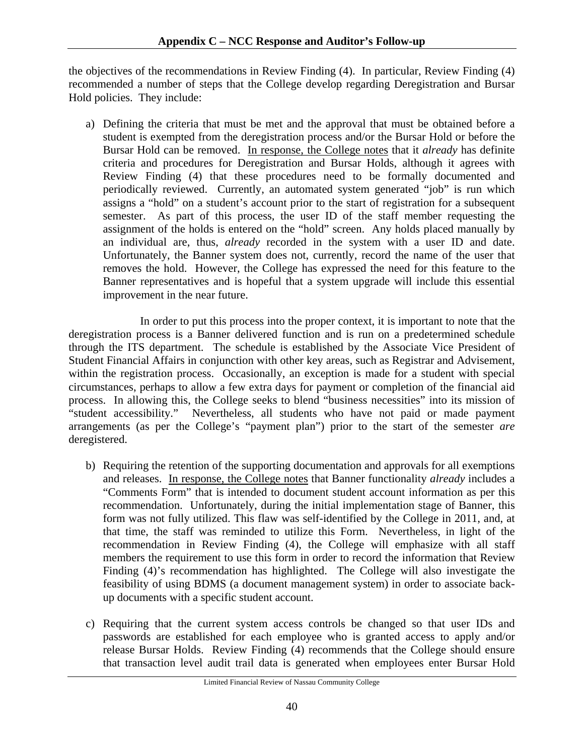the objectives of the recommendations in Review Finding (4). In particular, Review Finding (4) recommended a number of steps that the College develop regarding Deregistration and Bursar Hold policies. They include:

a) Defining the criteria that must be met and the approval that must be obtained before a student is exempted from the deregistration process and/or the Bursar Hold or before the Bursar Hold can be removed. <u>In response, the College notes</u> that it *already* has definite criteria and procedures for Deregistration and Bursar Holds, although it agrees with Review Finding (4) that these procedures need to be formally documented and periodically reviewed. Currently, an automated system generated "job" is run which assigns a "hold" on a student's account prior to the start of registration for a subsequent semester. As part of this process, the user ID of the staff member requesting the assignment of the holds is entered on the "hold" screen. Any holds placed manually by an individual are, thus, *already* recorded in the system with a user ID and date. Unfortunately, the Banner system does not, currently, record the name of the user that removes the hold. However, the College has expressed the need for this feature to the Banner representatives and is hopeful that a system upgrade will include this essential improvement in the near future.

In order to put this process into the proper context, it is important to note that the deregistration process is a Banner delivered function and is run on a predetermined schedule through the ITS department. The schedule is established by the Associate Vice President of Student Financial Affairs in conjunction with other key areas, such as Registrar and Advisement, within the registration process. Occasionally, an exception is made for a student with special circumstances, perhaps to allow a few extra days for payment or completion of the financial aid process. In allowing this, the College seeks to blend "business necessities" into its mission of "student accessibility." Nevertheless, all students who have not paid or made payment arrangements (as per the College's "payment plan") prior to the start of the semester *are* deregistered.

b) Requiring the retention of the supporting documentation and approvals for all exemptions and releases. <u>In response, the College notes</u> that Banner functionality *already* includes a "Comments Form" that is intended to document student account information as per this recommendation. Unfortunately, during the initial implementation stage of Banner, this form was not fully utilized. This flaw was self-identified by the College in 2011, and, at that time, the staff was reminded to utilize this Form. Nevertheless, in light of the recommendation in Review Finding (4), the College will emphasize with all staff members the requirement to use this form in order to record the information that Review Finding (4)'s recommendation has highlighted. The College will also investigate the feasibility of using BDMS (a document management system) in order to associate back-up documents with a specific student account.

c) Requiring that the current system access controls be changed so that user IDs and passwords are established for each employee who is granted access to apply and/or release Bursar Holds. Review Finding (4) recommends that the College should ensure that transaction level audit trail data is generated when employees enter Bursar Hold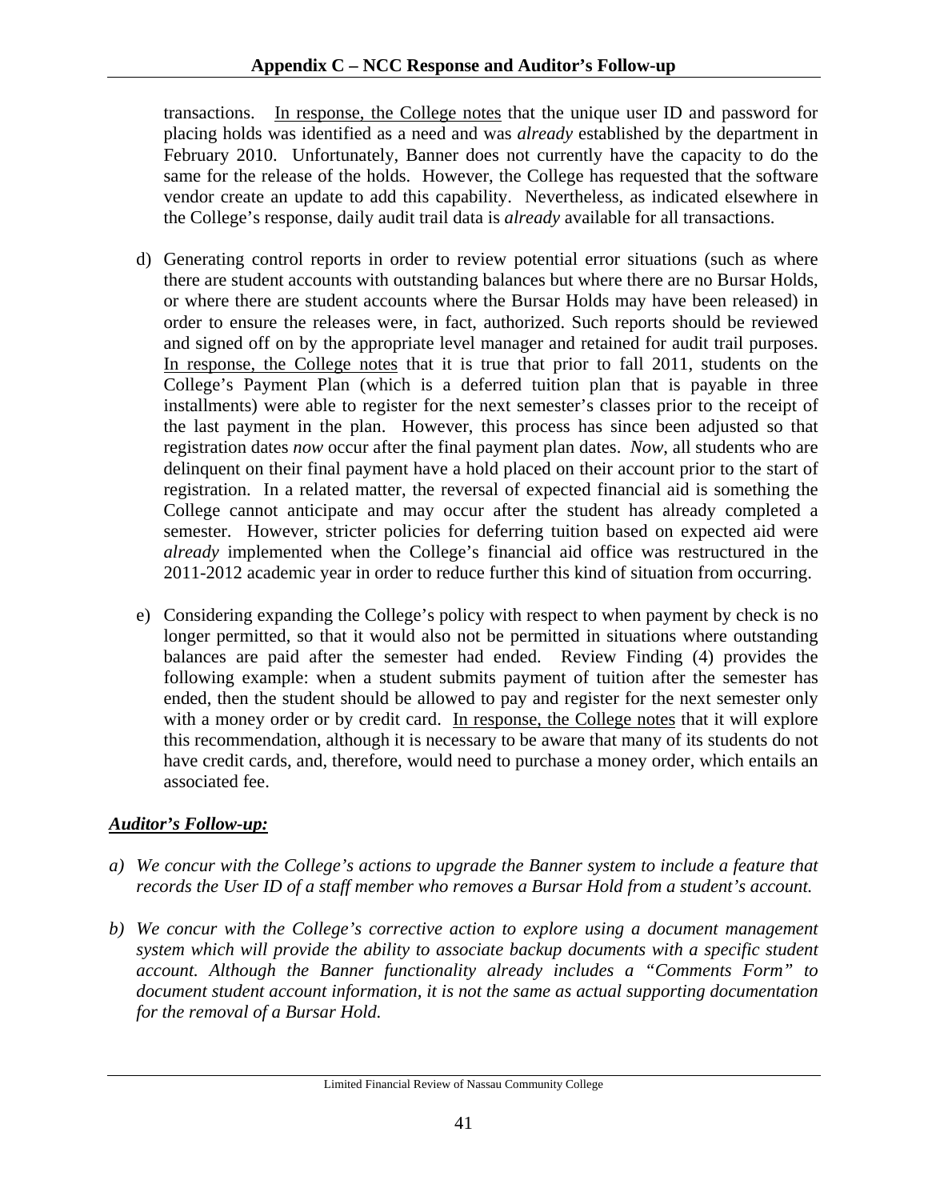transactions. <u>In response, the College notes</u> that the unique user ID and password for placing holds was identified as a need and was *already* established by the department in February 2010. Unfortunately, Banner does not currently have the capacity to do the same for the release of the holds. However, the College has requested that the software vendor create an update to add this capability. Nevertheless, as indicated elsewhere in the College's response, daily audit trail data is *already* available for all transactions.

d) Generating control reports in order to review potential error situations (such as where there are student accounts with outstanding balances but where there are no Bursar Holds, or where there are student accounts where the Bursar Holds may have been released) in order to ensure the releases were, in fact, authorized. Such reports should be reviewed and signed off on by the appropriate level manager and retained for audit trail purposes. <u>In response, the College notes</u> that it is true that prior to fall 2011, students on the College's Payment Plan (which is a deferred tuition plan that is payable in three installments) were able to register for the next semester's classes prior to the receipt of the last payment in the plan. However, this process has since been adjusted so that registration dates *now* occur after the final payment plan dates. *Now*, all students who are delinquent on their final payment have a hold placed on their account prior to the start of registration. In a related matter, the reversal of expected financial aid is something the College cannot anticipate and may occur after the student has already completed a semester. However, stricter policies for deferring tuition based on expected aid were *already* implemented when the College's financial aid office was restructured in the 2011-2012 academic year in order to reduce further this kind of situation from occurring.

e) Considering expanding the College's policy with respect to when payment by check is no longer permitted, so that it would also not be permitted in situations where outstanding balances are paid after the semester had ended. Review Finding (4) provides the following example: when a student submits payment of tuition after the semester has ended, then the student should be allowed to pay and register for the next semester only with a money order or by credit card. <u>In response, the College notes</u> that it will explore this recommendation, although it is necessary to be aware that many of its students do not have credit cards, and, therefore, would need to purchase a money order, which entails an associated fee.

***<u>Auditor's Follow-up:</u>***

*a) We concur with the College's actions to upgrade the Banner system to include a feature that records the User ID of a staff member who removes a Bursar Hold from a student's account.*

*b) We concur with the College's corrective action to explore using a document management system which will provide the ability to associate backup documents with a specific student account. Although the Banner functionality already includes a "Comments Form" to document student account information, it is not the same as actual supporting documentation for the removal of a Bursar Hold.*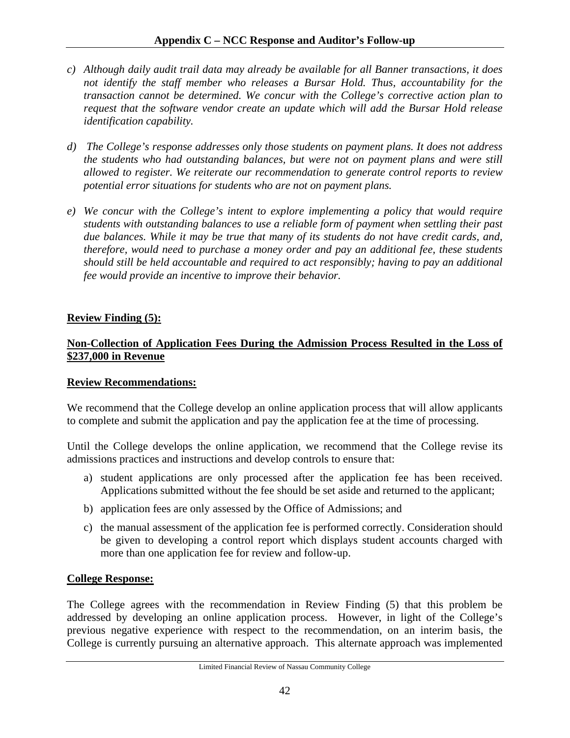*c) Although daily audit trail data may already be available for all Banner transactions, it does not identify the staff member who releases a Bursar Hold. Thus, accountability for the transaction cannot be determined. We concur with the College's corrective action plan to request that the software vendor create an update which will add the Bursar Hold release identification capability.*

*d) The College's response addresses only those students on payment plans. It does not address the students who had outstanding balances, but were not on payment plans and were still allowed to register. We reiterate our recommendation to generate control reports to review potential error situations for students who are not on payment plans.*

*e) We concur with the College's intent to explore implementing a policy that would require students with outstanding balances to use a reliable form of payment when settling their past due balances. While it may be true that many of its students do not have credit cards, and, therefore, would need to purchase a money order and pay an additional fee, these students should still be held accountable and required to act responsibly; having to pay an additional fee would provide an incentive to improve their behavior.*

**Review Finding (5):**

**Non-Collection of Application Fees During the Admission Process Resulted in the Loss of $237,000 in Revenue**

**Review Recommendations:**

We recommend that the College develop an online application process that will allow applicants to complete and submit the application and pay the application fee at the time of processing.

Until the College develops the online application, we recommend that the College revise its admissions practices and instructions and develop controls to ensure that:

a) student applications are only processed after the application fee has been received. Applications submitted without the fee should be set aside and returned to the applicant;

b) application fees are only assessed by the Office of Admissions; and

c) the manual assessment of the application fee is performed correctly. Consideration should be given to developing a control report which displays student accounts charged with more than one application fee for review and follow-up.

**College Response:**

The College agrees with the recommendation in Review Finding (5) that this problem be addressed by developing an online application process. However, in light of the College's previous negative experience with respect to the recommendation, on an interim basis, the College is currently pursuing an alternative approach. This alternate approach was implemented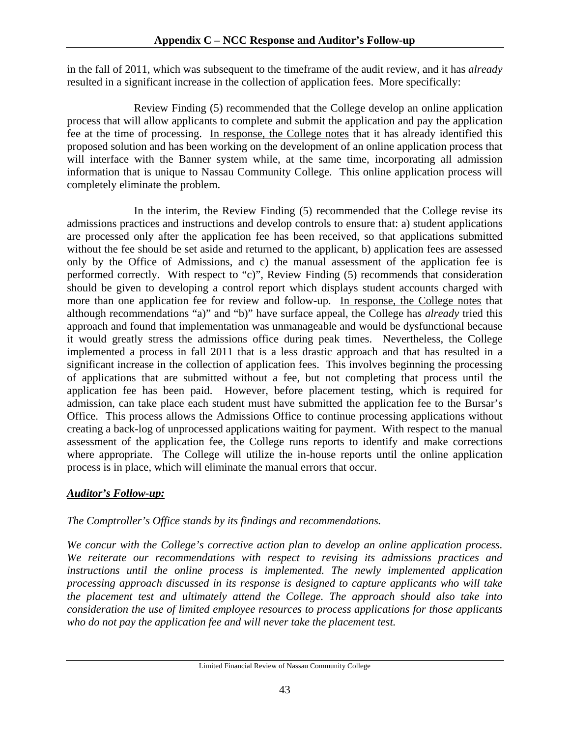in the fall of 2011, which was subsequent to the timeframe of the audit review, and it has *already* resulted in a significant increase in the collection of application fees. More specifically:

Review Finding (5) recommended that the College develop an online application process that will allow applicants to complete and submit the application and pay the application fee at the time of processing. <u>In response, the College notes</u> that it has already identified this proposed solution and has been working on the development of an online application process that will interface with the Banner system while, at the same time, incorporating all admission information that is unique to Nassau Community College. This online application process will completely eliminate the problem.

In the interim, the Review Finding (5) recommended that the College revise its admissions practices and instructions and develop controls to ensure that: a) student applications are processed only after the application fee has been received, so that applications submitted without the fee should be set aside and returned to the applicant, b) application fees are assessed only by the Office of Admissions, and c) the manual assessment of the application fee is performed correctly. With respect to "c)", Review Finding (5) recommends that consideration should be given to developing a control report which displays student accounts charged with more than one application fee for review and follow-up. <u>In response, the College notes</u> that although recommendations "a)" and "b)" have surface appeal, the College has *already* tried this approach and found that implementation was unmanageable and would be dysfunctional because it would greatly stress the admissions office during peak times. Nevertheless, the College implemented a process in fall 2011 that is a less drastic approach and that has resulted in a significant increase in the collection of application fees. This involves beginning the processing of applications that are submitted without a fee, but not completing that process until the application fee has been paid. However, before placement testing, which is required for admission, can take place each student must have submitted the application fee to the Bursar's Office. This process allows the Admissions Office to continue processing applications without creating a back-log of unprocessed applications waiting for payment. With respect to the manual assessment of the application fee, the College runs reports to identify and make corrections where appropriate. The College will utilize the in-house reports until the online application process is in place, which will eliminate the manual errors that occur.

***<u>Auditor's Follow-up:</u>***

*The Comptroller's Office stands by its findings and recommendations.*

*We concur with the College's corrective action plan to develop an online application process. We reiterate our recommendations with respect to revising its admissions practices and instructions until the online process is implemented. The newly implemented application processing approach discussed in its response is designed to capture applicants who will take the placement test and ultimately attend the College. The approach should also take into consideration the use of limited employee resources to process applications for those applicants who do not pay the application fee and will never take the placement test.*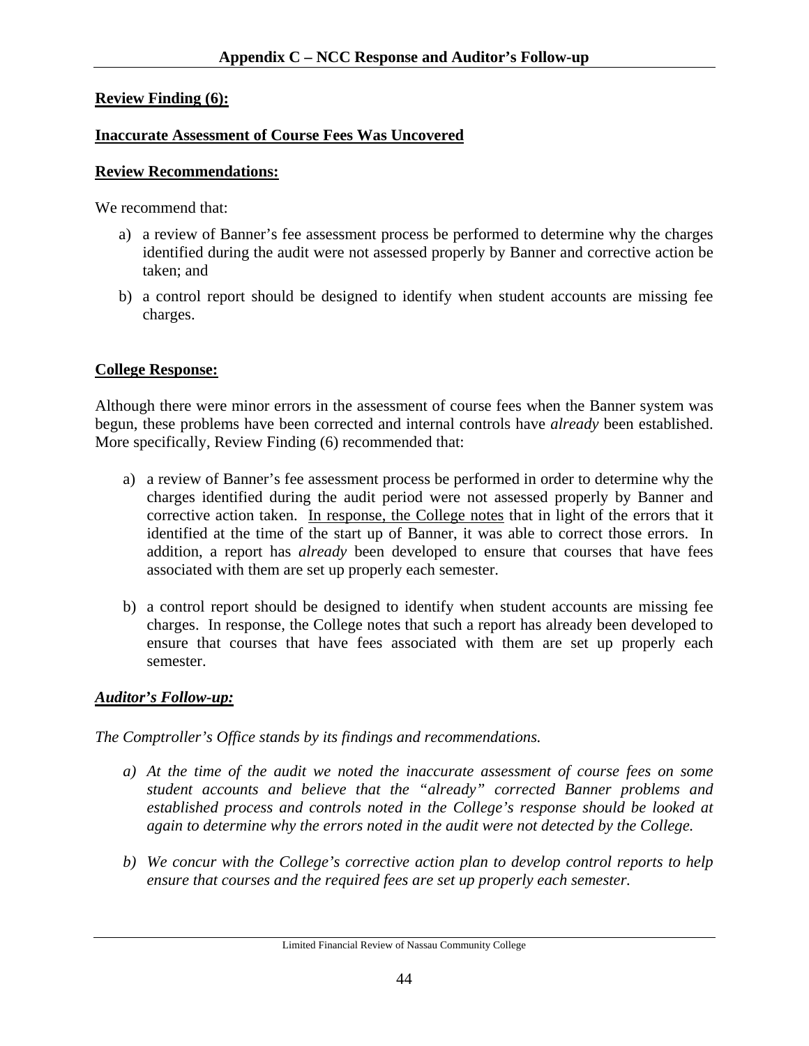## Appendix C – NCC Response and Auditor's Follow-up

**Review Finding (6):**

**Inaccurate Assessment of Course Fees Was Uncovered**

**Review Recommendations:**

We recommend that:

a) a review of Banner's fee assessment process be performed to determine why the charges identified during the audit were not assessed properly by Banner and corrective action be taken; and

b) a control report should be designed to identify when student accounts are missing fee charges.

**College Response:**

Although there were minor errors in the assessment of course fees when the Banner system was begun, these problems have been corrected and internal controls have *already* been established. More specifically, Review Finding (6) recommended that:

a) a review of Banner's fee assessment process be performed in order to determine why the charges identified during the audit period were not assessed properly by Banner and corrective action taken. <u>In response, the College notes</u> that in light of the errors that it identified at the time of the start up of Banner, it was able to correct those errors. In addition, a report has *already* been developed to ensure that courses that have fees associated with them are set up properly each semester.

b) a control report should be designed to identify when student accounts are missing fee charges. In response, the College notes that such a report has already been developed to ensure that courses that have fees associated with them are set up properly each semester.

***Auditor's Follow-up:***

*The Comptroller's Office stands by its findings and recommendations.*

*a) At the time of the audit we noted the inaccurate assessment of course fees on some student accounts and believe that the "already" corrected Banner problems and established process and controls noted in the College's response should be looked at again to determine why the errors noted in the audit were not detected by the College.*

*b) We concur with the College's corrective action plan to develop control reports to help ensure that courses and the required fees are set up properly each semester.*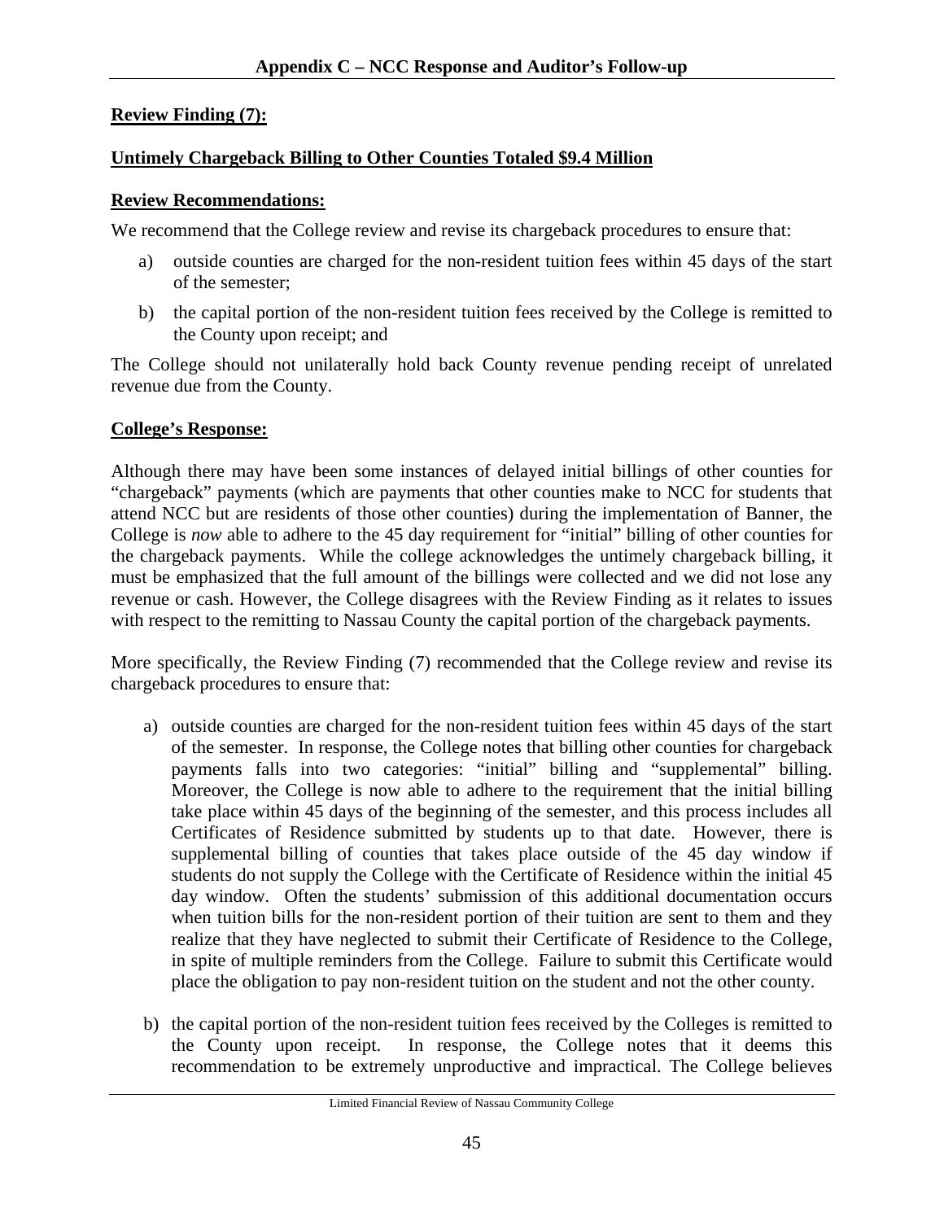**Review Finding (7):**

**Untimely Chargeback Billing to Other Counties Totaled $9.4 Million**

**Review Recommendations:**

We recommend that the College review and revise its chargeback procedures to ensure that:

a) outside counties are charged for the non-resident tuition fees within 45 days of the start of the semester;

b) the capital portion of the non-resident tuition fees received by the College is remitted to the County upon receipt; and

The College should not unilaterally hold back County revenue pending receipt of unrelated revenue due from the County.

**College's Response:**

Although there may have been some instances of delayed initial billings of other counties for "chargeback" payments (which are payments that other counties make to NCC for students that attend NCC but are residents of those other counties) during the implementation of Banner, the College is *now* able to adhere to the 45 day requirement for "initial" billing of other counties for the chargeback payments. While the college acknowledges the untimely chargeback billing, it must be emphasized that the full amount of the billings were collected and we did not lose any revenue or cash. However, the College disagrees with the Review Finding as it relates to issues with respect to the remitting to Nassau County the capital portion of the chargeback payments.

More specifically, the Review Finding (7) recommended that the College review and revise its chargeback procedures to ensure that:

a) outside counties are charged for the non-resident tuition fees within 45 days of the start of the semester. In response, the College notes that billing other counties for chargeback payments falls into two categories: "initial" billing and "supplemental" billing. Moreover, the College is now able to adhere to the requirement that the initial billing take place within 45 days of the beginning of the semester, and this process includes all Certificates of Residence submitted by students up to that date. However, there is supplemental billing of counties that takes place outside of the 45 day window if students do not supply the College with the Certificate of Residence within the initial 45 day window. Often the students' submission of this additional documentation occurs when tuition bills for the non-resident portion of their tuition are sent to them and they realize that they have neglected to submit their Certificate of Residence to the College, in spite of multiple reminders from the College. Failure to submit this Certificate would place the obligation to pay non-resident tuition on the student and not the other county.

b) the capital portion of the non-resident tuition fees received by the Colleges is remitted to the County upon receipt. In response, the College notes that it deems this recommendation to be extremely unproductive and impractical. The College believes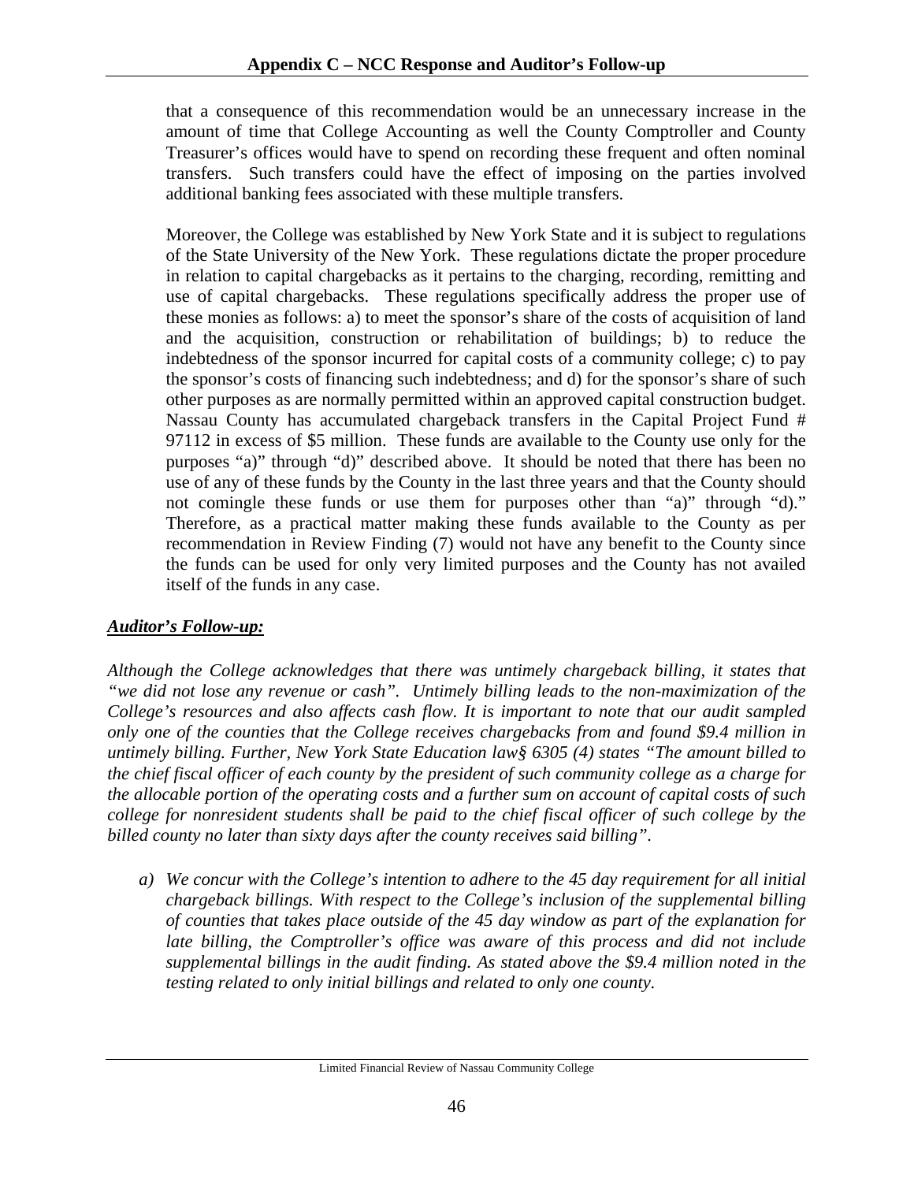that a consequence of this recommendation would be an unnecessary increase in the amount of time that College Accounting as well the County Comptroller and County Treasurer's offices would have to spend on recording these frequent and often nominal transfers. Such transfers could have the effect of imposing on the parties involved additional banking fees associated with these multiple transfers.

Moreover, the College was established by New York State and it is subject to regulations of the State University of the New York. These regulations dictate the proper procedure in relation to capital chargebacks as it pertains to the charging, recording, remitting and use of capital chargebacks. These regulations specifically address the proper use of these monies as follows: a) to meet the sponsor's share of the costs of acquisition of land and the acquisition, construction or rehabilitation of buildings; b) to reduce the indebtedness of the sponsor incurred for capital costs of a community college; c) to pay the sponsor's costs of financing such indebtedness; and d) for the sponsor's share of such other purposes as are normally permitted within an approved capital construction budget. Nassau County has accumulated chargeback transfers in the Capital Project Fund # 97112 in excess of $5 million. These funds are available to the County use only for the purposes "a)" through "d)" described above. It should be noted that there has been no use of any of these funds by the County in the last three years and that the County should not comingle these funds or use them for purposes other than "a)" through "d)." Therefore, as a practical matter making these funds available to the County as per recommendation in Review Finding (7) would not have any benefit to the County since the funds can be used for only very limited purposes and the County has not availed itself of the funds in any case.

***Auditor's Follow-up:***

*Although the College acknowledges that there was untimely chargeback billing, it states that "we did not lose any revenue or cash". Untimely billing leads to the non-maximization of the College's resources and also affects cash flow. It is important to note that our audit sampled only one of the counties that the College receives chargebacks from and found $9.4 million in untimely billing. Further, New York State Education law§ 6305 (4) states "The amount billed to the chief fiscal officer of each county by the president of such community college as a charge for the allocable portion of the operating costs and a further sum on account of capital costs of such college for nonresident students shall be paid to the chief fiscal officer of such college by the billed county no later than sixty days after the county receives said billing".*

*a) We concur with the College's intention to adhere to the 45 day requirement for all initial chargeback billings. With respect to the College's inclusion of the supplemental billing of counties that takes place outside of the 45 day window as part of the explanation for late billing, the Comptroller's office was aware of this process and did not include supplemental billings in the audit finding. As stated above the $9.4 million noted in the testing related to only initial billings and related to only one county.*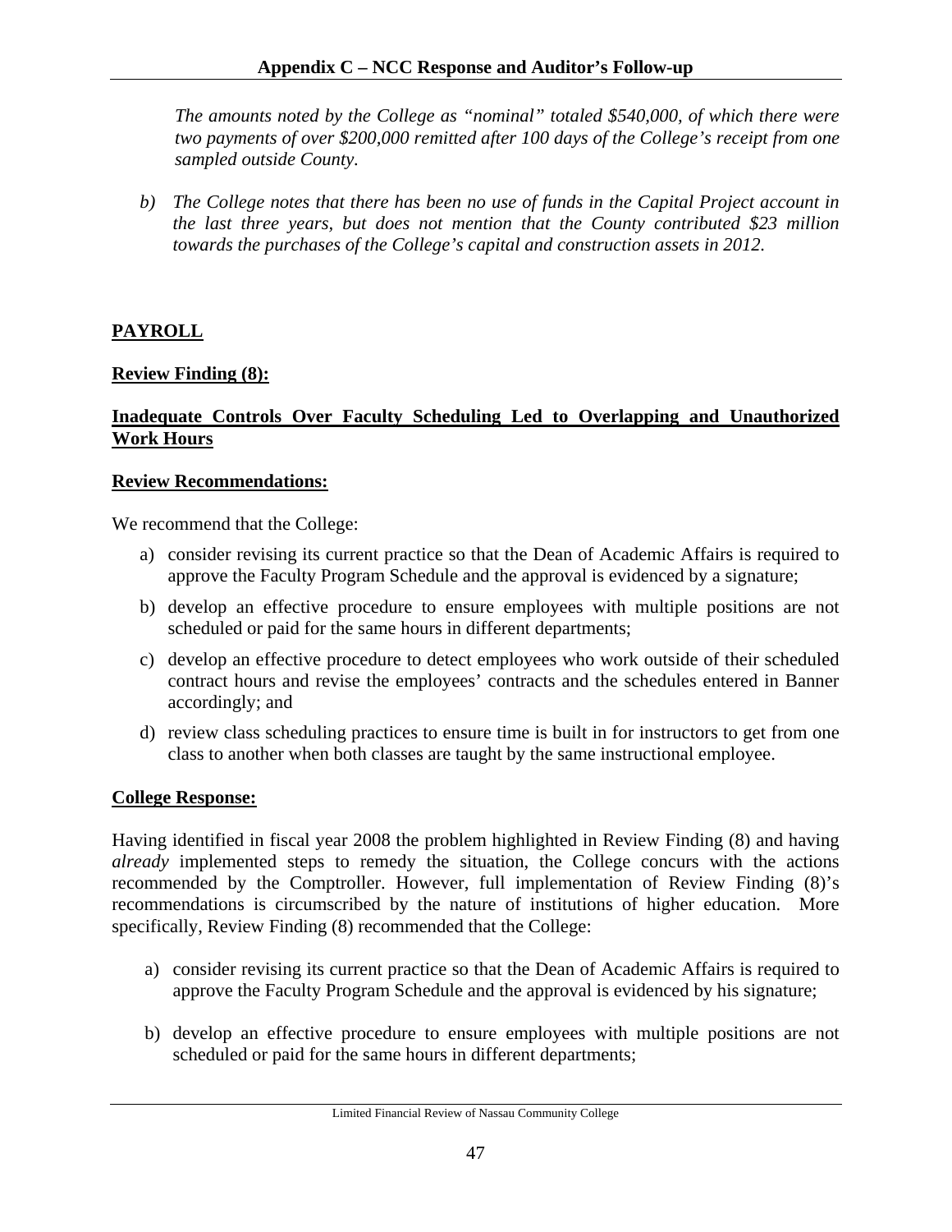*The amounts noted by the College as "nominal" totaled $540,000, of which there were two payments of over $200,000 remitted after 100 days of the College's receipt from one sampled outside County.*

*b) The College notes that there has been no use of funds in the Capital Project account in the last three years, but does not mention that the County contributed $23 million towards the purchases of the College's capital and construction assets in 2012.*

## PAYROLL

### Review Finding (8):

### Inadequate Controls Over Faculty Scheduling Led to Overlapping and Unauthorized Work Hours

### Review Recommendations:

We recommend that the College:

a) consider revising its current practice so that the Dean of Academic Affairs is required to approve the Faculty Program Schedule and the approval is evidenced by a signature;

b) develop an effective procedure to ensure employees with multiple positions are not scheduled or paid for the same hours in different departments;

c) develop an effective procedure to detect employees who work outside of their scheduled contract hours and revise the employees' contracts and the schedules entered in Banner accordingly; and

d) review class scheduling practices to ensure time is built in for instructors to get from one class to another when both classes are taught by the same instructional employee.

### College Response:

Having identified in fiscal year 2008 the problem highlighted in Review Finding (8) and having *already* implemented steps to remedy the situation, the College concurs with the actions recommended by the Comptroller. However, full implementation of Review Finding (8)'s recommendations is circumscribed by the nature of institutions of higher education. More specifically, Review Finding (8) recommended that the College:

a) consider revising its current practice so that the Dean of Academic Affairs is required to approve the Faculty Program Schedule and the approval is evidenced by his signature;

b) develop an effective procedure to ensure employees with multiple positions are not scheduled or paid for the same hours in different departments;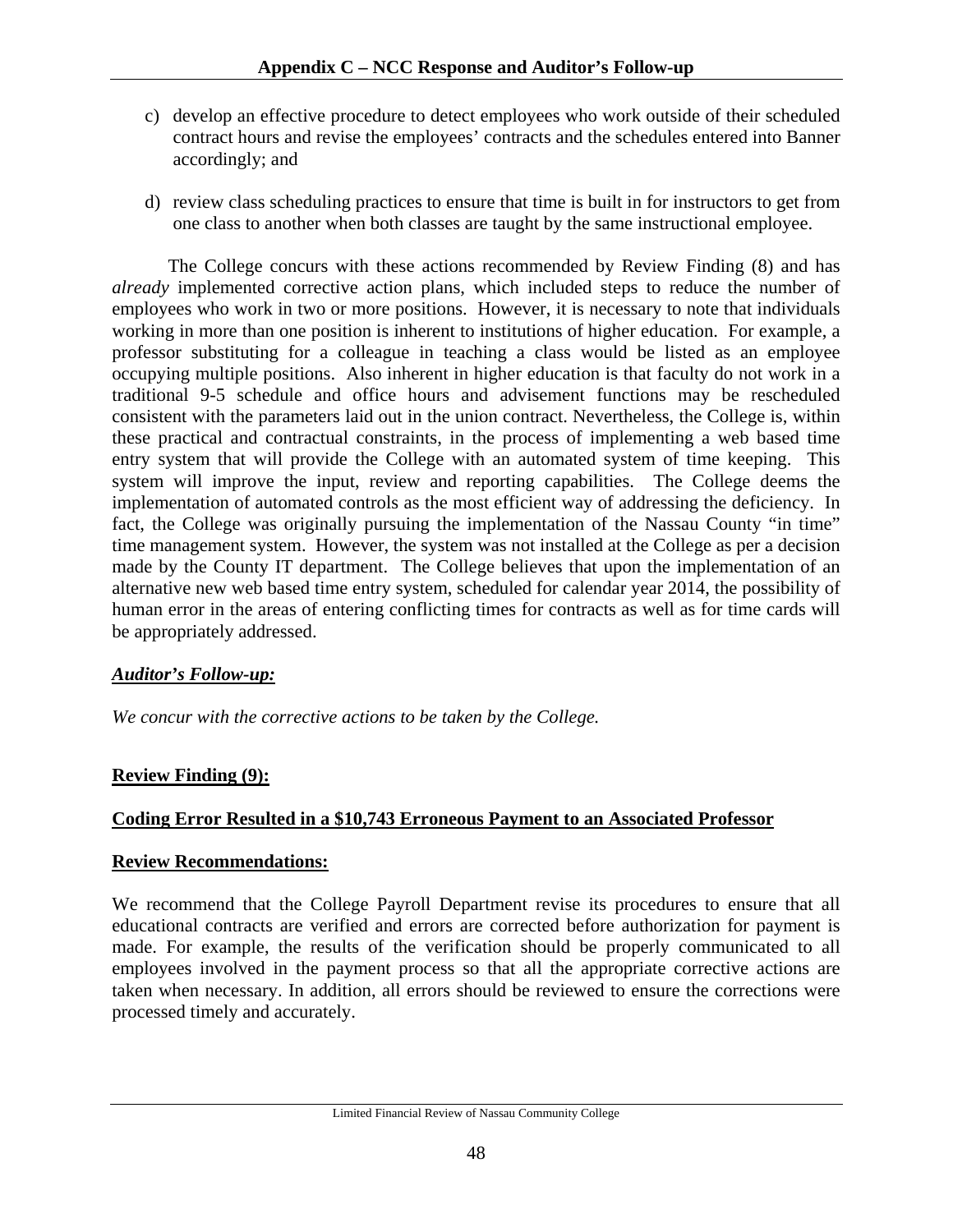c) develop an effective procedure to detect employees who work outside of their scheduled contract hours and revise the employees' contracts and the schedules entered into Banner accordingly; and

d) review class scheduling practices to ensure that time is built in for instructors to get from one class to another when both classes are taught by the same instructional employee.

The College concurs with these actions recommended by Review Finding (8) and has *already* implemented corrective action plans, which included steps to reduce the number of employees who work in two or more positions. However, it is necessary to note that individuals working in more than one position is inherent to institutions of higher education. For example, a professor substituting for a colleague in teaching a class would be listed as an employee occupying multiple positions. Also inherent in higher education is that faculty do not work in a traditional 9-5 schedule and office hours and advisement functions may be rescheduled consistent with the parameters laid out in the union contract. Nevertheless, the College is, within these practical and contractual constraints, in the process of implementing a web based time entry system that will provide the College with an automated system of time keeping. This system will improve the input, review and reporting capabilities. The College deems the implementation of automated controls as the most efficient way of addressing the deficiency. In fact, the College was originally pursuing the implementation of the Nassau County "in time" time management system. However, the system was not installed at the College as per a decision made by the County IT department. The College believes that upon the implementation of an alternative new web based time entry system, scheduled for calendar year 2014, the possibility of human error in the areas of entering conflicting times for contracts as well as for time cards will be appropriately addressed.

***Auditor's Follow-up:***

*We concur with the corrective actions to be taken by the College.*

**Review Finding (9):**

**Coding Error Resulted in a $10,743 Erroneous Payment to an Associated Professor**

**Review Recommendations:**

We recommend that the College Payroll Department revise its procedures to ensure that all educational contracts are verified and errors are corrected before authorization for payment is made. For example, the results of the verification should be properly communicated to all employees involved in the payment process so that all the appropriate corrective actions are taken when necessary. In addition, all errors should be reviewed to ensure the corrections were processed timely and accurately.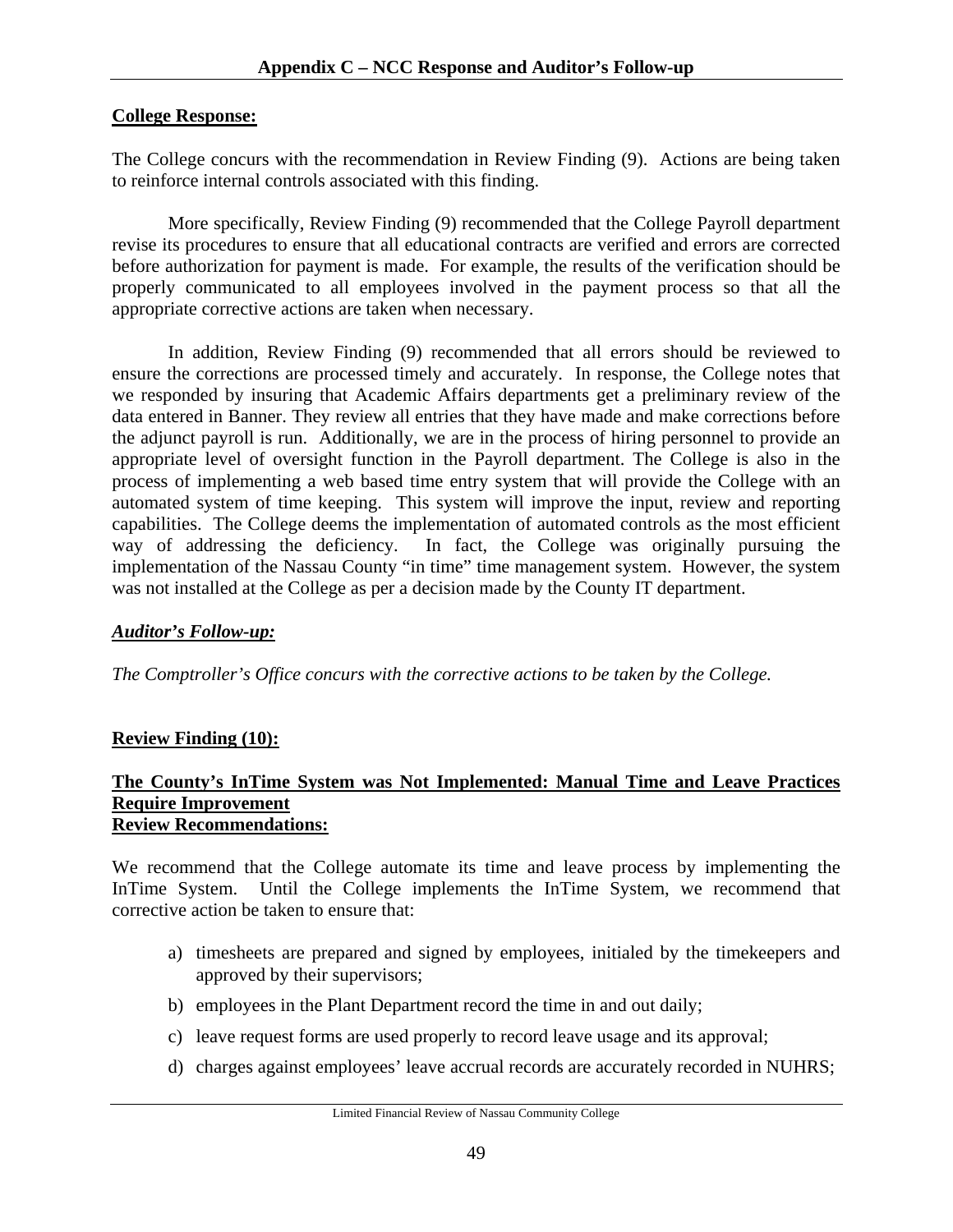**College Response:**

The College concurs with the recommendation in Review Finding (9). Actions are being taken to reinforce internal controls associated with this finding.

More specifically, Review Finding (9) recommended that the College Payroll department revise its procedures to ensure that all educational contracts are verified and errors are corrected before authorization for payment is made. For example, the results of the verification should be properly communicated to all employees involved in the payment process so that all the appropriate corrective actions are taken when necessary.

In addition, Review Finding (9) recommended that all errors should be reviewed to ensure the corrections are processed timely and accurately. In response, the College notes that we responded by insuring that Academic Affairs departments get a preliminary review of the data entered in Banner. They review all entries that they have made and make corrections before the adjunct payroll is run. Additionally, we are in the process of hiring personnel to provide an appropriate level of oversight function in the Payroll department. The College is also in the process of implementing a web based time entry system that will provide the College with an automated system of time keeping. This system will improve the input, review and reporting capabilities. The College deems the implementation of automated controls as the most efficient way of addressing the deficiency. In fact, the College was originally pursuing the implementation of the Nassau County "in time" time management system. However, the system was not installed at the College as per a decision made by the County IT department.

***Auditor's Follow-up:***

*The Comptroller's Office concurs with the corrective actions to be taken by the College.*

**Review Finding (10):**

**The County's InTime System was Not Implemented: Manual Time and Leave Practices Require Improvement**

**Review Recommendations:**

We recommend that the College automate its time and leave process by implementing the InTime System. Until the College implements the InTime System, we recommend that corrective action be taken to ensure that:

a) timesheets are prepared and signed by employees, initialed by the timekeepers and approved by their supervisors;

b) employees in the Plant Department record the time in and out daily;

c) leave request forms are used properly to record leave usage and its approval;

d) charges against employees' leave accrual records are accurately recorded in NUHRS;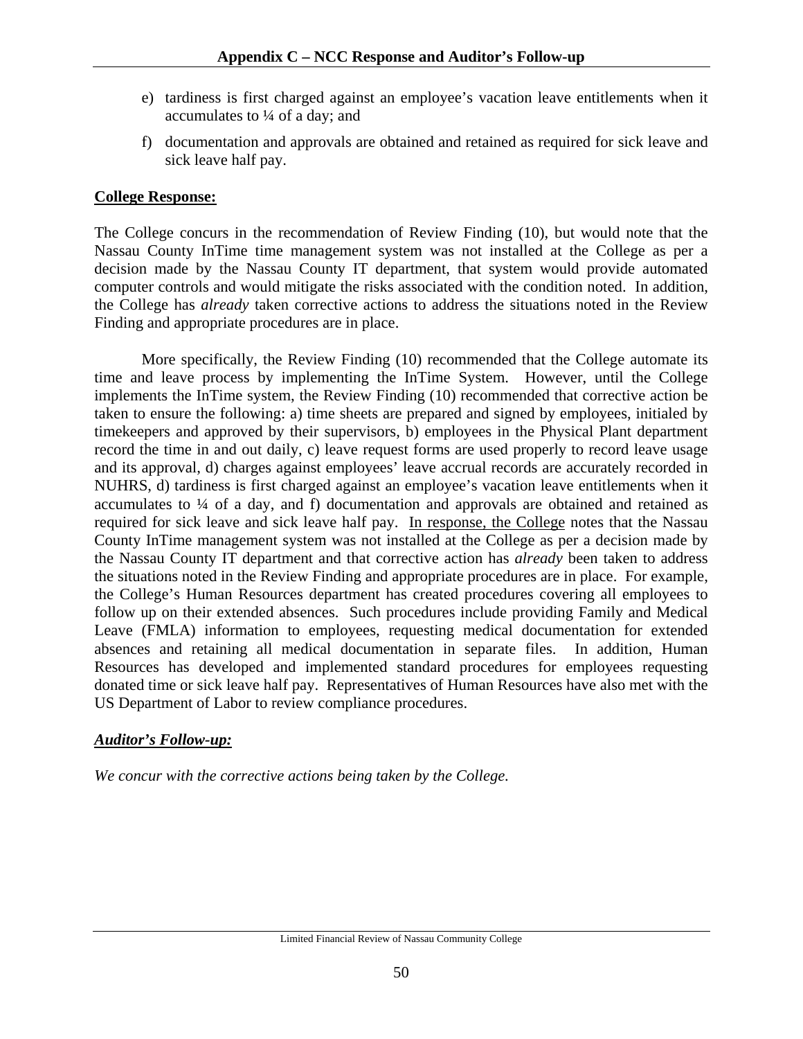## Appendix C – NCC Response and Auditor's Follow-up

e) tardiness is first charged against an employee's vacation leave entitlements when it accumulates to ¼ of a day; and

f) documentation and approvals are obtained and retained as required for sick leave and sick leave half pay.

**College Response:**

The College concurs in the recommendation of Review Finding (10), but would note that the Nassau County InTime time management system was not installed at the College as per a decision made by the Nassau County IT department, that system would provide automated computer controls and would mitigate the risks associated with the condition noted. In addition, the College has *already* taken corrective actions to address the situations noted in the Review Finding and appropriate procedures are in place.

More specifically, the Review Finding (10) recommended that the College automate its time and leave process by implementing the InTime System. However, until the College implements the InTime system, the Review Finding (10) recommended that corrective action be taken to ensure the following: a) time sheets are prepared and signed by employees, initialed by timekeepers and approved by their supervisors, b) employees in the Physical Plant department record the time in and out daily, c) leave request forms are used properly to record leave usage and its approval, d) charges against employees' leave accrual records are accurately recorded in NUHRS, d) tardiness is first charged against an employee's vacation leave entitlements when it accumulates to ¼ of a day, and f) documentation and approvals are obtained and retained as required for sick leave and sick leave half pay. In response, the College notes that the Nassau County InTime management system was not installed at the College as per a decision made by the Nassau County IT department and that corrective action has *already* been taken to address the situations noted in the Review Finding and appropriate procedures are in place. For example, the College's Human Resources department has created procedures covering all employees to follow up on their extended absences. Such procedures include providing Family and Medical Leave (FMLA) information to employees, requesting medical documentation for extended absences and retaining all medical documentation in separate files. In addition, Human Resources has developed and implemented standard procedures for employees requesting donated time or sick leave half pay. Representatives of Human Resources have also met with the US Department of Labor to review compliance procedures.

***Auditor's Follow-up:***

*We concur with the corrective actions being taken by the College.*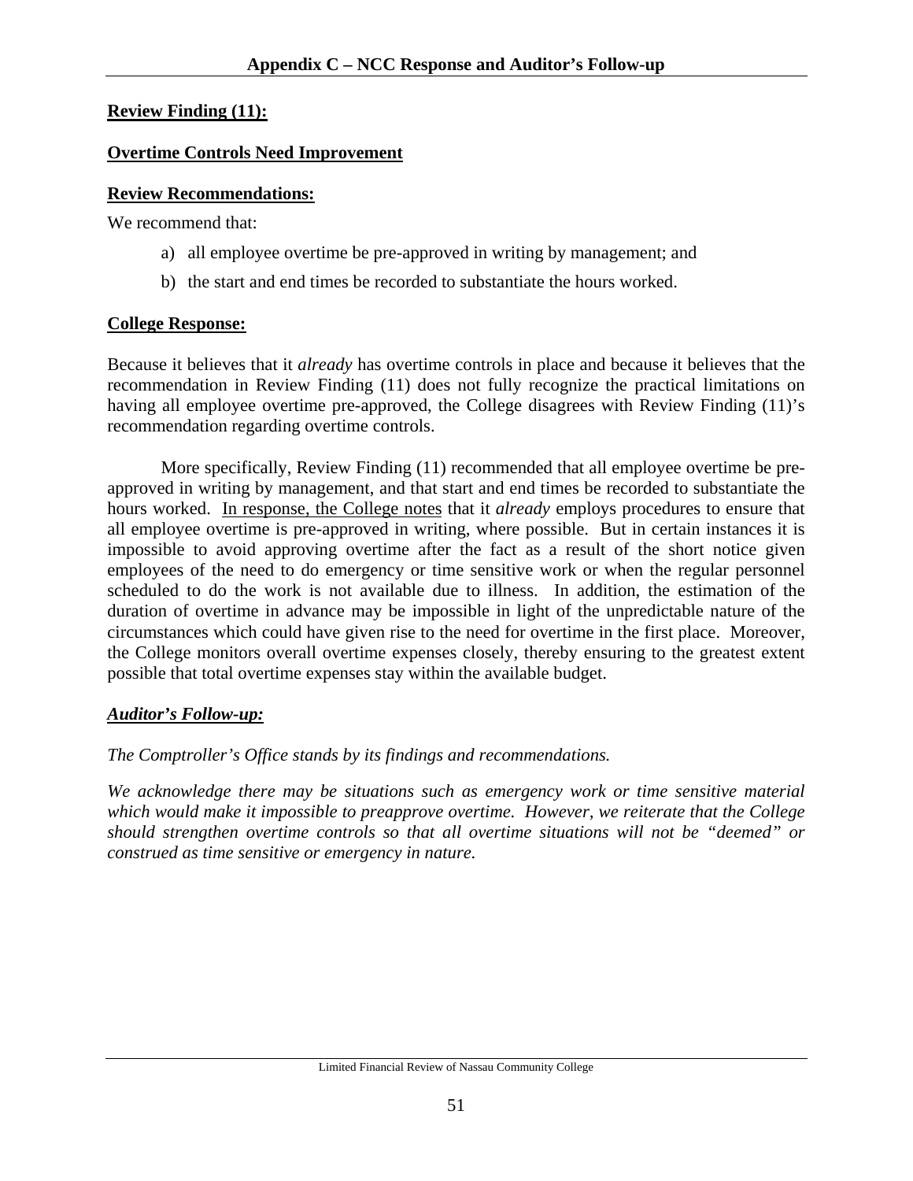**Review Finding (11):**

**Overtime Controls Need Improvement**

**Review Recommendations:**

We recommend that:

a) all employee overtime be pre-approved in writing by management; and

b) the start and end times be recorded to substantiate the hours worked.

**College Response:**

Because it believes that it *already* has overtime controls in place and because it believes that the recommendation in Review Finding (11) does not fully recognize the practical limitations on having all employee overtime pre-approved, the College disagrees with Review Finding (11)'s recommendation regarding overtime controls.

More specifically, Review Finding (11) recommended that all employee overtime be pre-approved in writing by management, and that start and end times be recorded to substantiate the hours worked. In response, the College notes that it *already* employs procedures to ensure that all employee overtime is pre-approved in writing, where possible. But in certain instances it is impossible to avoid approving overtime after the fact as a result of the short notice given employees of the need to do emergency or time sensitive work or when the regular personnel scheduled to do the work is not available due to illness. In addition, the estimation of the duration of overtime in advance may be impossible in light of the unpredictable nature of the circumstances which could have given rise to the need for overtime in the first place. Moreover, the College monitors overall overtime expenses closely, thereby ensuring to the greatest extent possible that total overtime expenses stay within the available budget.

***Auditor's Follow-up:***

*The Comptroller's Office stands by its findings and recommendations.*

*We acknowledge there may be situations such as emergency work or time sensitive material which would make it impossible to preapprove overtime. However, we reiterate that the College should strengthen overtime controls so that all overtime situations will not be "deemed" or construed as time sensitive or emergency in nature.*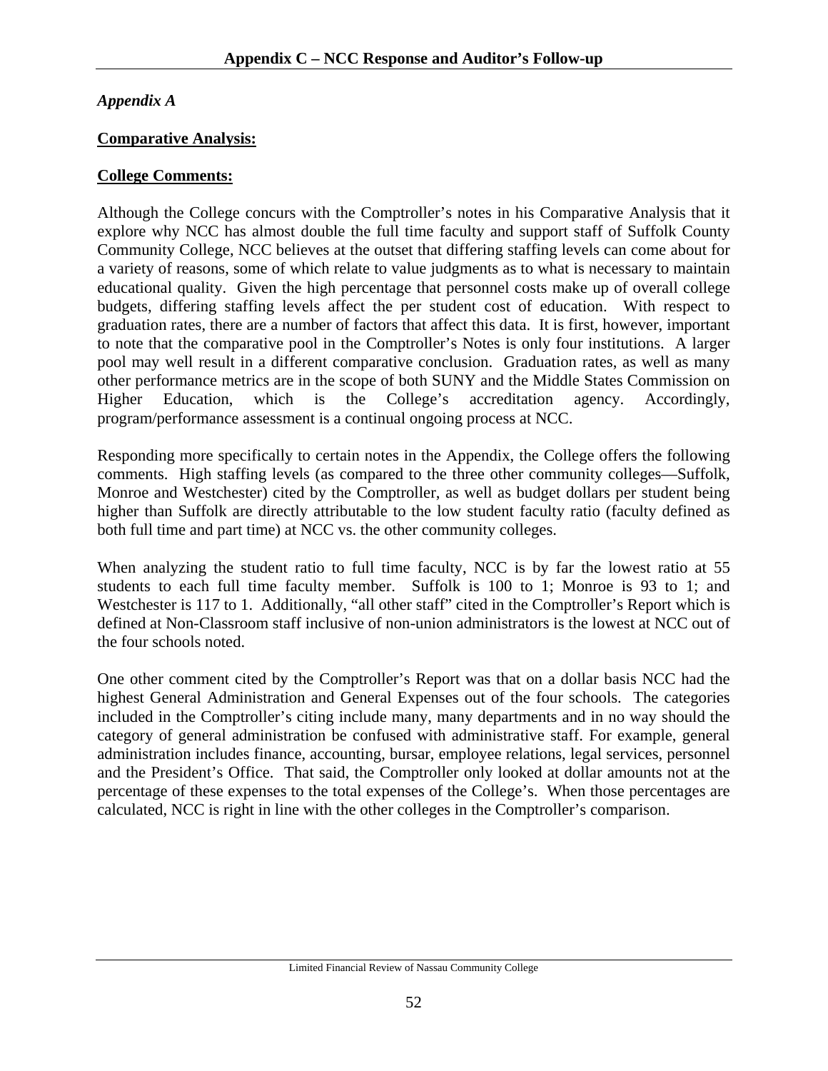*Appendix A*

**Comparative Analysis:**

**College Comments:**

Although the College concurs with the Comptroller's notes in his Comparative Analysis that it explore why NCC has almost double the full time faculty and support staff of Suffolk County Community College, NCC believes at the outset that differing staffing levels can come about for a variety of reasons, some of which relate to value judgments as to what is necessary to maintain educational quality. Given the high percentage that personnel costs make up of overall college budgets, differing staffing levels affect the per student cost of education. With respect to graduation rates, there are a number of factors that affect this data. It is first, however, important to note that the comparative pool in the Comptroller's Notes is only four institutions. A larger pool may well result in a different comparative conclusion. Graduation rates, as well as many other performance metrics are in the scope of both SUNY and the Middle States Commission on Higher Education, which is the College's accreditation agency. Accordingly, program/performance assessment is a continual ongoing process at NCC.

Responding more specifically to certain notes in the Appendix, the College offers the following comments. High staffing levels (as compared to the three other community colleges—Suffolk, Monroe and Westchester) cited by the Comptroller, as well as budget dollars per student being higher than Suffolk are directly attributable to the low student faculty ratio (faculty defined as both full time and part time) at NCC vs. the other community colleges.

When analyzing the student ratio to full time faculty, NCC is by far the lowest ratio at 55 students to each full time faculty member. Suffolk is 100 to 1; Monroe is 93 to 1; and Westchester is 117 to 1. Additionally, "all other staff" cited in the Comptroller's Report which is defined at Non-Classroom staff inclusive of non-union administrators is the lowest at NCC out of the four schools noted.

One other comment cited by the Comptroller's Report was that on a dollar basis NCC had the highest General Administration and General Expenses out of the four schools. The categories included in the Comptroller's citing include many, many departments and in no way should the category of general administration be confused with administrative staff. For example, general administration includes finance, accounting, bursar, employee relations, legal services, personnel and the President's Office. That said, the Comptroller only looked at dollar amounts not at the percentage of these expenses to the total expenses of the College's. When those percentages are calculated, NCC is right in line with the other colleges in the Comptroller's comparison.